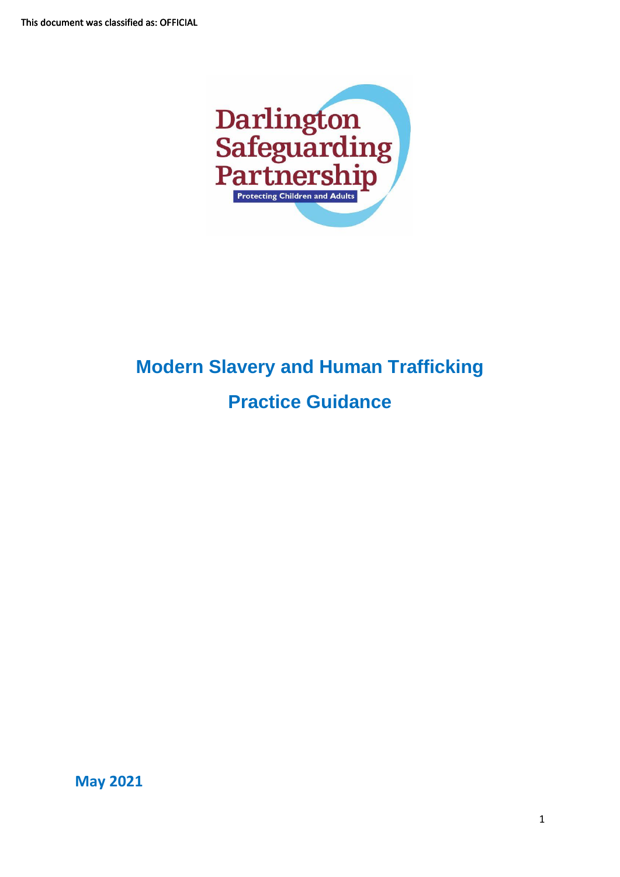This document was classified as: OFFICIAL

Darlington Safeguarding Partnership

Protecting Children and Adults

# Modern Slavery and Human Trafficking

# Practice Guidance

**May 2021**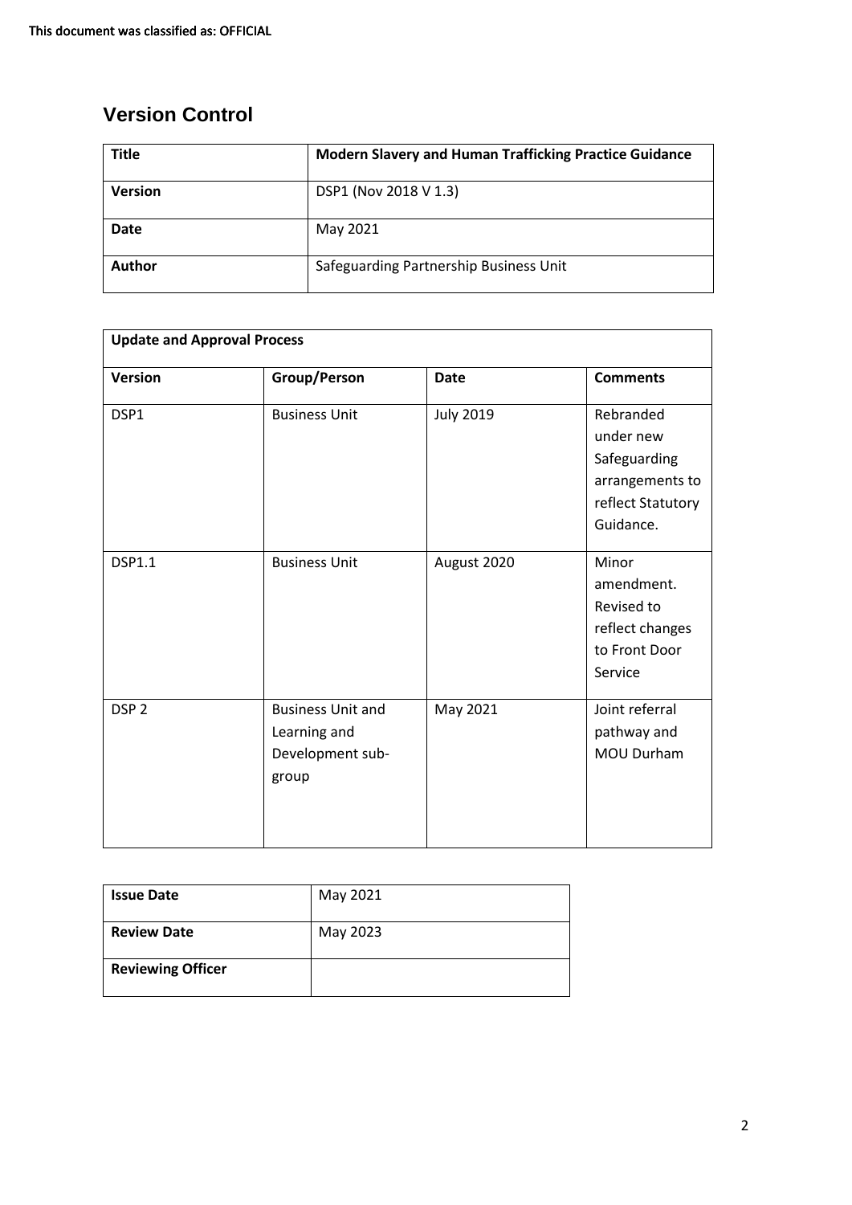This document was classified as: OFFICIAL

## Version Control

| **Title** | **Modern Slavery and Human Trafficking Practice Guidance** |
|---|---|
| **Version** | DSP1 (Nov 2018 V 1.3) |
| **Date** | May 2021 |
| **Author** | Safeguarding Partnership Business Unit |

| **Update and Approval Process** | | | |
|---|---|---|---|
| **Version** | **Group/Person** | **Date** | **Comments** |
| DSP1 | Business Unit | July 2019 | Rebranded under new Safeguarding arrangements to reflect Statutory Guidance. |
| DSP1.1 | Business Unit | August 2020 | Minor amendment. Revised to reflect changes to Front Door Service |
| DSP 2 | Business Unit and Learning and Development sub-group | May 2021 | Joint referral pathway and MOU Durham |

| **Issue Date** | May 2021 |
|---|---|
| **Review Date** | May 2023 |
| **Reviewing Officer** | |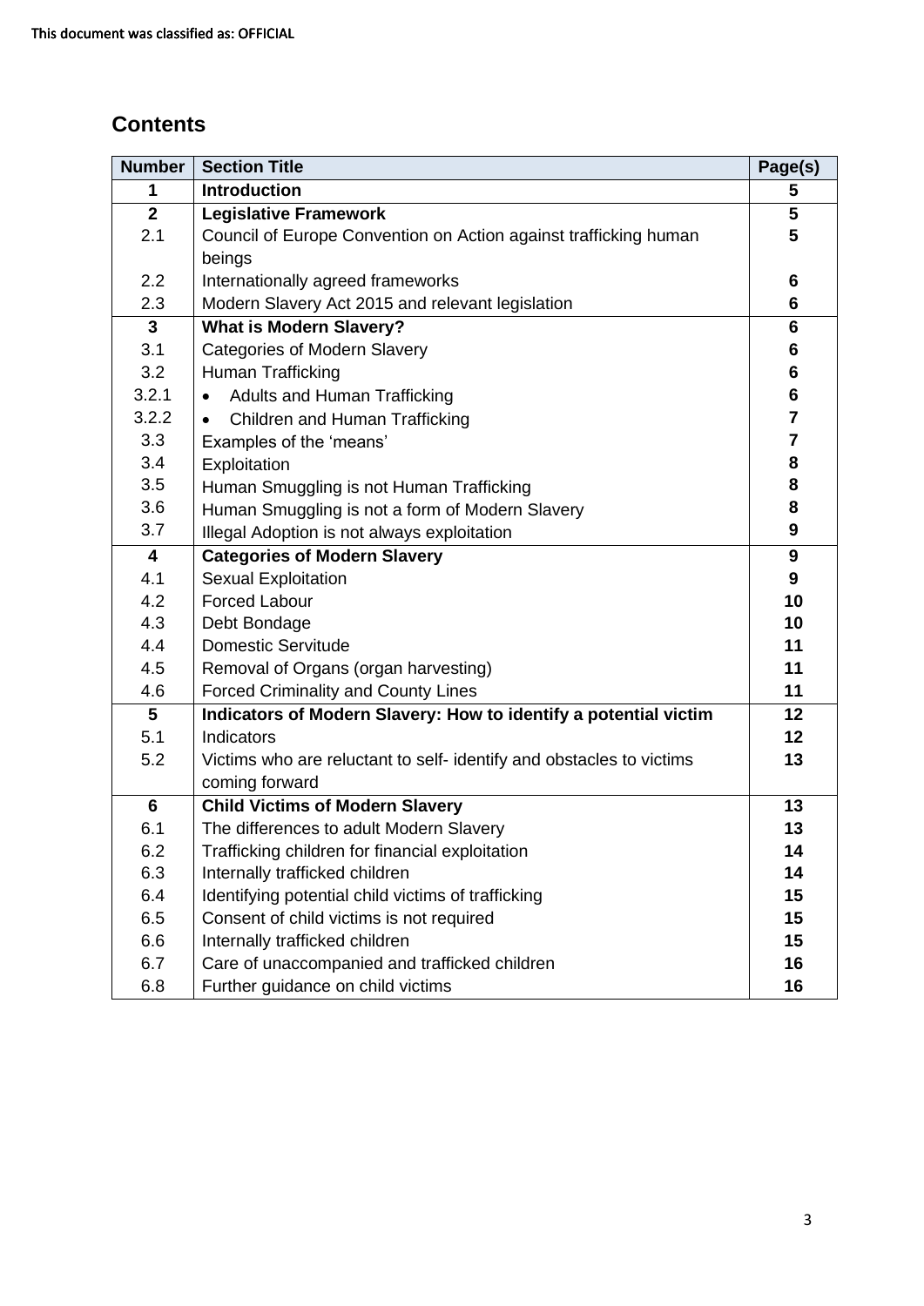## Contents

| Number | Section Title | Page(s) |
|---|---|---|
| **1** | **Introduction** | **5** |
| **2** | **Legislative Framework** | **5** |
| 2.1 | Council of Europe Convention on Action against trafficking human beings | **5** |
| 2.2 | Internationally agreed frameworks | **6** |
| 2.3 | Modern Slavery Act 2015 and relevant legislation | **6** |
| **3** | **What is Modern Slavery?** | **6** |
| 3.1 | Categories of Modern Slavery | **6** |
| 3.2 | Human Trafficking | **6** |
| 3.2.1 | • Adults and Human Trafficking | **6** |
| 3.2.2 | • Children and Human Trafficking | **7** |
| 3.3 | Examples of the 'means' | **7** |
| 3.4 | Exploitation | **8** |
| 3.5 | Human Smuggling is not Human Trafficking | **8** |
| 3.6 | Human Smuggling is not a form of Modern Slavery | **8** |
| 3.7 | Illegal Adoption is not always exploitation | **9** |
| **4** | **Categories of Modern Slavery** | **9** |
| 4.1 | Sexual Exploitation | **9** |
| 4.2 | Forced Labour | **10** |
| 4.3 | Debt Bondage | **10** |
| 4.4 | Domestic Servitude | **11** |
| 4.5 | Removal of Organs (organ harvesting) | **11** |
| 4.6 | Forced Criminality and County Lines | **11** |
| **5** | **Indicators of Modern Slavery: How to identify a potential victim** | **12** |
| 5.1 | Indicators | **12** |
| 5.2 | Victims who are reluctant to self- identify and obstacles to victims coming forward | **13** |
| **6** | **Child Victims of Modern Slavery** | **13** |
| 6.1 | The differences to adult Modern Slavery | **13** |
| 6.2 | Trafficking children for financial exploitation | **14** |
| 6.3 | Internally trafficked children | **14** |
| 6.4 | Identifying potential child victims of trafficking | **15** |
| 6.5 | Consent of child victims is not required | **15** |
| 6.6 | Internally trafficked children | **15** |
| 6.7 | Care of unaccompanied and trafficked children | **16** |
| 6.8 | Further guidance on child victims | **16** |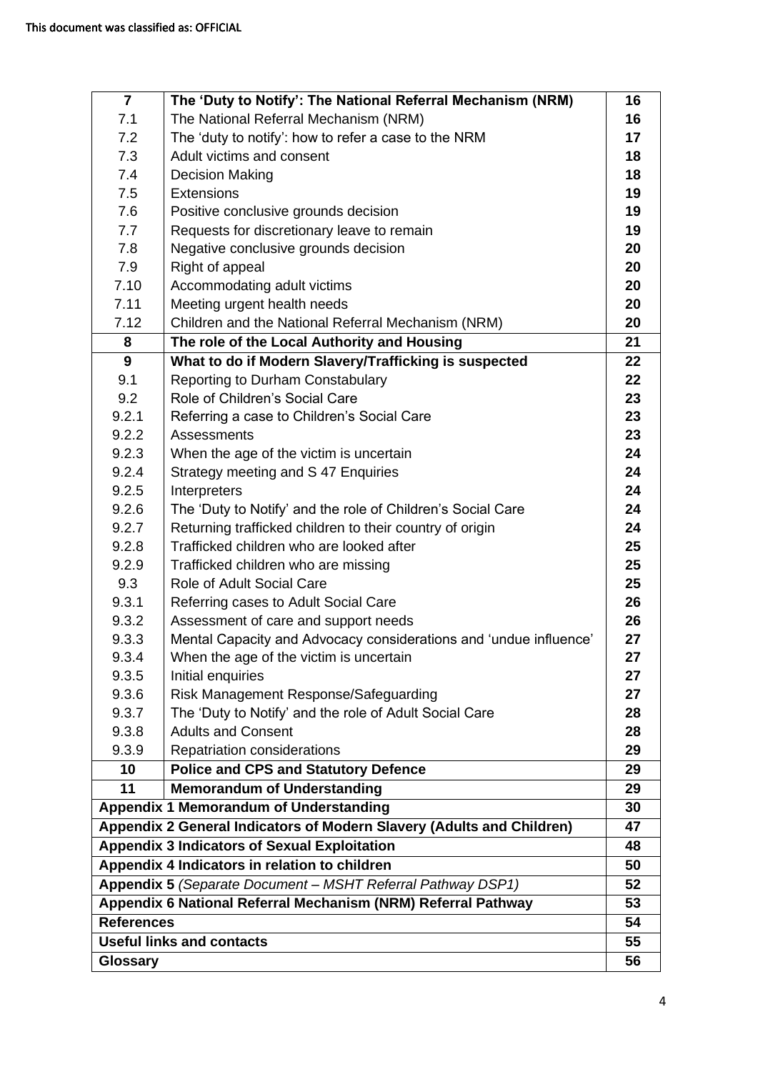This document was classified as: OFFICIAL

| | | |
|---|---|---|
| **7** | **The 'Duty to Notify': The National Referral Mechanism (NRM)** | **16** |
| 7.1 | The National Referral Mechanism (NRM) | **16** |
| 7.2 | The 'duty to notify': how to refer a case to the NRM | **17** |
| 7.3 | Adult victims and consent | **18** |
| 7.4 | Decision Making | **18** |
| 7.5 | Extensions | **19** |
| 7.6 | Positive conclusive grounds decision | **19** |
| 7.7 | Requests for discretionary leave to remain | **19** |
| 7.8 | Negative conclusive grounds decision | **20** |
| 7.9 | Right of appeal | **20** |
| 7.10 | Accommodating adult victims | **20** |
| 7.11 | Meeting urgent health needs | **20** |
| 7.12 | Children and the National Referral Mechanism (NRM) | **20** |
| **8** | **The role of the Local Authority and Housing** | **21** |
| **9** | **What to do if Modern Slavery/Trafficking is suspected** | **22** |
| 9.1 | Reporting to Durham Constabulary | **22** |
| 9.2 | Role of Children's Social Care | **23** |
| 9.2.1 | Referring a case to Children's Social Care | **23** |
| 9.2.2 | Assessments | **23** |
| 9.2.3 | When the age of the victim is uncertain | **24** |
| 9.2.4 | Strategy meeting and S 47 Enquiries | **24** |
| 9.2.5 | Interpreters | **24** |
| 9.2.6 | The 'Duty to Notify' and the role of Children's Social Care | **24** |
| 9.2.7 | Returning trafficked children to their country of origin | **24** |
| 9.2.8 | Trafficked children who are looked after | **25** |
| 9.2.9 | Trafficked children who are missing | **25** |
| 9.3 | Role of Adult Social Care | **25** |
| 9.3.1 | Referring cases to Adult Social Care | **26** |
| 9.3.2 | Assessment of care and support needs | **26** |
| 9.3.3 | Mental Capacity and Advocacy considerations and 'undue influence' | **27** |
| 9.3.4 | When the age of the victim is uncertain | **27** |
| 9.3.5 | Initial enquiries | **27** |
| 9.3.6 | Risk Management Response/Safeguarding | **27** |
| 9.3.7 | The 'Duty to Notify' and the role of Adult Social Care | **28** |
| 9.3.8 | Adults and Consent | **28** |
| 9.3.9 | Repatriation considerations | **29** |
| **10** | **Police and CPS and Statutory Defence** | **29** |
| **11** | **Memorandum of Understanding** | **29** |
| **Appendix 1 Memorandum of Understanding** | | **30** |
| **Appendix 2 General Indicators of Modern Slavery (Adults and Children)** | | **47** |
| **Appendix 3 Indicators of Sexual Exploitation** | | **48** |
| **Appendix 4 Indicators in relation to children** | | **50** |
| **Appendix 5** *(Separate Document – MSHT Referral Pathway DSP1)* | | **52** |
| **Appendix 6 National Referral Mechanism (NRM) Referral Pathway** | | **53** |
| **References** | | **54** |
| **Useful links and contacts** | | **55** |
| **Glossary** | | **56** |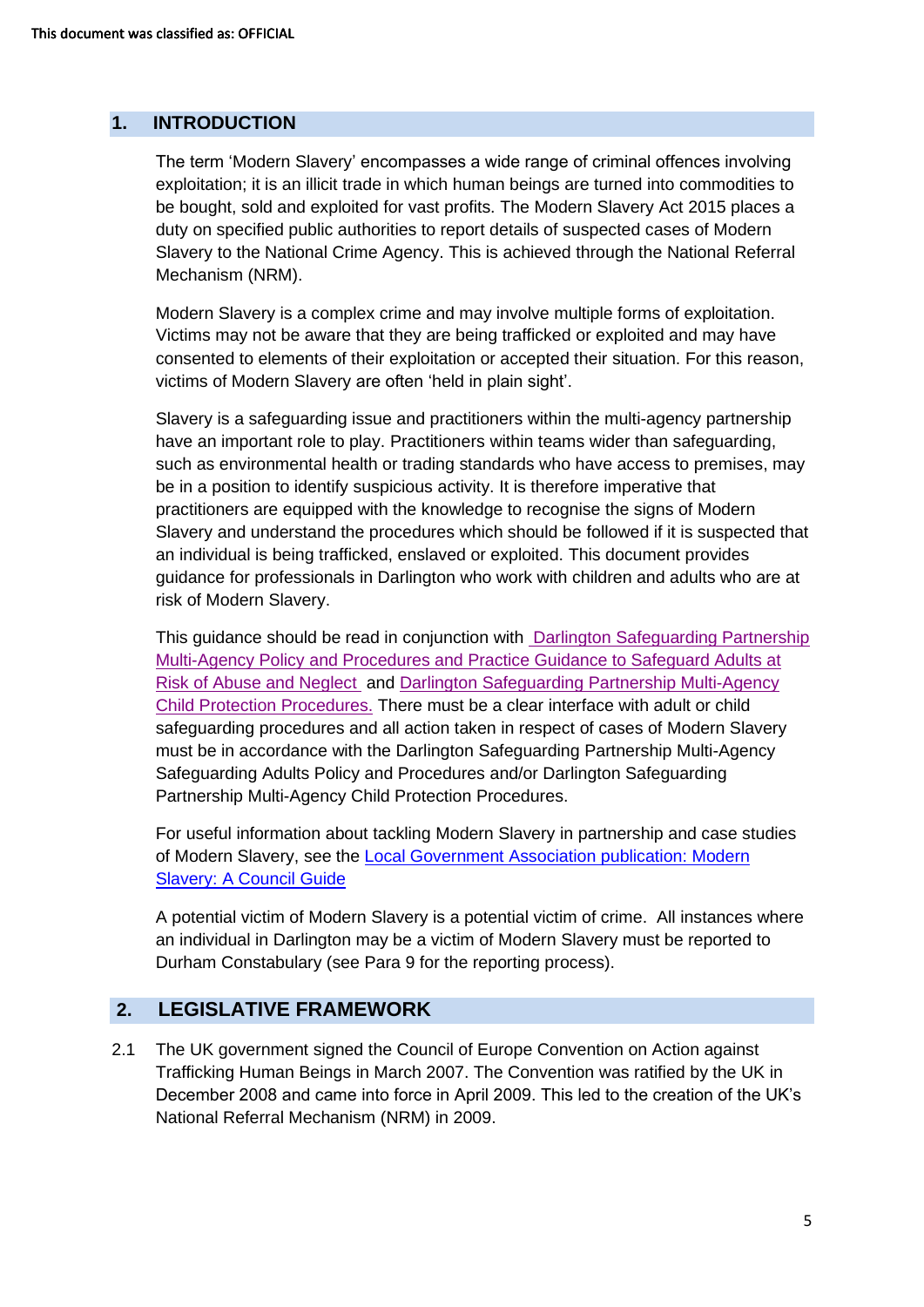## 1. INTRODUCTION

The term 'Modern Slavery' encompasses a wide range of criminal offences involving exploitation; it is an illicit trade in which human beings are turned into commodities to be bought, sold and exploited for vast profits. The Modern Slavery Act 2015 places a duty on specified public authorities to report details of suspected cases of Modern Slavery to the National Crime Agency. This is achieved through the National Referral Mechanism (NRM).

Modern Slavery is a complex crime and may involve multiple forms of exploitation. Victims may not be aware that they are being trafficked or exploited and may have consented to elements of their exploitation or accepted their situation. For this reason, victims of Modern Slavery are often 'held in plain sight'.

Slavery is a safeguarding issue and practitioners within the multi-agency partnership have an important role to play. Practitioners within teams wider than safeguarding, such as environmental health or trading standards who have access to premises, may be in a position to identify suspicious activity. It is therefore imperative that practitioners are equipped with the knowledge to recognise the signs of Modern Slavery and understand the procedures which should be followed if it is suspected that an individual is being trafficked, enslaved or exploited. This document provides guidance for professionals in Darlington who work with children and adults who are at risk of Modern Slavery.

This guidance should be read in conjunction with Darlington Safeguarding Partnership Multi-Agency Policy and Procedures and Practice Guidance to Safeguard Adults at Risk of Abuse and Neglect and Darlington Safeguarding Partnership Multi-Agency Child Protection Procedures. There must be a clear interface with adult or child safeguarding procedures and all action taken in respect of cases of Modern Slavery must be in accordance with the Darlington Safeguarding Partnership Multi-Agency Safeguarding Adults Policy and Procedures and/or Darlington Safeguarding Partnership Multi-Agency Child Protection Procedures.

For useful information about tackling Modern Slavery in partnership and case studies of Modern Slavery, see the Local Government Association publication: Modern Slavery: A Council Guide

A potential victim of Modern Slavery is a potential victim of crime. All instances where an individual in Darlington may be a victim of Modern Slavery must be reported to Durham Constabulary (see Para 9 for the reporting process).

## 2. LEGISLATIVE FRAMEWORK

2.1 The UK government signed the Council of Europe Convention on Action against Trafficking Human Beings in March 2007. The Convention was ratified by the UK in December 2008 and came into force in April 2009. This led to the creation of the UK's National Referral Mechanism (NRM) in 2009.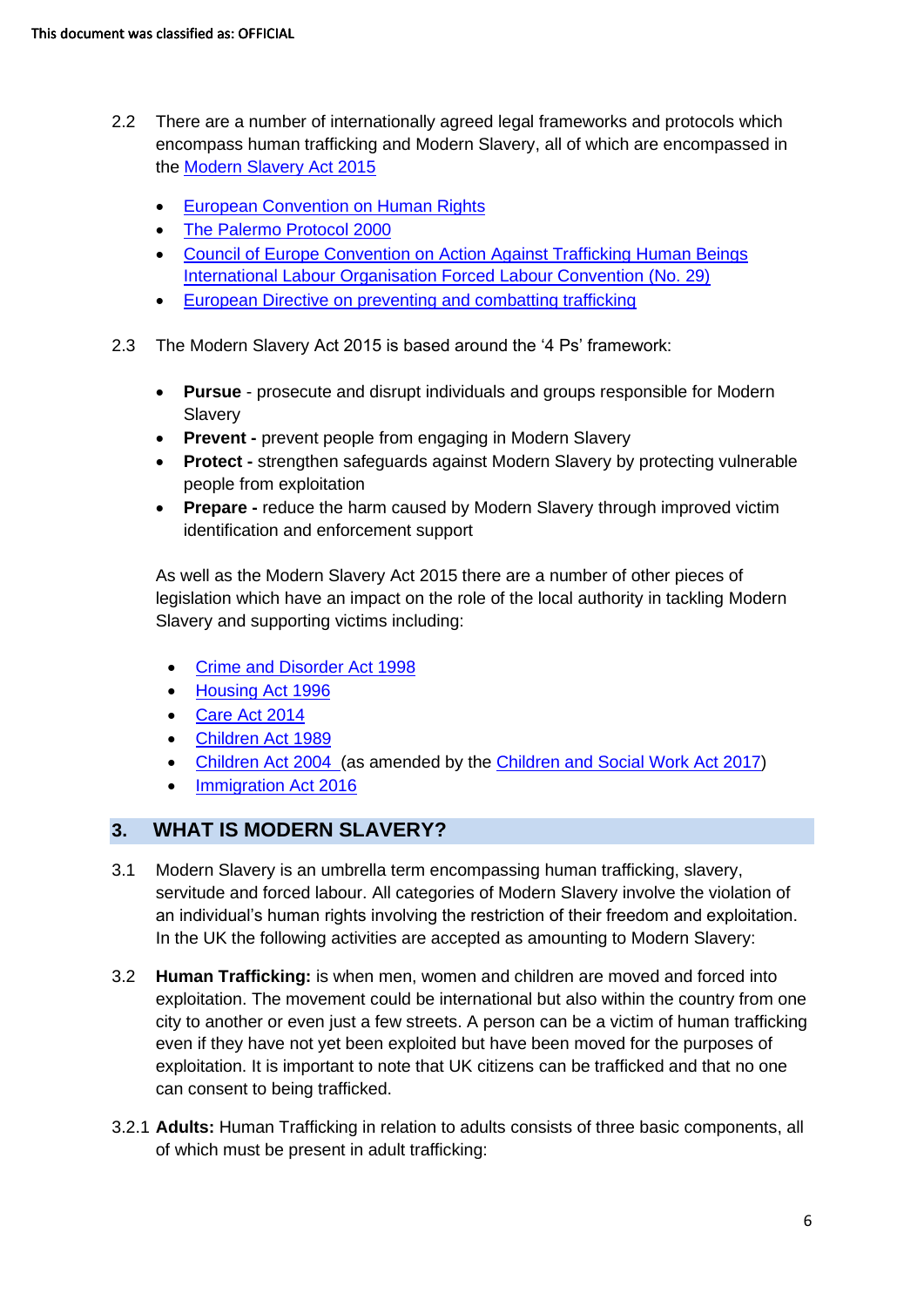2.2 There are a number of internationally agreed legal frameworks and protocols which encompass human trafficking and Modern Slavery, all of which are encompassed in the Modern Slavery Act 2015

- European Convention on Human Rights
- The Palermo Protocol 2000
- Council of Europe Convention on Action Against Trafficking Human Beings International Labour Organisation Forced Labour Convention (No. 29)
- European Directive on preventing and combatting trafficking

2.3 The Modern Slavery Act 2015 is based around the '4 Ps' framework:

- **Pursue** - prosecute and disrupt individuals and groups responsible for Modern Slavery
- **Prevent -** prevent people from engaging in Modern Slavery
- **Protect -** strengthen safeguards against Modern Slavery by protecting vulnerable people from exploitation
- **Prepare -** reduce the harm caused by Modern Slavery through improved victim identification and enforcement support

As well as the Modern Slavery Act 2015 there are a number of other pieces of legislation which have an impact on the role of the local authority in tackling Modern Slavery and supporting victims including:

- Crime and Disorder Act 1998
- Housing Act 1996
- Care Act 2014
- Children Act 1989
- Children Act 2004 (as amended by the Children and Social Work Act 2017)
- Immigration Act 2016

## 3. WHAT IS MODERN SLAVERY?

3.1 Modern Slavery is an umbrella term encompassing human trafficking, slavery, servitude and forced labour. All categories of Modern Slavery involve the violation of an individual's human rights involving the restriction of their freedom and exploitation. In the UK the following activities are accepted as amounting to Modern Slavery:

3.2 **Human Trafficking:** is when men, women and children are moved and forced into exploitation. The movement could be international but also within the country from one city to another or even just a few streets. A person can be a victim of human trafficking even if they have not yet been exploited but have been moved for the purposes of exploitation. It is important to note that UK citizens can be trafficked and that no one can consent to being trafficked.

3.2.1 **Adults:** Human Trafficking in relation to adults consists of three basic components, all of which must be present in adult trafficking: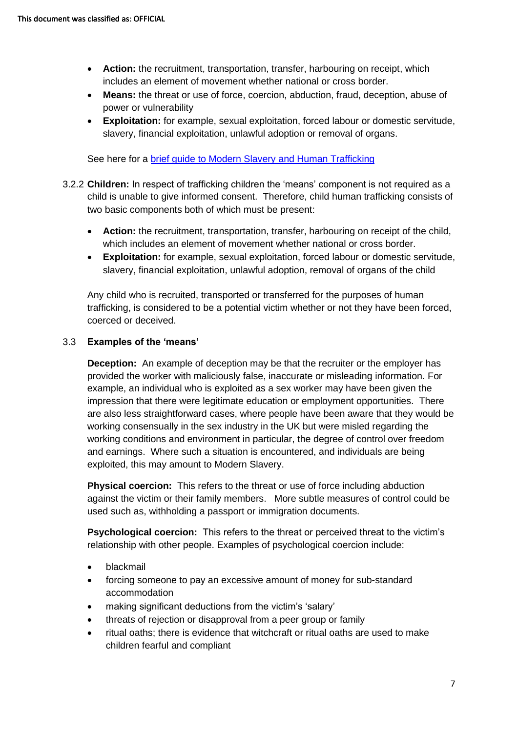- **Action:** the recruitment, transportation, transfer, harbouring on receipt, which includes an element of movement whether national or cross border.
- **Means:** the threat or use of force, coercion, abduction, fraud, deception, abuse of power or vulnerability
- **Exploitation:** for example, sexual exploitation, forced labour or domestic servitude, slavery, financial exploitation, unlawful adoption or removal of organs.

See here for a [brief guide to Modern Slavery and Human Trafficking]()

3.2.2 **Children:** In respect of trafficking children the 'means' component is not required as a child is unable to give informed consent. Therefore, child human trafficking consists of two basic components both of which must be present:

- **Action:** the recruitment, transportation, transfer, harbouring on receipt of the child, which includes an element of movement whether national or cross border.
- **Exploitation:** for example, sexual exploitation, forced labour or domestic servitude, slavery, financial exploitation, unlawful adoption, removal of organs of the child

Any child who is recruited, transported or transferred for the purposes of human trafficking, is considered to be a potential victim whether or not they have been forced, coerced or deceived.

### 3.3 Examples of the 'means'

**Deception:** An example of deception may be that the recruiter or the employer has provided the worker with maliciously false, inaccurate or misleading information. For example, an individual who is exploited as a sex worker may have been given the impression that there were legitimate education or employment opportunities. There are also less straightforward cases, where people have been aware that they would be working consensually in the sex industry in the UK but were misled regarding the working conditions and environment in particular, the degree of control over freedom and earnings. Where such a situation is encountered, and individuals are being exploited, this may amount to Modern Slavery.

**Physical coercion:** This refers to the threat or use of force including abduction against the victim or their family members. More subtle measures of control could be used such as, withholding a passport or immigration documents.

**Psychological coercion:** This refers to the threat or perceived threat to the victim's relationship with other people. Examples of psychological coercion include:

- blackmail
- forcing someone to pay an excessive amount of money for sub-standard accommodation
- making significant deductions from the victim's 'salary'
- threats of rejection or disapproval from a peer group or family
- ritual oaths; there is evidence that witchcraft or ritual oaths are used to make children fearful and compliant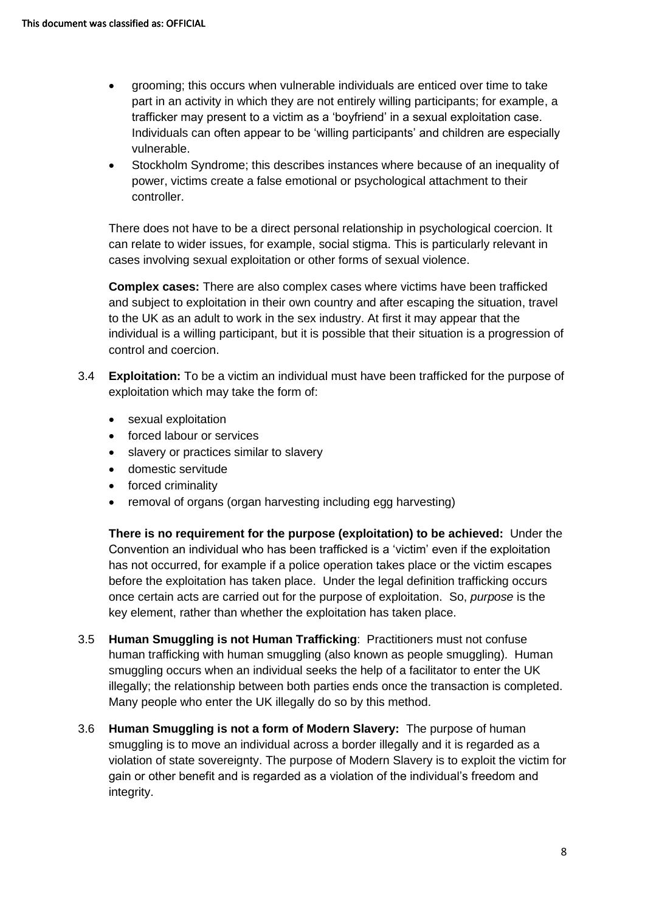- grooming; this occurs when vulnerable individuals are enticed over time to take part in an activity in which they are not entirely willing participants; for example, a trafficker may present to a victim as a 'boyfriend' in a sexual exploitation case. Individuals can often appear to be 'willing participants' and children are especially vulnerable.
- Stockholm Syndrome; this describes instances where because of an inequality of power, victims create a false emotional or psychological attachment to their controller.

There does not have to be a direct personal relationship in psychological coercion. It can relate to wider issues, for example, social stigma. This is particularly relevant in cases involving sexual exploitation or other forms of sexual violence.

**Complex cases:** There are also complex cases where victims have been trafficked and subject to exploitation in their own country and after escaping the situation, travel to the UK as an adult to work in the sex industry. At first it may appear that the individual is a willing participant, but it is possible that their situation is a progression of control and coercion.

3.4 **Exploitation:** To be a victim an individual must have been trafficked for the purpose of exploitation which may take the form of:

- sexual exploitation
- forced labour or services
- slavery or practices similar to slavery
- domestic servitude
- forced criminality
- removal of organs (organ harvesting including egg harvesting)

**There is no requirement for the purpose (exploitation) to be achieved:** Under the Convention an individual who has been trafficked is a 'victim' even if the exploitation has not occurred, for example if a police operation takes place or the victim escapes before the exploitation has taken place. Under the legal definition trafficking occurs once certain acts are carried out for the purpose of exploitation. So, *purpose* is the key element, rather than whether the exploitation has taken place.

3.5 **Human Smuggling is not Human Trafficking**: Practitioners must not confuse human trafficking with human smuggling (also known as people smuggling). Human smuggling occurs when an individual seeks the help of a facilitator to enter the UK illegally; the relationship between both parties ends once the transaction is completed. Many people who enter the UK illegally do so by this method.

3.6 **Human Smuggling is not a form of Modern Slavery:** The purpose of human smuggling is to move an individual across a border illegally and it is regarded as a violation of state sovereignty. The purpose of Modern Slavery is to exploit the victim for gain or other benefit and is regarded as a violation of the individual's freedom and integrity.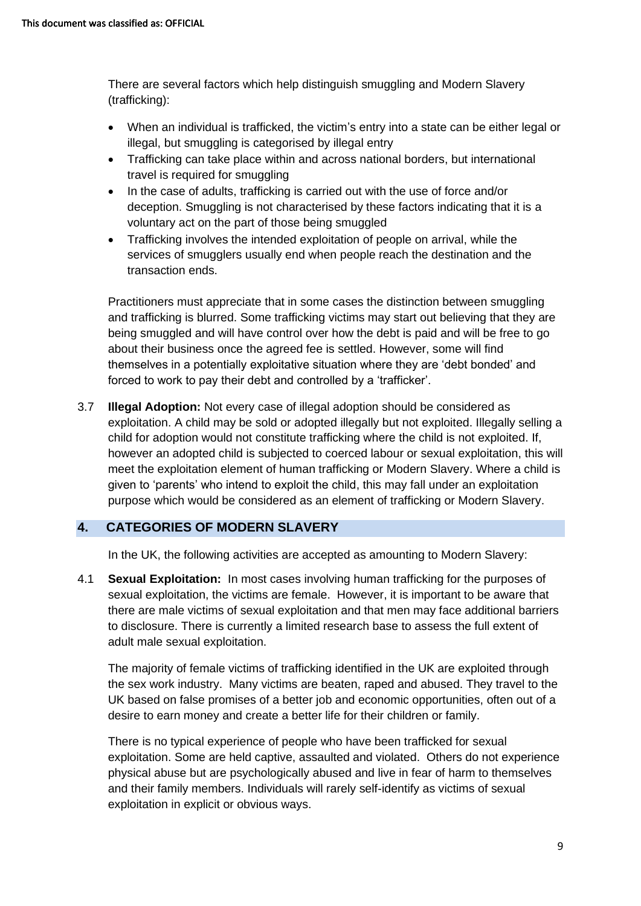There are several factors which help distinguish smuggling and Modern Slavery (trafficking):

- When an individual is trafficked, the victim's entry into a state can be either legal or illegal, but smuggling is categorised by illegal entry
- Trafficking can take place within and across national borders, but international travel is required for smuggling
- In the case of adults, trafficking is carried out with the use of force and/or deception. Smuggling is not characterised by these factors indicating that it is a voluntary act on the part of those being smuggled
- Trafficking involves the intended exploitation of people on arrival, while the services of smugglers usually end when people reach the destination and the transaction ends.

Practitioners must appreciate that in some cases the distinction between smuggling and trafficking is blurred. Some trafficking victims may start out believing that they are being smuggled and will have control over how the debt is paid and will be free to go about their business once the agreed fee is settled. However, some will find themselves in a potentially exploitative situation where they are 'debt bonded' and forced to work to pay their debt and controlled by a 'trafficker'.

3.7 **Illegal Adoption:** Not every case of illegal adoption should be considered as exploitation. A child may be sold or adopted illegally but not exploited. Illegally selling a child for adoption would not constitute trafficking where the child is not exploited. If, however an adopted child is subjected to coerced labour or sexual exploitation, this will meet the exploitation element of human trafficking or Modern Slavery. Where a child is given to 'parents' who intend to exploit the child, this may fall under an exploitation purpose which would be considered as an element of trafficking or Modern Slavery.

## 4. CATEGORIES OF MODERN SLAVERY

In the UK, the following activities are accepted as amounting to Modern Slavery:

4.1 **Sexual Exploitation:** In most cases involving human trafficking for the purposes of sexual exploitation, the victims are female. However, it is important to be aware that there are male victims of sexual exploitation and that men may face additional barriers to disclosure. There is currently a limited research base to assess the full extent of adult male sexual exploitation.

The majority of female victims of trafficking identified in the UK are exploited through the sex work industry. Many victims are beaten, raped and abused. They travel to the UK based on false promises of a better job and economic opportunities, often out of a desire to earn money and create a better life for their children or family.

There is no typical experience of people who have been trafficked for sexual exploitation. Some are held captive, assaulted and violated. Others do not experience physical abuse but are psychologically abused and live in fear of harm to themselves and their family members. Individuals will rarely self-identify as victims of sexual exploitation in explicit or obvious ways.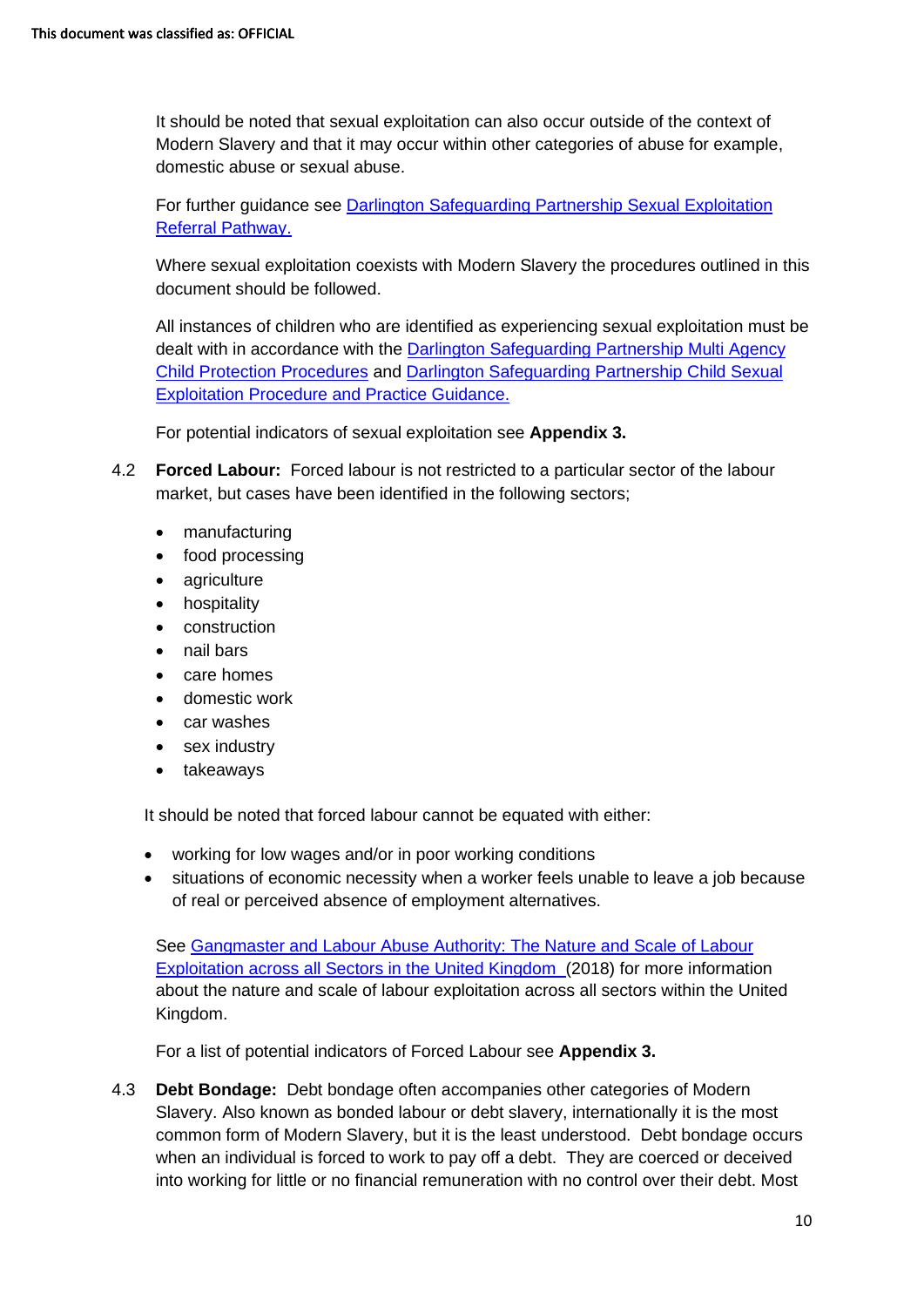It should be noted that sexual exploitation can also occur outside of the context of Modern Slavery and that it may occur within other categories of abuse for example, domestic abuse or sexual abuse.

For further guidance see Darlington Safeguarding Partnership Sexual Exploitation Referral Pathway.

Where sexual exploitation coexists with Modern Slavery the procedures outlined in this document should be followed.

All instances of children who are identified as experiencing sexual exploitation must be dealt with in accordance with the Darlington Safeguarding Partnership Multi Agency Child Protection Procedures and Darlington Safeguarding Partnership Child Sexual Exploitation Procedure and Practice Guidance.

For potential indicators of sexual exploitation see **Appendix 3.**

4.2 **Forced Labour:** Forced labour is not restricted to a particular sector of the labour market, but cases have been identified in the following sectors;

- manufacturing
- food processing
- agriculture
- hospitality
- construction
- nail bars
- care homes
- domestic work
- car washes
- sex industry
- takeaways

It should be noted that forced labour cannot be equated with either:

- working for low wages and/or in poor working conditions
- situations of economic necessity when a worker feels unable to leave a job because of real or perceived absence of employment alternatives.

See Gangmaster and Labour Abuse Authority: The Nature and Scale of Labour Exploitation across all Sectors in the United Kingdom (2018) for more information about the nature and scale of labour exploitation across all sectors within the United Kingdom.

For a list of potential indicators of Forced Labour see **Appendix 3.**

4.3 **Debt Bondage:** Debt bondage often accompanies other categories of Modern Slavery. Also known as bonded labour or debt slavery, internationally it is the most common form of Modern Slavery, but it is the least understood. Debt bondage occurs when an individual is forced to work to pay off a debt. They are coerced or deceived into working for little or no financial remuneration with no control over their debt. Most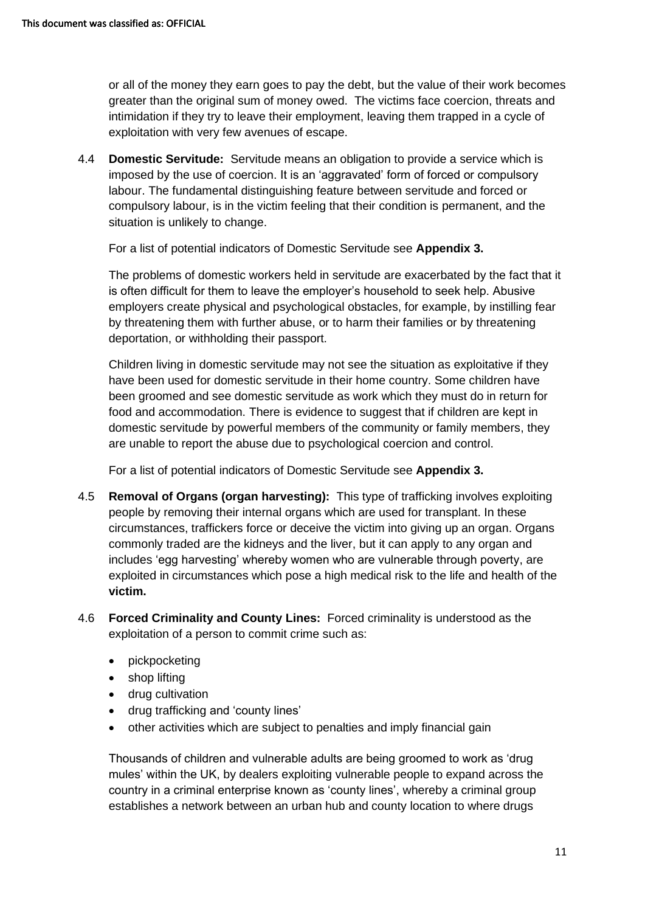or all of the money they earn goes to pay the debt, but the value of their work becomes greater than the original sum of money owed. The victims face coercion, threats and intimidation if they try to leave their employment, leaving them trapped in a cycle of exploitation with very few avenues of escape.

4.4 **Domestic Servitude:** Servitude means an obligation to provide a service which is imposed by the use of coercion. It is an 'aggravated' form of forced or compulsory labour. The fundamental distinguishing feature between servitude and forced or compulsory labour, is in the victim feeling that their condition is permanent, and the situation is unlikely to change.

For a list of potential indicators of Domestic Servitude see **Appendix 3.**

The problems of domestic workers held in servitude are exacerbated by the fact that it is often difficult for them to leave the employer's household to seek help. Abusive employers create physical and psychological obstacles, for example, by instilling fear by threatening them with further abuse, or to harm their families or by threatening deportation, or withholding their passport.

Children living in domestic servitude may not see the situation as exploitative if they have been used for domestic servitude in their home country. Some children have been groomed and see domestic servitude as work which they must do in return for food and accommodation. There is evidence to suggest that if children are kept in domestic servitude by powerful members of the community or family members, they are unable to report the abuse due to psychological coercion and control.

For a list of potential indicators of Domestic Servitude see **Appendix 3.**

4.5 **Removal of Organs (organ harvesting):** This type of trafficking involves exploiting people by removing their internal organs which are used for transplant. In these circumstances, traffickers force or deceive the victim into giving up an organ. Organs commonly traded are the kidneys and the liver, but it can apply to any organ and includes 'egg harvesting' whereby women who are vulnerable through poverty, are exploited in circumstances which pose a high medical risk to the life and health of the **victim.**

4.6 **Forced Criminality and County Lines:** Forced criminality is understood as the exploitation of a person to commit crime such as:

- pickpocketing
- shop lifting
- drug cultivation
- drug trafficking and 'county lines'
- other activities which are subject to penalties and imply financial gain

Thousands of children and vulnerable adults are being groomed to work as 'drug mules' within the UK, by dealers exploiting vulnerable people to expand across the country in a criminal enterprise known as 'county lines', whereby a criminal group establishes a network between an urban hub and county location to where drugs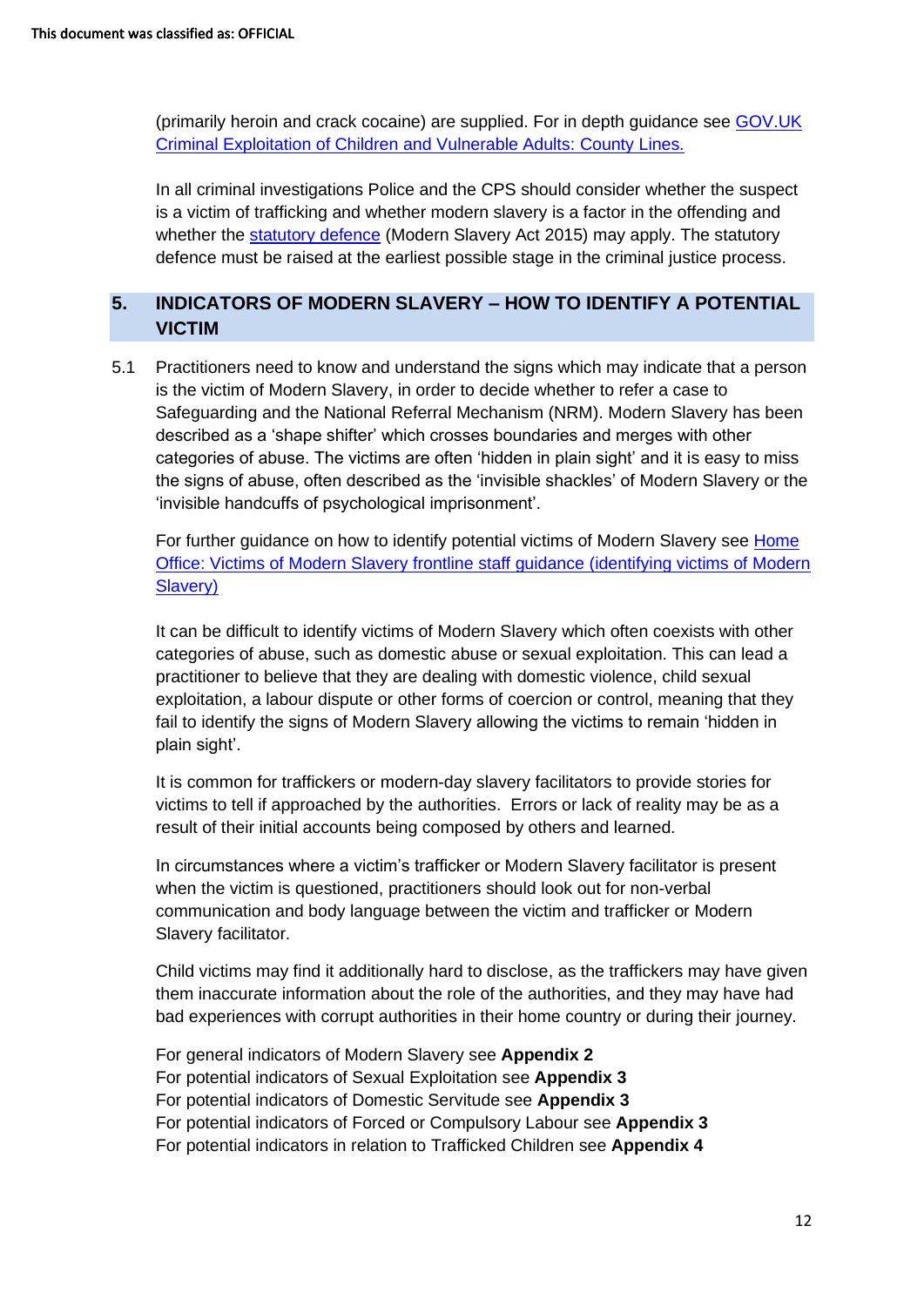(primarily heroin and crack cocaine) are supplied. For in depth guidance see [GOV.UK Criminal Exploitation of Children and Vulnerable Adults: County Lines.]()

In all criminal investigations Police and the CPS should consider whether the suspect is a victim of trafficking and whether modern slavery is a factor in the offending and whether the [statutory defence]() (Modern Slavery Act 2015) may apply. The statutory defence must be raised at the earliest possible stage in the criminal justice process.

## 5. INDICATORS OF MODERN SLAVERY – HOW TO IDENTIFY A POTENTIAL VICTIM

5.1 Practitioners need to know and understand the signs which may indicate that a person is the victim of Modern Slavery, in order to decide whether to refer a case to Safeguarding and the National Referral Mechanism (NRM). Modern Slavery has been described as a 'shape shifter' which crosses boundaries and merges with other categories of abuse. The victims are often 'hidden in plain sight' and it is easy to miss the signs of abuse, often described as the 'invisible shackles' of Modern Slavery or the 'invisible handcuffs of psychological imprisonment'.

For further guidance on how to identify potential victims of Modern Slavery see [Home Office: Victims of Modern Slavery frontline staff guidance (identifying victims of Modern Slavery)]()

It can be difficult to identify victims of Modern Slavery which often coexists with other categories of abuse, such as domestic abuse or sexual exploitation. This can lead a practitioner to believe that they are dealing with domestic violence, child sexual exploitation, a labour dispute or other forms of coercion or control, meaning that they fail to identify the signs of Modern Slavery allowing the victims to remain 'hidden in plain sight'.

It is common for traffickers or modern-day slavery facilitators to provide stories for victims to tell if approached by the authorities. Errors or lack of reality may be as a result of their initial accounts being composed by others and learned.

In circumstances where a victim's trafficker or Modern Slavery facilitator is present when the victim is questioned, practitioners should look out for non-verbal communication and body language between the victim and trafficker or Modern Slavery facilitator.

Child victims may find it additionally hard to disclose, as the traffickers may have given them inaccurate information about the role of the authorities, and they may have had bad experiences with corrupt authorities in their home country or during their journey.

For general indicators of Modern Slavery see **Appendix 2**
For potential indicators of Sexual Exploitation see **Appendix 3**
For potential indicators of Domestic Servitude see **Appendix 3**
For potential indicators of Forced or Compulsory Labour see **Appendix 3**
For potential indicators in relation to Trafficked Children see **Appendix 4**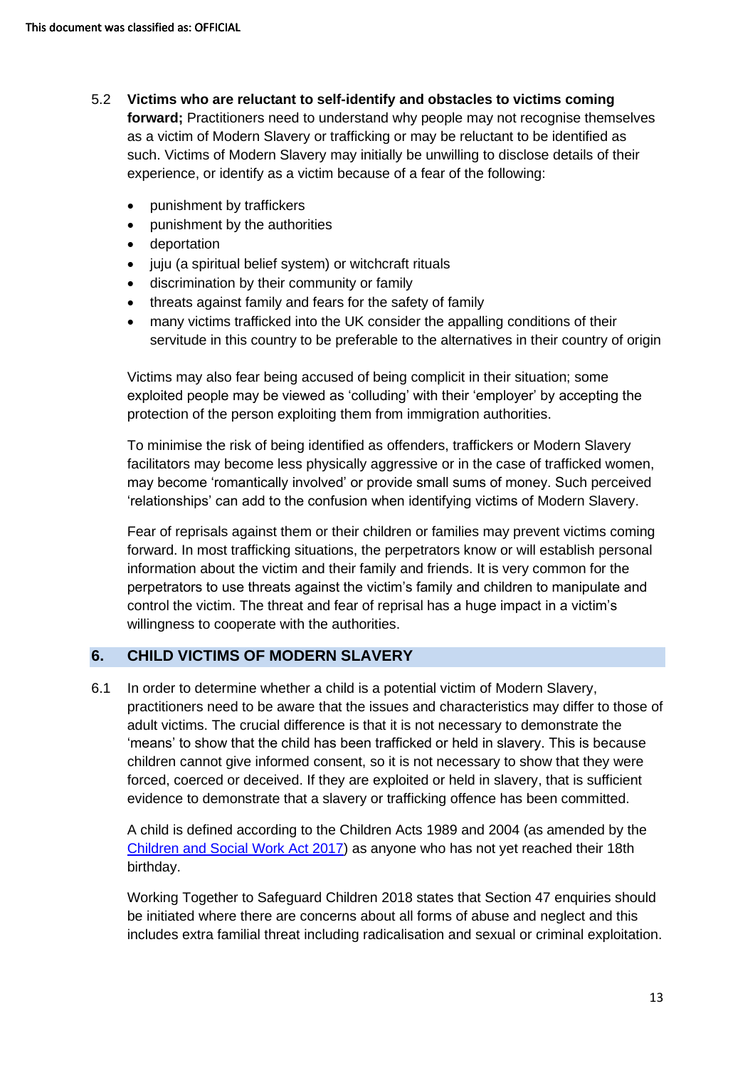5.2 **Victims who are reluctant to self-identify and obstacles to victims coming forward;** Practitioners need to understand why people may not recognise themselves as a victim of Modern Slavery or trafficking or may be reluctant to be identified as such. Victims of Modern Slavery may initially be unwilling to disclose details of their experience, or identify as a victim because of a fear of the following:

- punishment by traffickers
- punishment by the authorities
- deportation
- juju (a spiritual belief system) or witchcraft rituals
- discrimination by their community or family
- threats against family and fears for the safety of family
- many victims trafficked into the UK consider the appalling conditions of their servitude in this country to be preferable to the alternatives in their country of origin

Victims may also fear being accused of being complicit in their situation; some exploited people may be viewed as 'colluding' with their 'employer' by accepting the protection of the person exploiting them from immigration authorities.

To minimise the risk of being identified as offenders, traffickers or Modern Slavery facilitators may become less physically aggressive or in the case of trafficked women, may become 'romantically involved' or provide small sums of money. Such perceived 'relationships' can add to the confusion when identifying victims of Modern Slavery.

Fear of reprisals against them or their children or families may prevent victims coming forward. In most trafficking situations, the perpetrators know or will establish personal information about the victim and their family and friends. It is very common for the perpetrators to use threats against the victim's family and children to manipulate and control the victim. The threat and fear of reprisal has a huge impact in a victim's willingness to cooperate with the authorities.

## 6. CHILD VICTIMS OF MODERN SLAVERY

6.1 In order to determine whether a child is a potential victim of Modern Slavery, practitioners need to be aware that the issues and characteristics may differ to those of adult victims. The crucial difference is that it is not necessary to demonstrate the 'means' to show that the child has been trafficked or held in slavery. This is because children cannot give informed consent, so it is not necessary to show that they were forced, coerced or deceived. If they are exploited or held in slavery, that is sufficient evidence to demonstrate that a slavery or trafficking offence has been committed.

A child is defined according to the Children Acts 1989 and 2004 (as amended by the Children and Social Work Act 2017) as anyone who has not yet reached their 18th birthday.

Working Together to Safeguard Children 2018 states that Section 47 enquiries should be initiated where there are concerns about all forms of abuse and neglect and this includes extra familial threat including radicalisation and sexual or criminal exploitation.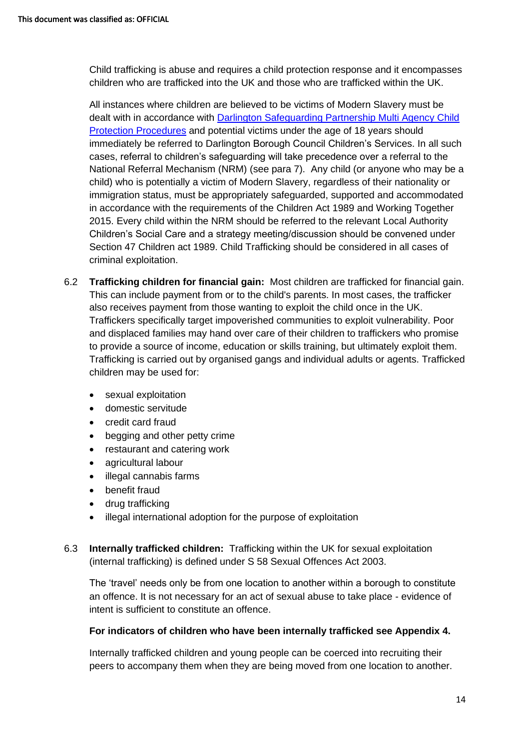Child trafficking is abuse and requires a child protection response and it encompasses children who are trafficked into the UK and those who are trafficked within the UK.

All instances where children are believed to be victims of Modern Slavery must be dealt with in accordance with [Darlington Safeguarding Partnership Multi Agency Child Protection Procedures] and potential victims under the age of 18 years should immediately be referred to Darlington Borough Council Children's Services. In all such cases, referral to children's safeguarding will take precedence over a referral to the National Referral Mechanism (NRM) (see para 7). Any child (or anyone who may be a child) who is potentially a victim of Modern Slavery, regardless of their nationality or immigration status, must be appropriately safeguarded, supported and accommodated in accordance with the requirements of the Children Act 1989 and Working Together 2015. Every child within the NRM should be referred to the relevant Local Authority Children's Social Care and a strategy meeting/discussion should be convened under Section 47 Children act 1989. Child Trafficking should be considered in all cases of criminal exploitation.

6.2 **Trafficking children for financial gain:** Most children are trafficked for financial gain. This can include payment from or to the child's parents. In most cases, the trafficker also receives payment from those wanting to exploit the child once in the UK. Traffickers specifically target impoverished communities to exploit vulnerability. Poor and displaced families may hand over care of their children to traffickers who promise to provide a source of income, education or skills training, but ultimately exploit them. Trafficking is carried out by organised gangs and individual adults or agents. Trafficked children may be used for:

- sexual exploitation
- domestic servitude
- credit card fraud
- begging and other petty crime
- restaurant and catering work
- agricultural labour
- illegal cannabis farms
- benefit fraud
- drug trafficking
- illegal international adoption for the purpose of exploitation

6.3 **Internally trafficked children:** Trafficking within the UK for sexual exploitation (internal trafficking) is defined under S 58 Sexual Offences Act 2003.

The 'travel' needs only be from one location to another within a borough to constitute an offence. It is not necessary for an act of sexual abuse to take place - evidence of intent is sufficient to constitute an offence.

**For indicators of children who have been internally trafficked see Appendix 4.**

Internally trafficked children and young people can be coerced into recruiting their peers to accompany them when they are being moved from one location to another.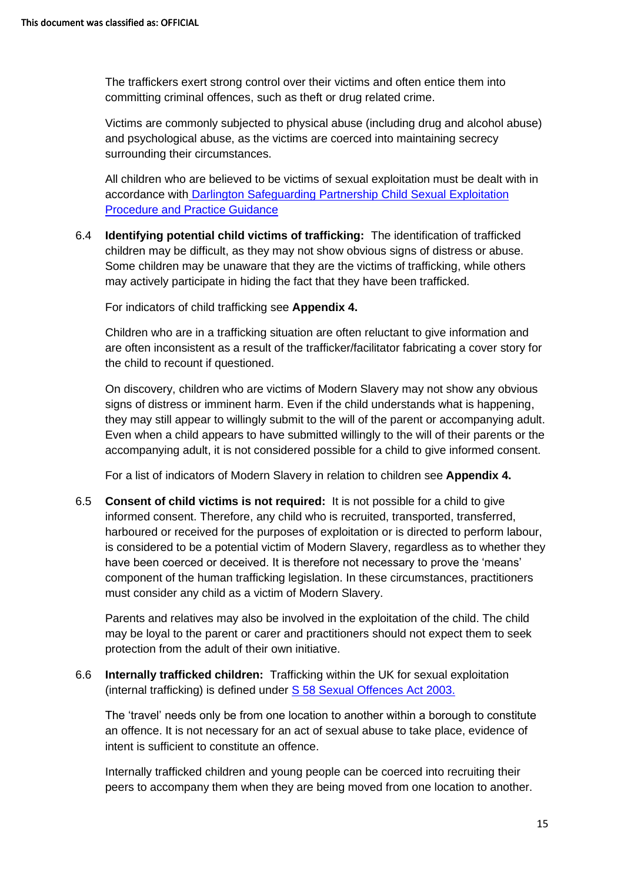The traffickers exert strong control over their victims and often entice them into committing criminal offences, such as theft or drug related crime.

Victims are commonly subjected to physical abuse (including drug and alcohol abuse) and psychological abuse, as the victims are coerced into maintaining secrecy surrounding their circumstances.

All children who are believed to be victims of sexual exploitation must be dealt with in accordance with [Darlington Safeguarding Partnership Child Sexual Exploitation Procedure and Practice Guidance]

6.4 **Identifying potential child victims of trafficking:** The identification of trafficked children may be difficult, as they may not show obvious signs of distress or abuse. Some children may be unaware that they are the victims of trafficking, while others may actively participate in hiding the fact that they have been trafficked.

For indicators of child trafficking see **Appendix 4.**

Children who are in a trafficking situation are often reluctant to give information and are often inconsistent as a result of the trafficker/facilitator fabricating a cover story for the child to recount if questioned.

On discovery, children who are victims of Modern Slavery may not show any obvious signs of distress or imminent harm. Even if the child understands what is happening, they may still appear to willingly submit to the will of the parent or accompanying adult. Even when a child appears to have submitted willingly to the will of their parents or the accompanying adult, it is not considered possible for a child to give informed consent.

For a list of indicators of Modern Slavery in relation to children see **Appendix 4.**

6.5 **Consent of child victims is not required:** It is not possible for a child to give informed consent. Therefore, any child who is recruited, transported, transferred, harboured or received for the purposes of exploitation or is directed to perform labour, is considered to be a potential victim of Modern Slavery, regardless as to whether they have been coerced or deceived. It is therefore not necessary to prove the 'means' component of the human trafficking legislation. In these circumstances, practitioners must consider any child as a victim of Modern Slavery.

Parents and relatives may also be involved in the exploitation of the child. The child may be loyal to the parent or carer and practitioners should not expect them to seek protection from the adult of their own initiative.

6.6 **Internally trafficked children:** Trafficking within the UK for sexual exploitation (internal trafficking) is defined under [S 58 Sexual Offences Act 2003.]

The 'travel' needs only be from one location to another within a borough to constitute an offence. It is not necessary for an act of sexual abuse to take place, evidence of intent is sufficient to constitute an offence.

Internally trafficked children and young people can be coerced into recruiting their peers to accompany them when they are being moved from one location to another.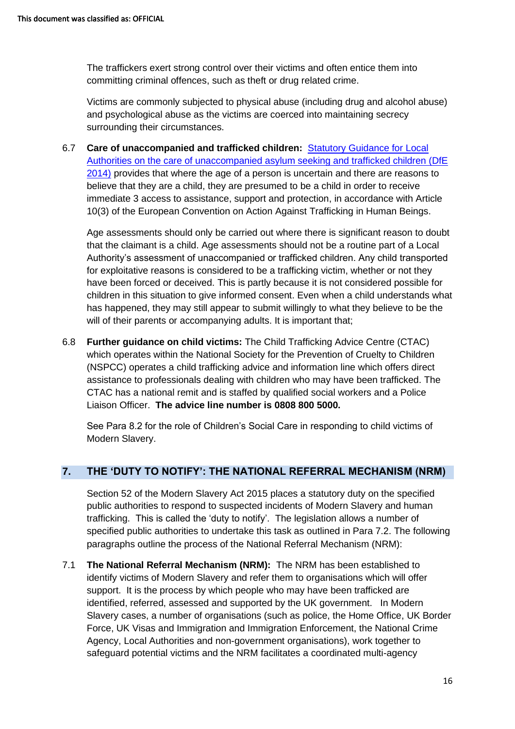The traffickers exert strong control over their victims and often entice them into committing criminal offences, such as theft or drug related crime.

Victims are commonly subjected to physical abuse (including drug and alcohol abuse) and psychological abuse as the victims are coerced into maintaining secrecy surrounding their circumstances.

6.7 **Care of unaccompanied and trafficked children:** Statutory Guidance for Local Authorities on the care of unaccompanied asylum seeking and trafficked children (DfE 2014) provides that where the age of a person is uncertain and there are reasons to believe that they are a child, they are presumed to be a child in order to receive immediate 3 access to assistance, support and protection, in accordance with Article 10(3) of the European Convention on Action Against Trafficking in Human Beings.

Age assessments should only be carried out where there is significant reason to doubt that the claimant is a child. Age assessments should not be a routine part of a Local Authority's assessment of unaccompanied or trafficked children. Any child transported for exploitative reasons is considered to be a trafficking victim, whether or not they have been forced or deceived. This is partly because it is not considered possible for children in this situation to give informed consent. Even when a child understands what has happened, they may still appear to submit willingly to what they believe to be the will of their parents or accompanying adults. It is important that;

6.8 **Further guidance on child victims:** The Child Trafficking Advice Centre (CTAC) which operates within the National Society for the Prevention of Cruelty to Children (NSPCC) operates a child trafficking advice and information line which offers direct assistance to professionals dealing with children who may have been trafficked. The CTAC has a national remit and is staffed by qualified social workers and a Police Liaison Officer. **The advice line number is 0808 800 5000.**

See Para 8.2 for the role of Children's Social Care in responding to child victims of Modern Slavery.

## 7. THE 'DUTY TO NOTIFY': THE NATIONAL REFERRAL MECHANISM (NRM)

Section 52 of the Modern Slavery Act 2015 places a statutory duty on the specified public authorities to respond to suspected incidents of Modern Slavery and human trafficking. This is called the 'duty to notify'. The legislation allows a number of specified public authorities to undertake this task as outlined in Para 7.2. The following paragraphs outline the process of the National Referral Mechanism (NRM):

7.1 **The National Referral Mechanism (NRM):** The NRM has been established to identify victims of Modern Slavery and refer them to organisations which will offer support. It is the process by which people who may have been trafficked are identified, referred, assessed and supported by the UK government. In Modern Slavery cases, a number of organisations (such as police, the Home Office, UK Border Force, UK Visas and Immigration and Immigration Enforcement, the National Crime Agency, Local Authorities and non-government organisations), work together to safeguard potential victims and the NRM facilitates a coordinated multi-agency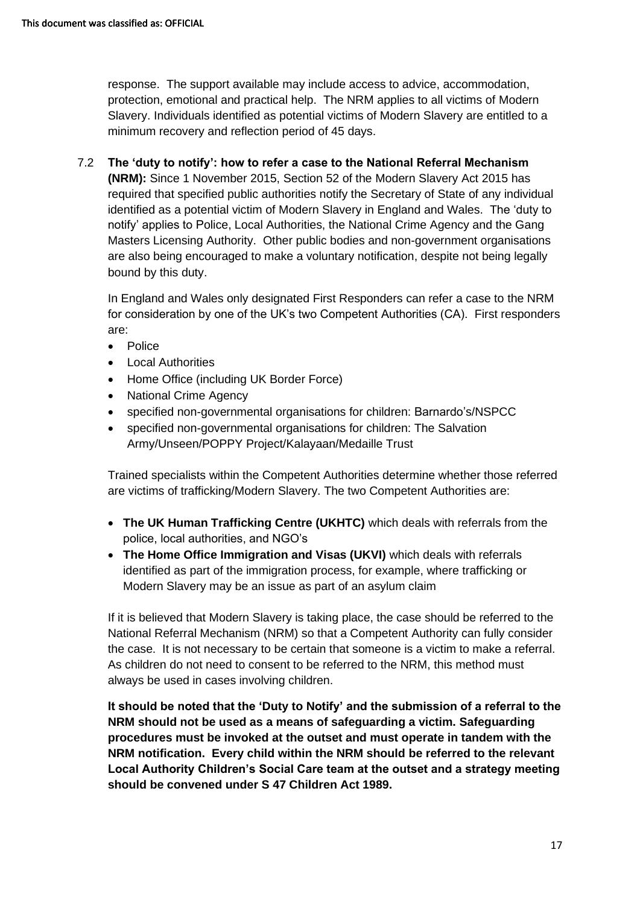response. The support available may include access to advice, accommodation, protection, emotional and practical help. The NRM applies to all victims of Modern Slavery. Individuals identified as potential victims of Modern Slavery are entitled to a minimum recovery and reflection period of 45 days.

7.2 **The 'duty to notify': how to refer a case to the National Referral Mechanism (NRM):** Since 1 November 2015, Section 52 of the Modern Slavery Act 2015 has required that specified public authorities notify the Secretary of State of any individual identified as a potential victim of Modern Slavery in England and Wales. The 'duty to notify' applies to Police, Local Authorities, the National Crime Agency and the Gang Masters Licensing Authority. Other public bodies and non-government organisations are also being encouraged to make a voluntary notification, despite not being legally bound by this duty.

In England and Wales only designated First Responders can refer a case to the NRM for consideration by one of the UK's two Competent Authorities (CA). First responders are:

- Police
- Local Authorities
- Home Office (including UK Border Force)
- National Crime Agency
- specified non-governmental organisations for children: Barnardo's/NSPCC
- specified non-governmental organisations for children: The Salvation Army/Unseen/POPPY Project/Kalayaan/Medaille Trust

Trained specialists within the Competent Authorities determine whether those referred are victims of trafficking/Modern Slavery. The two Competent Authorities are:

- **The UK Human Trafficking Centre (UKHTC)** which deals with referrals from the police, local authorities, and NGO's
- **The Home Office Immigration and Visas (UKVI)** which deals with referrals identified as part of the immigration process, for example, where trafficking or Modern Slavery may be an issue as part of an asylum claim

If it is believed that Modern Slavery is taking place, the case should be referred to the National Referral Mechanism (NRM) so that a Competent Authority can fully consider the case. It is not necessary to be certain that someone is a victim to make a referral. As children do not need to consent to be referred to the NRM, this method must always be used in cases involving children.

**It should be noted that the 'Duty to Notify' and the submission of a referral to the NRM should not be used as a means of safeguarding a victim. Safeguarding procedures must be invoked at the outset and must operate in tandem with the NRM notification. Every child within the NRM should be referred to the relevant Local Authority Children's Social Care team at the outset and a strategy meeting should be convened under S 47 Children Act 1989.**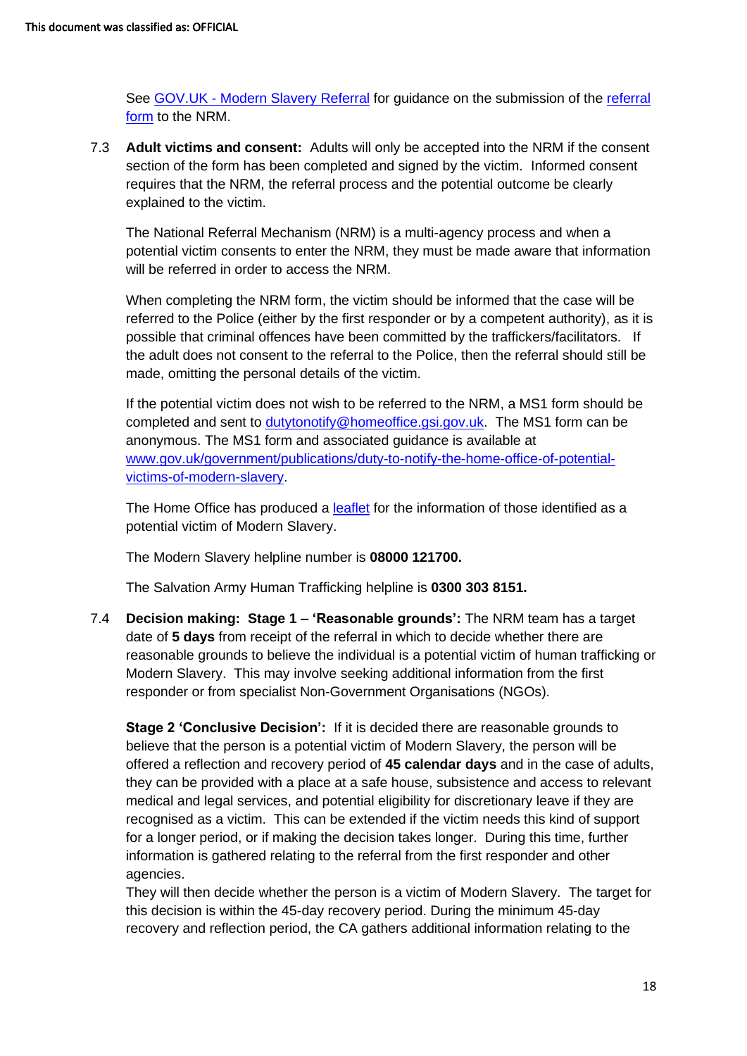See [GOV.UK - Modern Slavery Referral](#) for guidance on the submission of the [referral form](#) to the NRM.

7.3 **Adult victims and consent:** Adults will only be accepted into the NRM if the consent section of the form has been completed and signed by the victim. Informed consent requires that the NRM, the referral process and the potential outcome be clearly explained to the victim.

The National Referral Mechanism (NRM) is a multi-agency process and when a potential victim consents to enter the NRM, they must be made aware that information will be referred in order to access the NRM.

When completing the NRM form, the victim should be informed that the case will be referred to the Police (either by the first responder or by a competent authority), as it is possible that criminal offences have been committed by the traffickers/facilitators. If the adult does not consent to the referral to the Police, then the referral should still be made, omitting the personal details of the victim.

If the potential victim does not wish to be referred to the NRM, a MS1 form should be completed and sent to dutytonotify@homeoffice.gsi.gov.uk. The MS1 form can be anonymous. The MS1 form and associated guidance is available at www.gov.uk/government/publications/duty-to-notify-the-home-office-of-potential-victims-of-modern-slavery.

The Home Office has produced a [leaflet](#) for the information of those identified as a potential victim of Modern Slavery.

The Modern Slavery helpline number is **08000 121700.**

The Salvation Army Human Trafficking helpline is **0300 303 8151.**

7.4 **Decision making: Stage 1 – 'Reasonable grounds':** The NRM team has a target date of **5 days** from receipt of the referral in which to decide whether there are reasonable grounds to believe the individual is a potential victim of human trafficking or Modern Slavery. This may involve seeking additional information from the first responder or from specialist Non-Government Organisations (NGOs).

**Stage 2 'Conclusive Decision':** If it is decided there are reasonable grounds to believe that the person is a potential victim of Modern Slavery, the person will be offered a reflection and recovery period of **45 calendar days** and in the case of adults, they can be provided with a place at a safe house, subsistence and access to relevant medical and legal services, and potential eligibility for discretionary leave if they are recognised as a victim. This can be extended if the victim needs this kind of support for a longer period, or if making the decision takes longer. During this time, further information is gathered relating to the referral from the first responder and other agencies.
They will then decide whether the person is a victim of Modern Slavery. The target for this decision is within the 45-day recovery period. During the minimum 45-day recovery and reflection period, the CA gathers additional information relating to the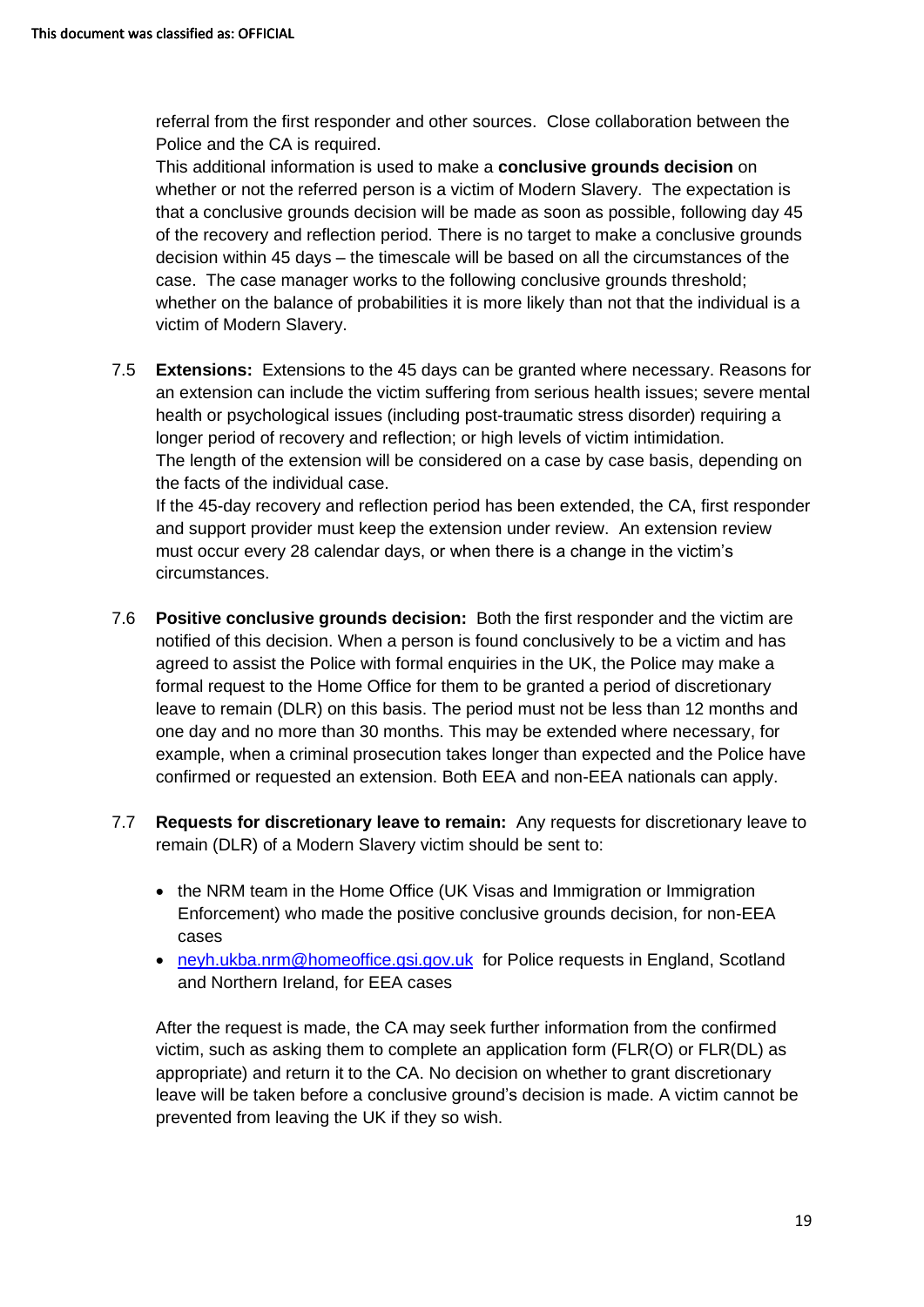referral from the first responder and other sources. Close collaboration between the Police and the CA is required.

This additional information is used to make a **conclusive grounds decision** on whether or not the referred person is a victim of Modern Slavery. The expectation is that a conclusive grounds decision will be made as soon as possible, following day 45 of the recovery and reflection period. There is no target to make a conclusive grounds decision within 45 days – the timescale will be based on all the circumstances of the case. The case manager works to the following conclusive grounds threshold; whether on the balance of probabilities it is more likely than not that the individual is a victim of Modern Slavery.

7.5 **Extensions:** Extensions to the 45 days can be granted where necessary. Reasons for an extension can include the victim suffering from serious health issues; severe mental health or psychological issues (including post-traumatic stress disorder) requiring a longer period of recovery and reflection; or high levels of victim intimidation.

The length of the extension will be considered on a case by case basis, depending on the facts of the individual case.

If the 45-day recovery and reflection period has been extended, the CA, first responder and support provider must keep the extension under review. An extension review must occur every 28 calendar days, or when there is a change in the victim's circumstances.

7.6 **Positive conclusive grounds decision:** Both the first responder and the victim are notified of this decision. When a person is found conclusively to be a victim and has agreed to assist the Police with formal enquiries in the UK, the Police may make a formal request to the Home Office for them to be granted a period of discretionary leave to remain (DLR) on this basis. The period must not be less than 12 months and one day and no more than 30 months. This may be extended where necessary, for example, when a criminal prosecution takes longer than expected and the Police have confirmed or requested an extension. Both EEA and non-EEA nationals can apply.

7.7 **Requests for discretionary leave to remain:** Any requests for discretionary leave to remain (DLR) of a Modern Slavery victim should be sent to:

- the NRM team in the Home Office (UK Visas and Immigration or Immigration Enforcement) who made the positive conclusive grounds decision, for non-EEA cases
- neyh.ukba.nrm@homeoffice.gsi.gov.uk for Police requests in England, Scotland and Northern Ireland, for EEA cases

After the request is made, the CA may seek further information from the confirmed victim, such as asking them to complete an application form (FLR(O) or FLR(DL) as appropriate) and return it to the CA. No decision on whether to grant discretionary leave will be taken before a conclusive ground's decision is made. A victim cannot be prevented from leaving the UK if they so wish.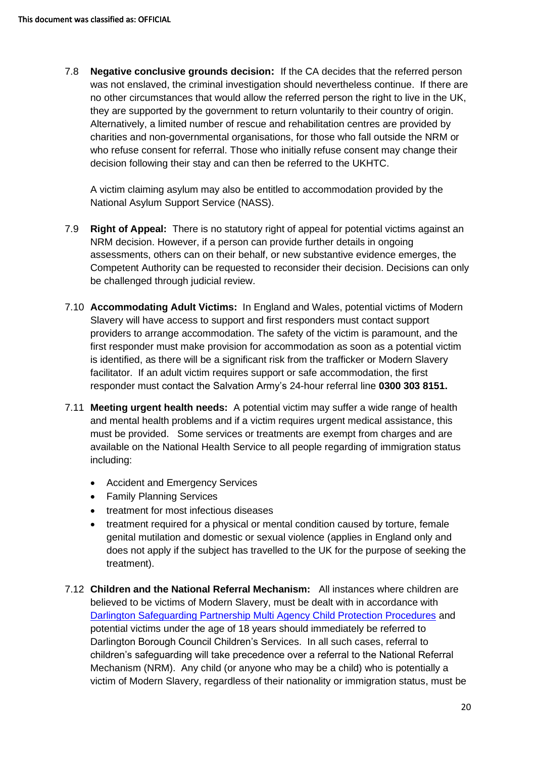7.8 **Negative conclusive grounds decision:** If the CA decides that the referred person was not enslaved, the criminal investigation should nevertheless continue. If there are no other circumstances that would allow the referred person the right to live in the UK, they are supported by the government to return voluntarily to their country of origin. Alternatively, a limited number of rescue and rehabilitation centres are provided by charities and non-governmental organisations, for those who fall outside the NRM or who refuse consent for referral. Those who initially refuse consent may change their decision following their stay and can then be referred to the UKHTC.

A victim claiming asylum may also be entitled to accommodation provided by the National Asylum Support Service (NASS).

7.9 **Right of Appeal:** There is no statutory right of appeal for potential victims against an NRM decision. However, if a person can provide further details in ongoing assessments, others can on their behalf, or new substantive evidence emerges, the Competent Authority can be requested to reconsider their decision. Decisions can only be challenged through judicial review.

7.10 **Accommodating Adult Victims:** In England and Wales, potential victims of Modern Slavery will have access to support and first responders must contact support providers to arrange accommodation. The safety of the victim is paramount, and the first responder must make provision for accommodation as soon as a potential victim is identified, as there will be a significant risk from the trafficker or Modern Slavery facilitator. If an adult victim requires support or safe accommodation, the first responder must contact the Salvation Army's 24-hour referral line **0300 303 8151.**

7.11 **Meeting urgent health needs:** A potential victim may suffer a wide range of health and mental health problems and if a victim requires urgent medical assistance, this must be provided. Some services or treatments are exempt from charges and are available on the National Health Service to all people regarding of immigration status including:

- Accident and Emergency Services
- Family Planning Services
- treatment for most infectious diseases
- treatment required for a physical or mental condition caused by torture, female genital mutilation and domestic or sexual violence (applies in England only and does not apply if the subject has travelled to the UK for the purpose of seeking the treatment).

7.12 **Children and the National Referral Mechanism:** All instances where children are believed to be victims of Modern Slavery, must be dealt with in accordance with [Darlington Safeguarding Partnership Multi Agency Child Protection Procedures] and potential victims under the age of 18 years should immediately be referred to Darlington Borough Council Children's Services. In all such cases, referral to children's safeguarding will take precedence over a referral to the National Referral Mechanism (NRM). Any child (or anyone who may be a child) who is potentially a victim of Modern Slavery, regardless of their nationality or immigration status, must be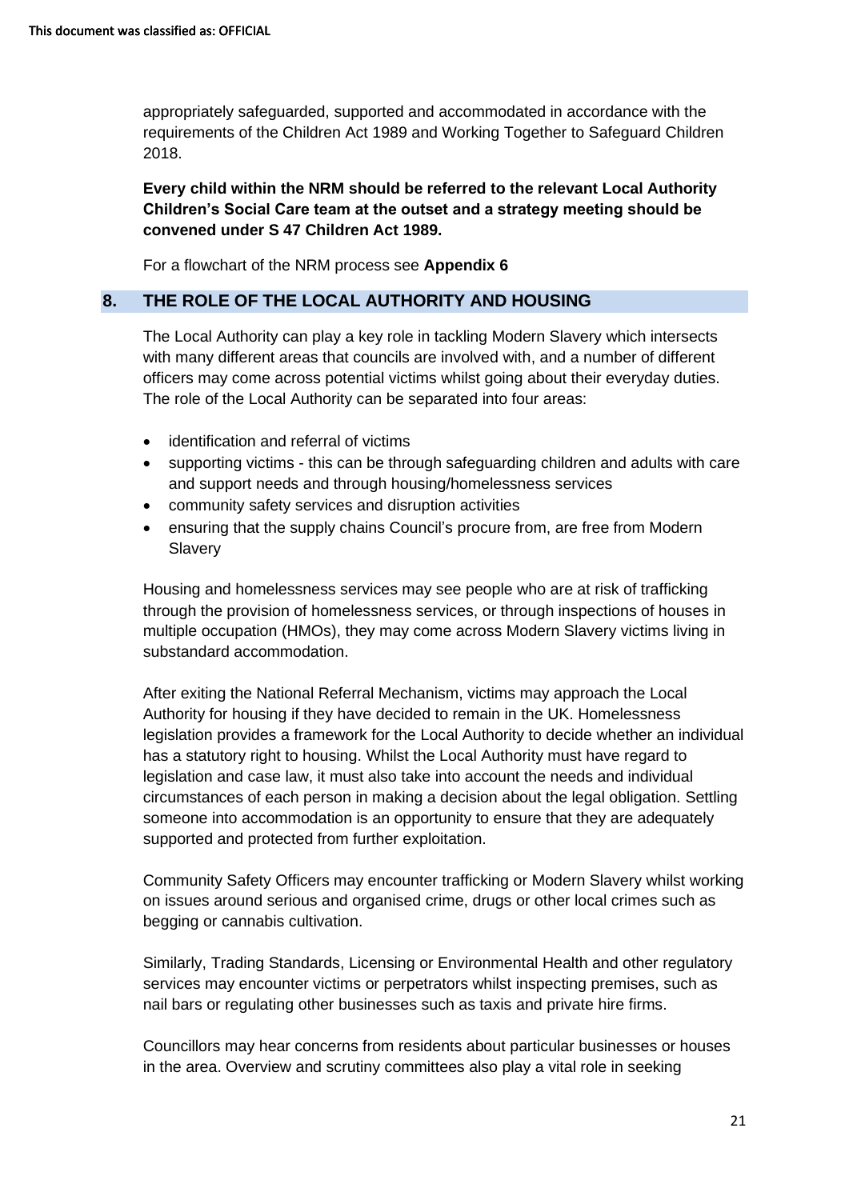appropriately safeguarded, supported and accommodated in accordance with the requirements of the Children Act 1989 and Working Together to Safeguard Children 2018.

**Every child within the NRM should be referred to the relevant Local Authority Children's Social Care team at the outset and a strategy meeting should be convened under S 47 Children Act 1989.**

For a flowchart of the NRM process see **Appendix 6**

## 8. THE ROLE OF THE LOCAL AUTHORITY AND HOUSING

The Local Authority can play a key role in tackling Modern Slavery which intersects with many different areas that councils are involved with, and a number of different officers may come across potential victims whilst going about their everyday duties. The role of the Local Authority can be separated into four areas:

- identification and referral of victims
- supporting victims - this can be through safeguarding children and adults with care and support needs and through housing/homelessness services
- community safety services and disruption activities
- ensuring that the supply chains Council's procure from, are free from Modern Slavery

Housing and homelessness services may see people who are at risk of trafficking through the provision of homelessness services, or through inspections of houses in multiple occupation (HMOs), they may come across Modern Slavery victims living in substandard accommodation.

After exiting the National Referral Mechanism, victims may approach the Local Authority for housing if they have decided to remain in the UK. Homelessness legislation provides a framework for the Local Authority to decide whether an individual has a statutory right to housing. Whilst the Local Authority must have regard to legislation and case law, it must also take into account the needs and individual circumstances of each person in making a decision about the legal obligation. Settling someone into accommodation is an opportunity to ensure that they are adequately supported and protected from further exploitation.

Community Safety Officers may encounter trafficking or Modern Slavery whilst working on issues around serious and organised crime, drugs or other local crimes such as begging or cannabis cultivation.

Similarly, Trading Standards, Licensing or Environmental Health and other regulatory services may encounter victims or perpetrators whilst inspecting premises, such as nail bars or regulating other businesses such as taxis and private hire firms.

Councillors may hear concerns from residents about particular businesses or houses in the area. Overview and scrutiny committees also play a vital role in seeking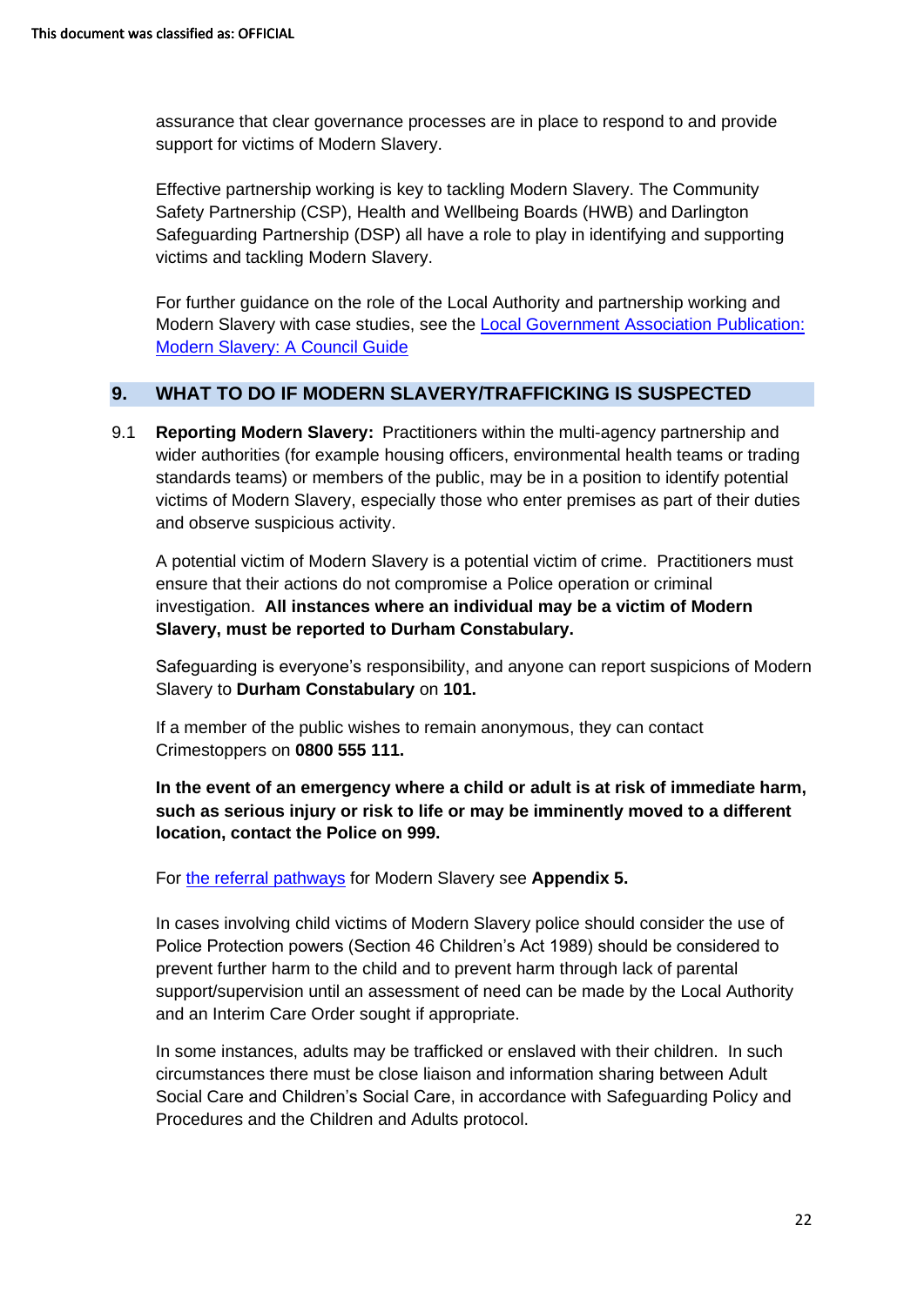assurance that clear governance processes are in place to respond to and provide support for victims of Modern Slavery.

Effective partnership working is key to tackling Modern Slavery. The Community Safety Partnership (CSP), Health and Wellbeing Boards (HWB) and Darlington Safeguarding Partnership (DSP) all have a role to play in identifying and supporting victims and tackling Modern Slavery.

For further guidance on the role of the Local Authority and partnership working and Modern Slavery with case studies, see the [Local Government Association Publication: Modern Slavery: A Council Guide]

## 9. WHAT TO DO IF MODERN SLAVERY/TRAFFICKING IS SUSPECTED

9.1 **Reporting Modern Slavery:** Practitioners within the multi-agency partnership and wider authorities (for example housing officers, environmental health teams or trading standards teams) or members of the public, may be in a position to identify potential victims of Modern Slavery, especially those who enter premises as part of their duties and observe suspicious activity.

A potential victim of Modern Slavery is a potential victim of crime. Practitioners must ensure that their actions do not compromise a Police operation or criminal investigation. **All instances where an individual may be a victim of Modern Slavery, must be reported to Durham Constabulary.**

Safeguarding is everyone's responsibility, and anyone can report suspicions of Modern Slavery to **Durham Constabulary** on **101.**

If a member of the public wishes to remain anonymous, they can contact Crimestoppers on **0800 555 111.**

**In the event of an emergency where a child or adult is at risk of immediate harm, such as serious injury or risk to life or may be imminently moved to a different location, contact the Police on 999.**

For [the referral pathways] for Modern Slavery see **Appendix 5.**

In cases involving child victims of Modern Slavery police should consider the use of Police Protection powers (Section 46 Children's Act 1989) should be considered to prevent further harm to the child and to prevent harm through lack of parental support/supervision until an assessment of need can be made by the Local Authority and an Interim Care Order sought if appropriate.

In some instances, adults may be trafficked or enslaved with their children. In such circumstances there must be close liaison and information sharing between Adult Social Care and Children's Social Care, in accordance with Safeguarding Policy and Procedures and the Children and Adults protocol.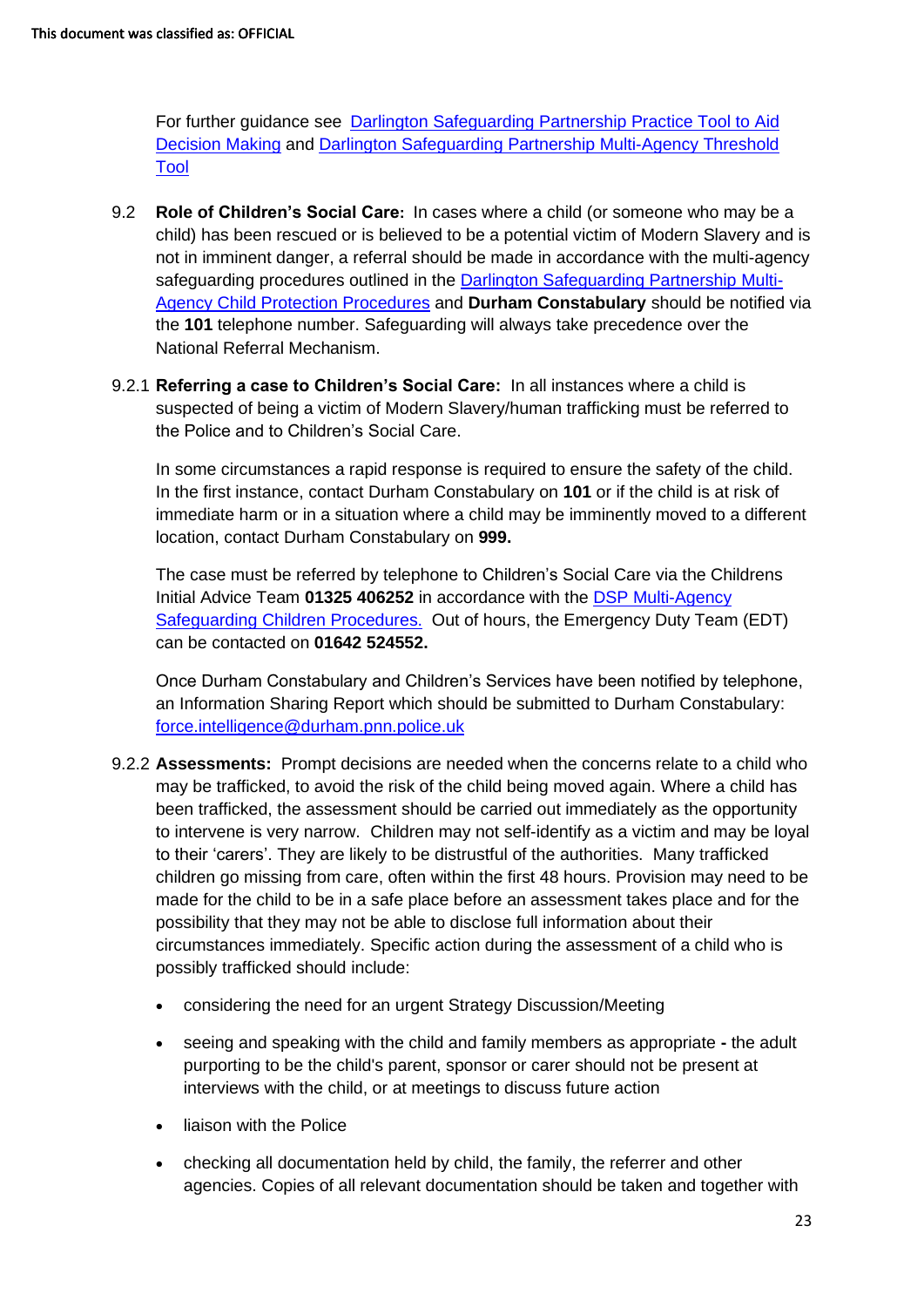For further guidance see Darlington Safeguarding Partnership Practice Tool to Aid Decision Making and Darlington Safeguarding Partnership Multi-Agency Threshold Tool

9.2 **Role of Children's Social Care:** In cases where a child (or someone who may be a child) has been rescued or is believed to be a potential victim of Modern Slavery and is not in imminent danger, a referral should be made in accordance with the multi-agency safeguarding procedures outlined in the Darlington Safeguarding Partnership Multi-Agency Child Protection Procedures and **Durham Constabulary** should be notified via the **101** telephone number. Safeguarding will always take precedence over the National Referral Mechanism.

9.2.1 **Referring a case to Children's Social Care:** In all instances where a child is suspected of being a victim of Modern Slavery/human trafficking must be referred to the Police and to Children's Social Care.

In some circumstances a rapid response is required to ensure the safety of the child. In the first instance, contact Durham Constabulary on **101** or if the child is at risk of immediate harm or in a situation where a child may be imminently moved to a different location, contact Durham Constabulary on **999.**

The case must be referred by telephone to Children's Social Care via the Childrens Initial Advice Team **01325 406252** in accordance with the DSP Multi-Agency Safeguarding Children Procedures. Out of hours, the Emergency Duty Team (EDT) can be contacted on **01642 524552.**

Once Durham Constabulary and Children's Services have been notified by telephone, an Information Sharing Report which should be submitted to Durham Constabulary: force.intelligence@durham.pnn.police.uk

9.2.2 **Assessments:** Prompt decisions are needed when the concerns relate to a child who may be trafficked, to avoid the risk of the child being moved again. Where a child has been trafficked, the assessment should be carried out immediately as the opportunity to intervene is very narrow. Children may not self-identify as a victim and may be loyal to their 'carers'. They are likely to be distrustful of the authorities. Many trafficked children go missing from care, often within the first 48 hours. Provision may need to be made for the child to be in a safe place before an assessment takes place and for the possibility that they may not be able to disclose full information about their circumstances immediately. Specific action during the assessment of a child who is possibly trafficked should include:

- considering the need for an urgent Strategy Discussion/Meeting
- seeing and speaking with the child and family members as appropriate **-** the adult purporting to be the child's parent, sponsor or carer should not be present at interviews with the child, or at meetings to discuss future action
- liaison with the Police
- checking all documentation held by child, the family, the referrer and other agencies. Copies of all relevant documentation should be taken and together with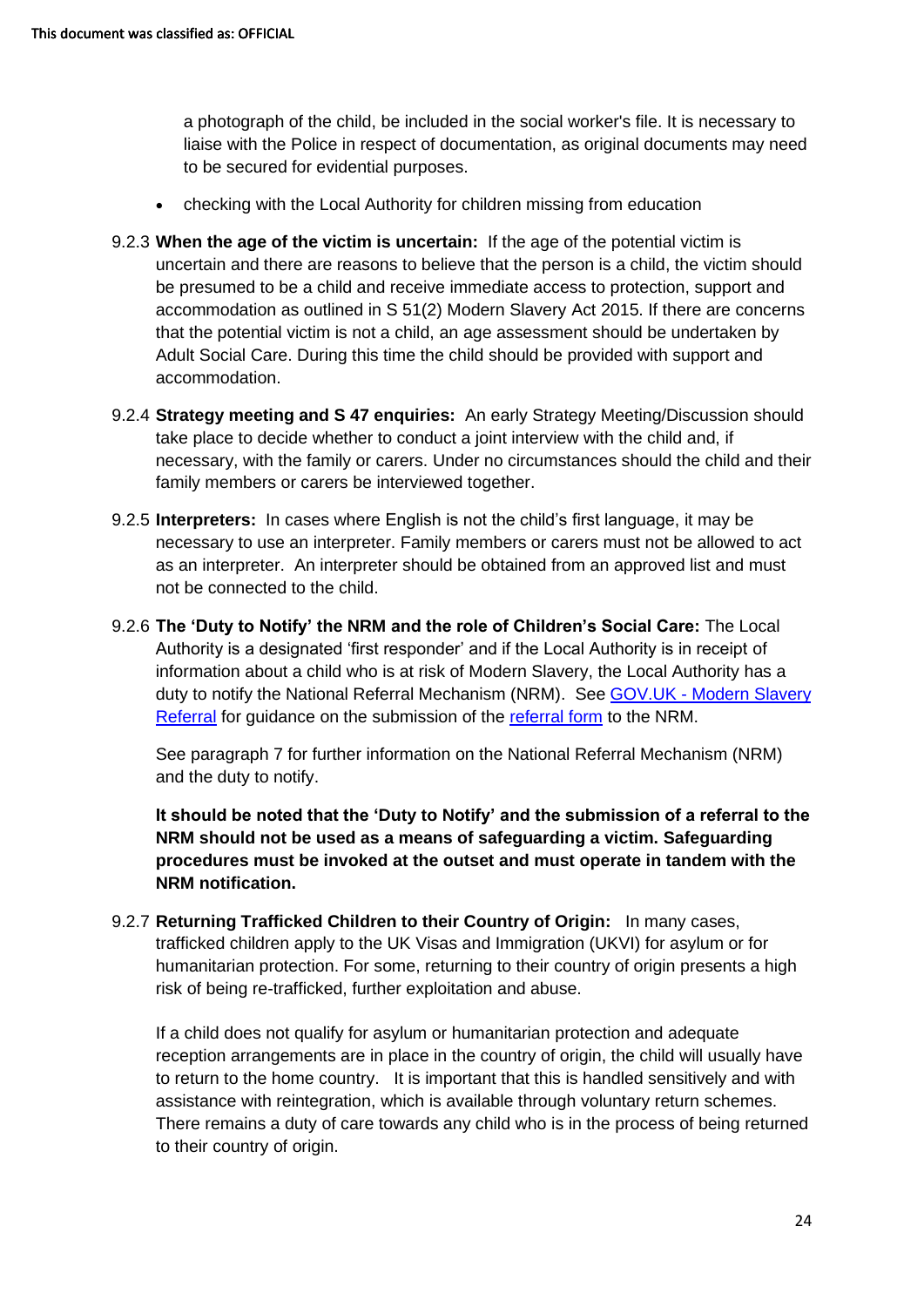a photograph of the child, be included in the social worker's file. It is necessary to liaise with the Police in respect of documentation, as original documents may need to be secured for evidential purposes.

- checking with the Local Authority for children missing from education

9.2.3 **When the age of the victim is uncertain:** If the age of the potential victim is uncertain and there are reasons to believe that the person is a child, the victim should be presumed to be a child and receive immediate access to protection, support and accommodation as outlined in S 51(2) Modern Slavery Act 2015. If there are concerns that the potential victim is not a child, an age assessment should be undertaken by Adult Social Care. During this time the child should be provided with support and accommodation.

9.2.4 **Strategy meeting and S 47 enquiries:** An early Strategy Meeting/Discussion should take place to decide whether to conduct a joint interview with the child and, if necessary, with the family or carers. Under no circumstances should the child and their family members or carers be interviewed together.

9.2.5 **Interpreters:** In cases where English is not the child's first language, it may be necessary to use an interpreter. Family members or carers must not be allowed to act as an interpreter. An interpreter should be obtained from an approved list and must not be connected to the child.

9.2.6 **The 'Duty to Notify' the NRM and the role of Children's Social Care:** The Local Authority is a designated 'first responder' and if the Local Authority is in receipt of information about a child who is at risk of Modern Slavery, the Local Authority has a duty to notify the National Referral Mechanism (NRM). See GOV.UK - Modern Slavery Referral for guidance on the submission of the referral form to the NRM.

See paragraph 7 for further information on the National Referral Mechanism (NRM) and the duty to notify.

**It should be noted that the 'Duty to Notify' and the submission of a referral to the NRM should not be used as a means of safeguarding a victim. Safeguarding procedures must be invoked at the outset and must operate in tandem with the NRM notification.**

9.2.7 **Returning Trafficked Children to their Country of Origin:** In many cases, trafficked children apply to the UK Visas and Immigration (UKVI) for asylum or for humanitarian protection. For some, returning to their country of origin presents a high risk of being re-trafficked, further exploitation and abuse.

If a child does not qualify for asylum or humanitarian protection and adequate reception arrangements are in place in the country of origin, the child will usually have to return to the home country. It is important that this is handled sensitively and with assistance with reintegration, which is available through voluntary return schemes. There remains a duty of care towards any child who is in the process of being returned to their country of origin.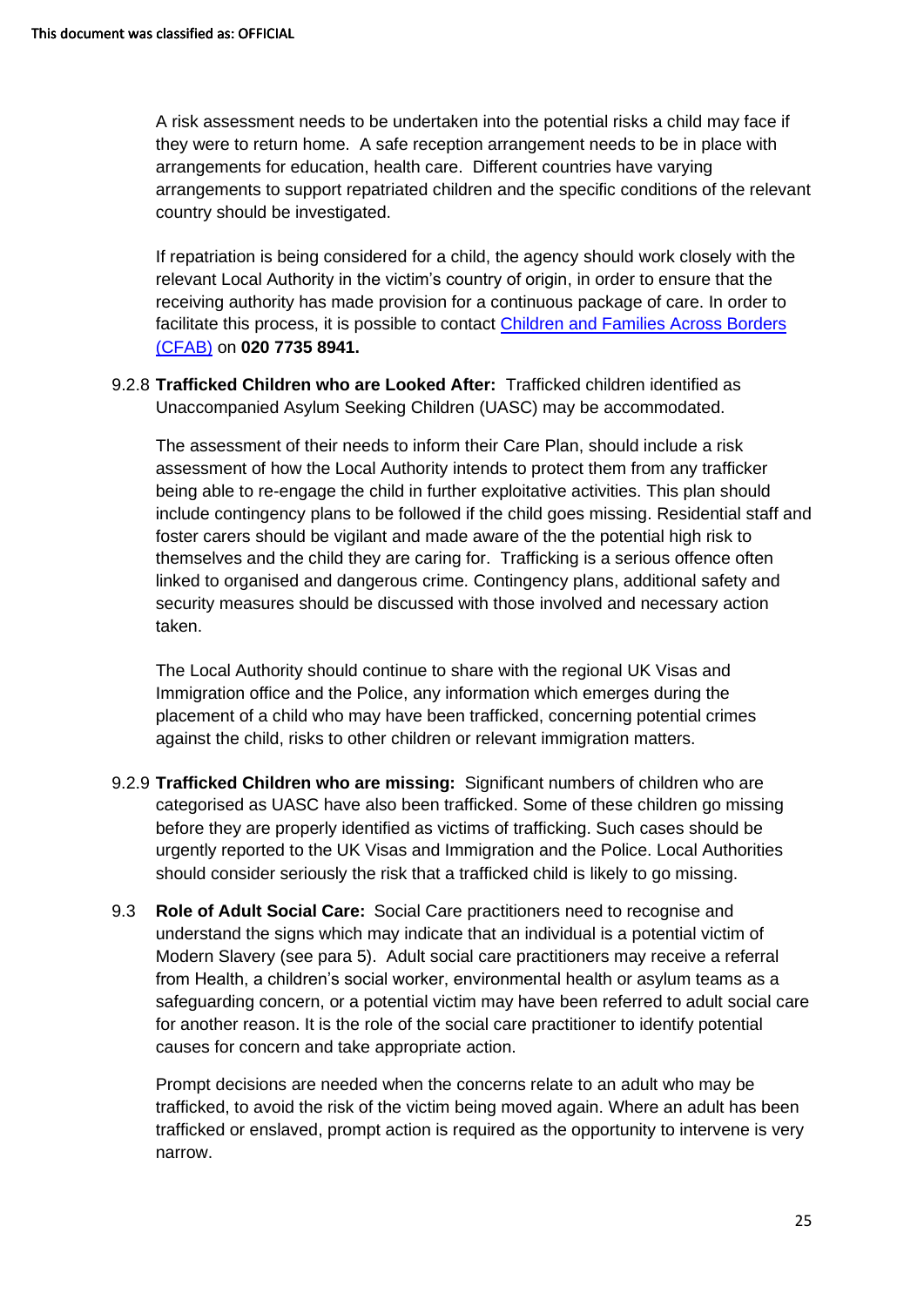A risk assessment needs to be undertaken into the potential risks a child may face if they were to return home. A safe reception arrangement needs to be in place with arrangements for education, health care. Different countries have varying arrangements to support repatriated children and the specific conditions of the relevant country should be investigated.

If repatriation is being considered for a child, the agency should work closely with the relevant Local Authority in the victim's country of origin, in order to ensure that the receiving authority has made provision for a continuous package of care. In order to facilitate this process, it is possible to contact Children and Families Across Borders (CFAB) on **020 7735 8941.**

9.2.8 **Trafficked Children who are Looked After:** Trafficked children identified as Unaccompanied Asylum Seeking Children (UASC) may be accommodated.

The assessment of their needs to inform their Care Plan, should include a risk assessment of how the Local Authority intends to protect them from any trafficker being able to re-engage the child in further exploitative activities. This plan should include contingency plans to be followed if the child goes missing. Residential staff and foster carers should be vigilant and made aware of the the potential high risk to themselves and the child they are caring for. Trafficking is a serious offence often linked to organised and dangerous crime. Contingency plans, additional safety and security measures should be discussed with those involved and necessary action taken.

The Local Authority should continue to share with the regional UK Visas and Immigration office and the Police, any information which emerges during the placement of a child who may have been trafficked, concerning potential crimes against the child, risks to other children or relevant immigration matters.

9.2.9 **Trafficked Children who are missing:** Significant numbers of children who are categorised as UASC have also been trafficked. Some of these children go missing before they are properly identified as victims of trafficking. Such cases should be urgently reported to the UK Visas and Immigration and the Police. Local Authorities should consider seriously the risk that a trafficked child is likely to go missing.

9.3 **Role of Adult Social Care:** Social Care practitioners need to recognise and understand the signs which may indicate that an individual is a potential victim of Modern Slavery (see para 5). Adult social care practitioners may receive a referral from Health, a children's social worker, environmental health or asylum teams as a safeguarding concern, or a potential victim may have been referred to adult social care for another reason. It is the role of the social care practitioner to identify potential causes for concern and take appropriate action.

Prompt decisions are needed when the concerns relate to an adult who may be trafficked, to avoid the risk of the victim being moved again. Where an adult has been trafficked or enslaved, prompt action is required as the opportunity to intervene is very narrow.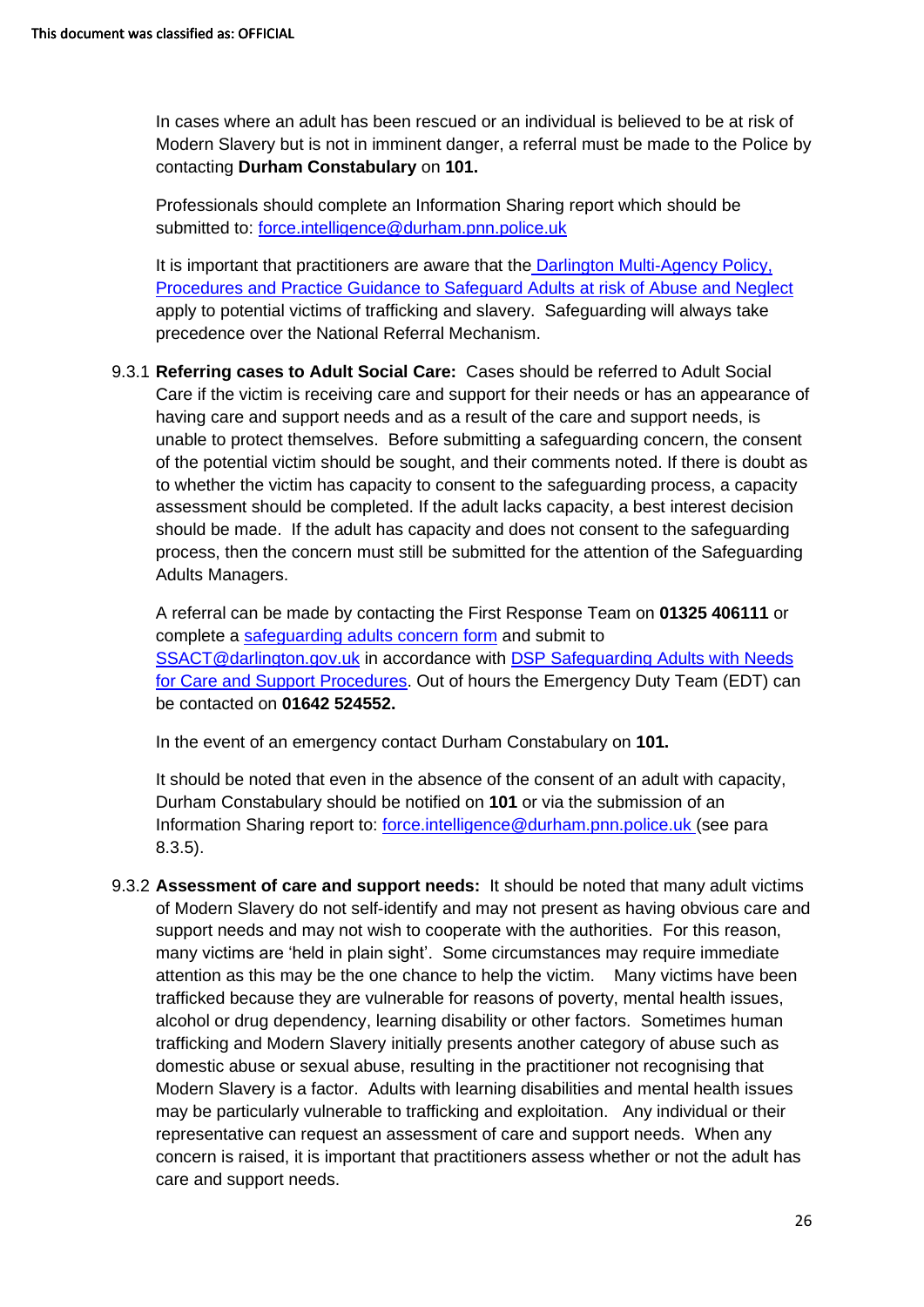In cases where an adult has been rescued or an individual is believed to be at risk of Modern Slavery but is not in imminent danger, a referral must be made to the Police by contacting **Durham Constabulary** on **101.**

Professionals should complete an Information Sharing report which should be submitted to: force.intelligence@durham.pnn.police.uk

It is important that practitioners are aware that the Darlington Multi-Agency Policy, Procedures and Practice Guidance to Safeguard Adults at risk of Abuse and Neglect apply to potential victims of trafficking and slavery. Safeguarding will always take precedence over the National Referral Mechanism.

9.3.1 **Referring cases to Adult Social Care:** Cases should be referred to Adult Social Care if the victim is receiving care and support for their needs or has an appearance of having care and support needs and as a result of the care and support needs, is unable to protect themselves. Before submitting a safeguarding concern, the consent of the potential victim should be sought, and their comments noted. If there is doubt as to whether the victim has capacity to consent to the safeguarding process, a capacity assessment should be completed. If the adult lacks capacity, a best interest decision should be made. If the adult has capacity and does not consent to the safeguarding process, then the concern must still be submitted for the attention of the Safeguarding Adults Managers.

A referral can be made by contacting the First Response Team on **01325 406111** or complete a safeguarding adults concern form and submit to SSACT@darlington.gov.uk in accordance with DSP Safeguarding Adults with Needs for Care and Support Procedures. Out of hours the Emergency Duty Team (EDT) can be contacted on **01642 524552.**

In the event of an emergency contact Durham Constabulary on **101.**

It should be noted that even in the absence of the consent of an adult with capacity, Durham Constabulary should be notified on **101** or via the submission of an Information Sharing report to: force.intelligence@durham.pnn.police.uk (see para 8.3.5).

9.3.2 **Assessment of care and support needs:** It should be noted that many adult victims of Modern Slavery do not self-identify and may not present as having obvious care and support needs and may not wish to cooperate with the authorities. For this reason, many victims are 'held in plain sight'. Some circumstances may require immediate attention as this may be the one chance to help the victim. Many victims have been trafficked because they are vulnerable for reasons of poverty, mental health issues, alcohol or drug dependency, learning disability or other factors. Sometimes human trafficking and Modern Slavery initially presents another category of abuse such as domestic abuse or sexual abuse, resulting in the practitioner not recognising that Modern Slavery is a factor. Adults with learning disabilities and mental health issues may be particularly vulnerable to trafficking and exploitation. Any individual or their representative can request an assessment of care and support needs. When any concern is raised, it is important that practitioners assess whether or not the adult has care and support needs.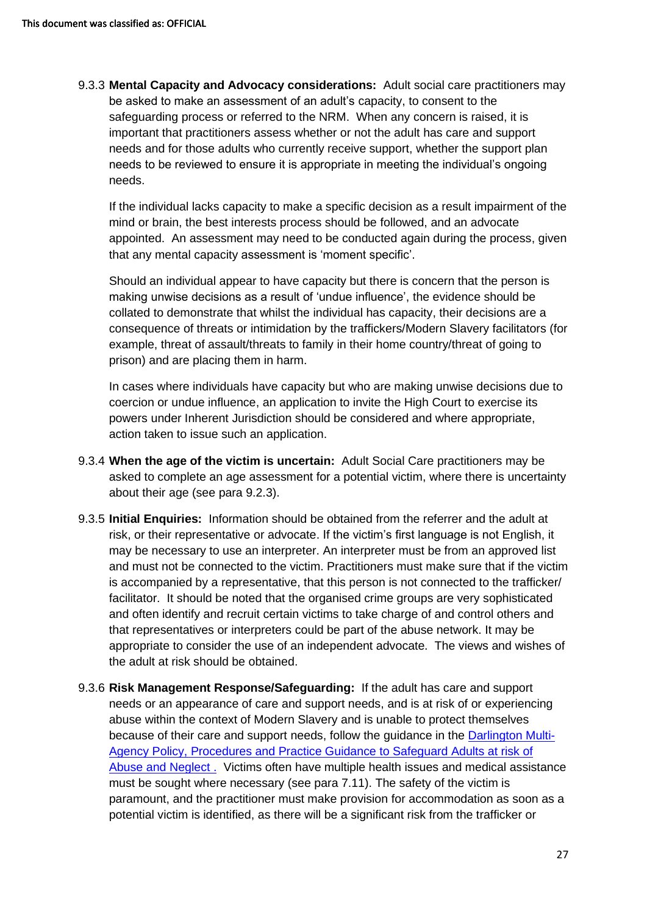9.3.3 **Mental Capacity and Advocacy considerations:** Adult social care practitioners may be asked to make an assessment of an adult's capacity, to consent to the safeguarding process or referred to the NRM. When any concern is raised, it is important that practitioners assess whether or not the adult has care and support needs and for those adults who currently receive support, whether the support plan needs to be reviewed to ensure it is appropriate in meeting the individual's ongoing needs.

If the individual lacks capacity to make a specific decision as a result impairment of the mind or brain, the best interests process should be followed, and an advocate appointed. An assessment may need to be conducted again during the process, given that any mental capacity assessment is 'moment specific'.

Should an individual appear to have capacity but there is concern that the person is making unwise decisions as a result of 'undue influence', the evidence should be collated to demonstrate that whilst the individual has capacity, their decisions are a consequence of threats or intimidation by the traffickers/Modern Slavery facilitators (for example, threat of assault/threats to family in their home country/threat of going to prison) and are placing them in harm.

In cases where individuals have capacity but who are making unwise decisions due to coercion or undue influence, an application to invite the High Court to exercise its powers under Inherent Jurisdiction should be considered and where appropriate, action taken to issue such an application.

9.3.4 **When the age of the victim is uncertain:** Adult Social Care practitioners may be asked to complete an age assessment for a potential victim, where there is uncertainty about their age (see para 9.2.3).

9.3.5 **Initial Enquiries:** Information should be obtained from the referrer and the adult at risk, or their representative or advocate. If the victim's first language is not English, it may be necessary to use an interpreter. An interpreter must be from an approved list and must not be connected to the victim. Practitioners must make sure that if the victim is accompanied by a representative, that this person is not connected to the trafficker/ facilitator. It should be noted that the organised crime groups are very sophisticated and often identify and recruit certain victims to take charge of and control others and that representatives or interpreters could be part of the abuse network. It may be appropriate to consider the use of an independent advocate. The views and wishes of the adult at risk should be obtained.

9.3.6 **Risk Management Response/Safeguarding:** If the adult has care and support needs or an appearance of care and support needs, and is at risk of or experiencing abuse within the context of Modern Slavery and is unable to protect themselves because of their care and support needs, follow the guidance in the Darlington Multi-Agency Policy, Procedures and Practice Guidance to Safeguard Adults at risk of Abuse and Neglect . Victims often have multiple health issues and medical assistance must be sought where necessary (see para 7.11). The safety of the victim is paramount, and the practitioner must make provision for accommodation as soon as a potential victim is identified, as there will be a significant risk from the trafficker or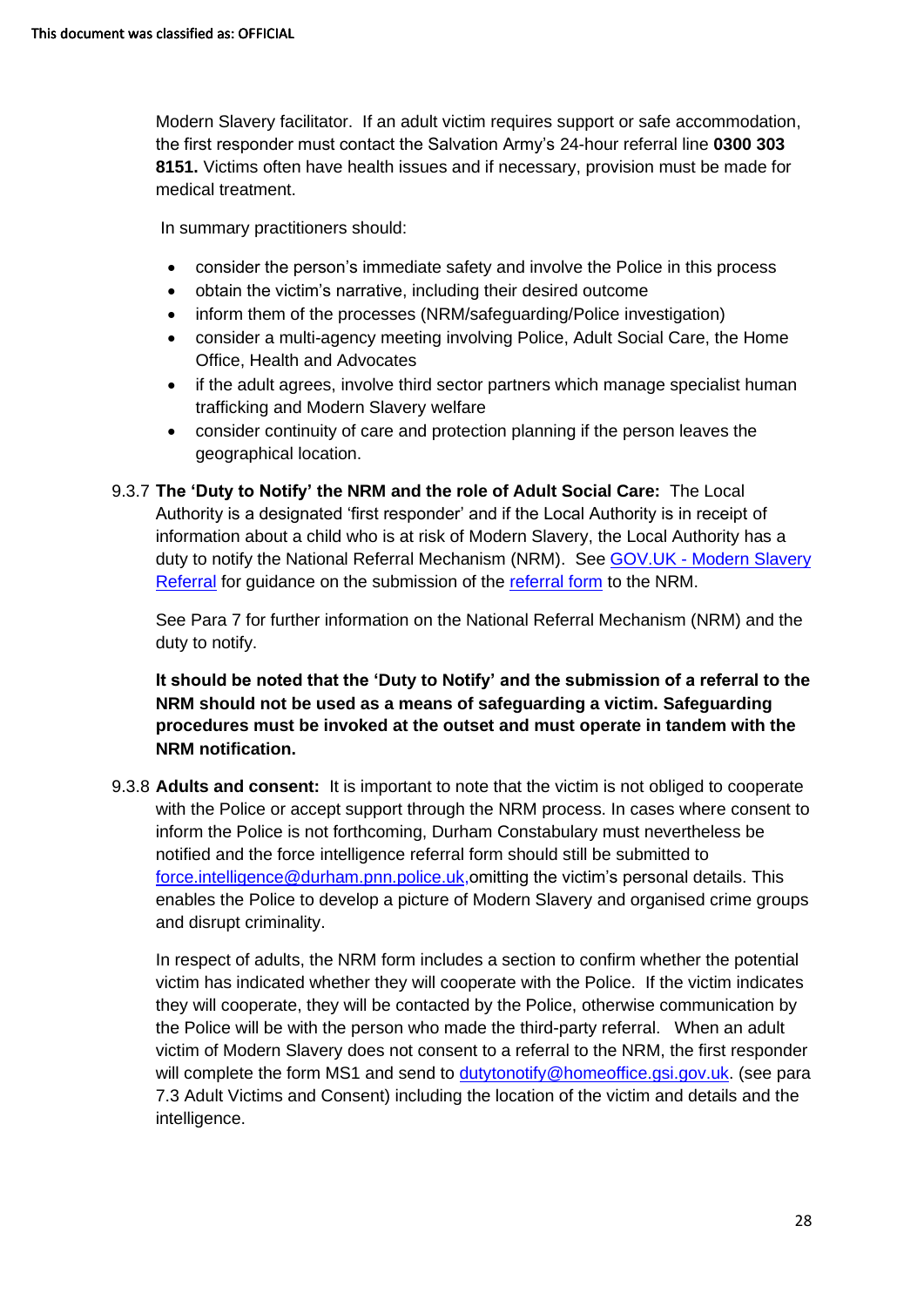Modern Slavery facilitator. If an adult victim requires support or safe accommodation, the first responder must contact the Salvation Army's 24-hour referral line **0300 303 8151.** Victims often have health issues and if necessary, provision must be made for medical treatment.

In summary practitioners should:

- consider the person's immediate safety and involve the Police in this process
- obtain the victim's narrative, including their desired outcome
- inform them of the processes (NRM/safeguarding/Police investigation)
- consider a multi-agency meeting involving Police, Adult Social Care, the Home Office, Health and Advocates
- if the adult agrees, involve third sector partners which manage specialist human trafficking and Modern Slavery welfare
- consider continuity of care and protection planning if the person leaves the geographical location.

9.3.7 **The 'Duty to Notify' the NRM and the role of Adult Social Care:** The Local Authority is a designated 'first responder' and if the Local Authority is in receipt of information about a child who is at risk of Modern Slavery, the Local Authority has a duty to notify the National Referral Mechanism (NRM). See [GOV.UK - Modern Slavery Referral](GOV.UK - Modern Slavery Referral) for guidance on the submission of the [referral form](referral form) to the NRM.

See Para 7 for further information on the National Referral Mechanism (NRM) and the duty to notify.

**It should be noted that the 'Duty to Notify' and the submission of a referral to the NRM should not be used as a means of safeguarding a victim. Safeguarding procedures must be invoked at the outset and must operate in tandem with the NRM notification.**

9.3.8 **Adults and consent:** It is important to note that the victim is not obliged to cooperate with the Police or accept support through the NRM process. In cases where consent to inform the Police is not forthcoming, Durham Constabulary must nevertheless be notified and the force intelligence referral form should still be submitted to force.intelligence@durham.pnn.police.uk,omitting the victim's personal details. This enables the Police to develop a picture of Modern Slavery and organised crime groups and disrupt criminality.

In respect of adults, the NRM form includes a section to confirm whether the potential victim has indicated whether they will cooperate with the Police. If the victim indicates they will cooperate, they will be contacted by the Police, otherwise communication by the Police will be with the person who made the third-party referral. When an adult victim of Modern Slavery does not consent to a referral to the NRM, the first responder will complete the form MS1 and send to dutytonotify@homeoffice.gsi.gov.uk. (see para 7.3 Adult Victims and Consent) including the location of the victim and details and the intelligence.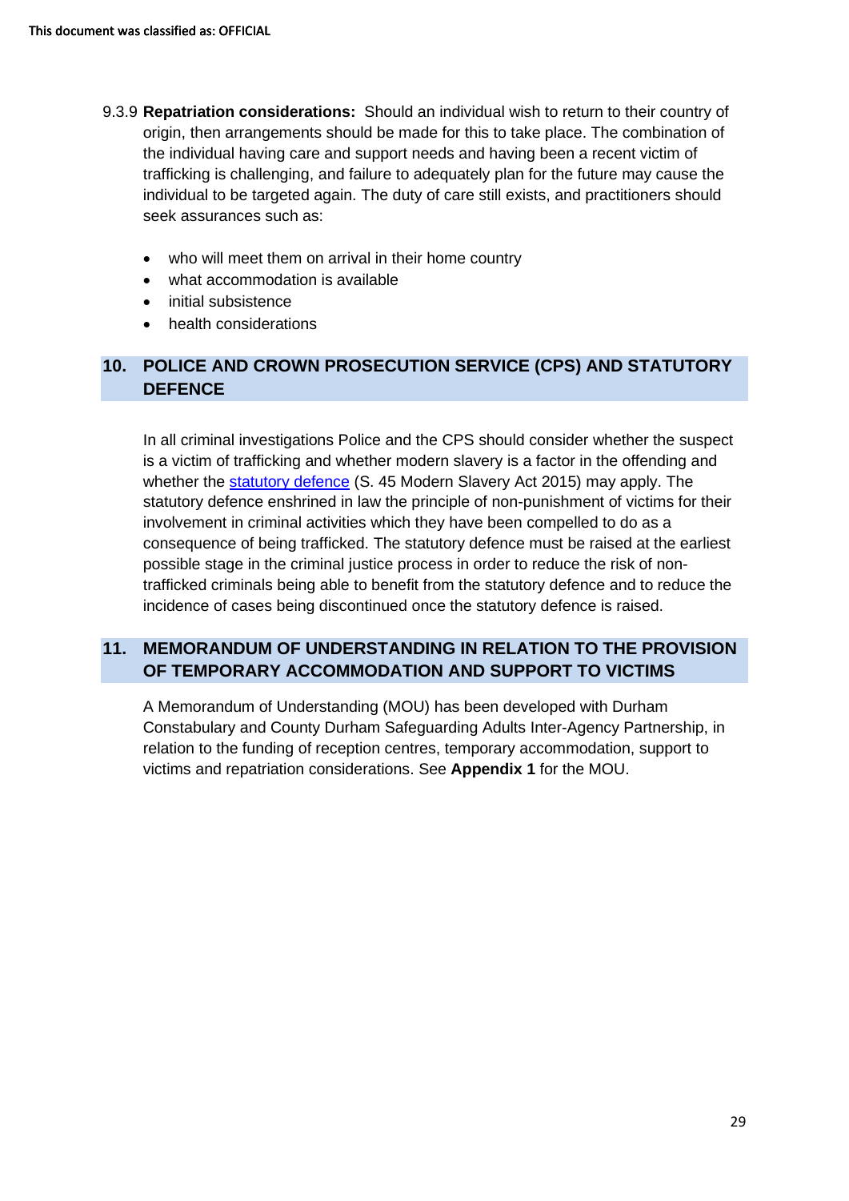9.3.9 **Repatriation considerations:** Should an individual wish to return to their country of origin, then arrangements should be made for this to take place. The combination of the individual having care and support needs and having been a recent victim of trafficking is challenging, and failure to adequately plan for the future may cause the individual to be targeted again. The duty of care still exists, and practitioners should seek assurances such as:

- who will meet them on arrival in their home country
- what accommodation is available
- initial subsistence
- health considerations

## 10. POLICE AND CROWN PROSECUTION SERVICE (CPS) AND STATUTORY DEFENCE

In all criminal investigations Police and the CPS should consider whether the suspect is a victim of trafficking and whether modern slavery is a factor in the offending and whether the statutory defence (S. 45 Modern Slavery Act 2015) may apply. The statutory defence enshrined in law the principle of non-punishment of victims for their involvement in criminal activities which they have been compelled to do as a consequence of being trafficked. The statutory defence must be raised at the earliest possible stage in the criminal justice process in order to reduce the risk of non-trafficked criminals being able to benefit from the statutory defence and to reduce the incidence of cases being discontinued once the statutory defence is raised.

## 11. MEMORANDUM OF UNDERSTANDING IN RELATION TO THE PROVISION OF TEMPORARY ACCOMMODATION AND SUPPORT TO VICTIMS

A Memorandum of Understanding (MOU) has been developed with Durham Constabulary and County Durham Safeguarding Adults Inter-Agency Partnership, in relation to the funding of reception centres, temporary accommodation, support to victims and repatriation considerations. See **Appendix 1** for the MOU.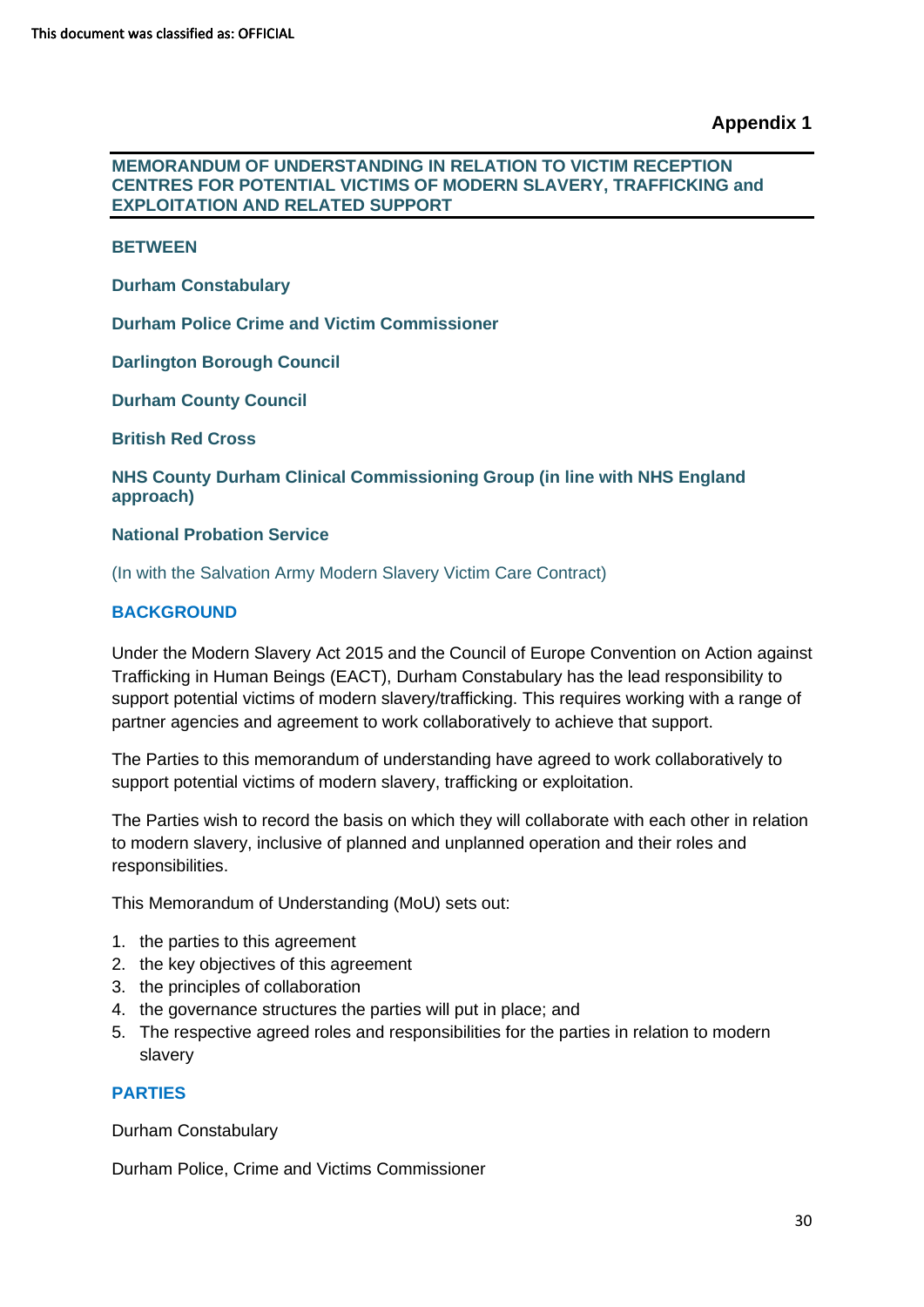This document was classified as: OFFICIAL

**Appendix 1**

## MEMORANDUM OF UNDERSTANDING IN RELATION TO VICTIM RECEPTION CENTRES FOR POTENTIAL VICTIMS OF MODERN SLAVERY, TRAFFICKING and EXPLOITATION AND RELATED SUPPORT

**BETWEEN**

**Durham Constabulary**

**Durham Police Crime and Victim Commissioner**

**Darlington Borough Council**

**Durham County Council**

**British Red Cross**

**NHS County Durham Clinical Commissioning Group (in line with NHS England approach)**

**National Probation Service**

(In with the Salvation Army Modern Slavery Victim Care Contract)

### BACKGROUND

Under the Modern Slavery Act 2015 and the Council of Europe Convention on Action against Trafficking in Human Beings (EACT), Durham Constabulary has the lead responsibility to support potential victims of modern slavery/trafficking. This requires working with a range of partner agencies and agreement to work collaboratively to achieve that support.

The Parties to this memorandum of understanding have agreed to work collaboratively to support potential victims of modern slavery, trafficking or exploitation.

The Parties wish to record the basis on which they will collaborate with each other in relation to modern slavery, inclusive of planned and unplanned operation and their roles and responsibilities.

This Memorandum of Understanding (MoU) sets out:

1. the parties to this agreement
2. the key objectives of this agreement
3. the principles of collaboration
4. the governance structures the parties will put in place; and
5. The respective agreed roles and responsibilities for the parties in relation to modern slavery

### PARTIES

Durham Constabulary

Durham Police, Crime and Victims Commissioner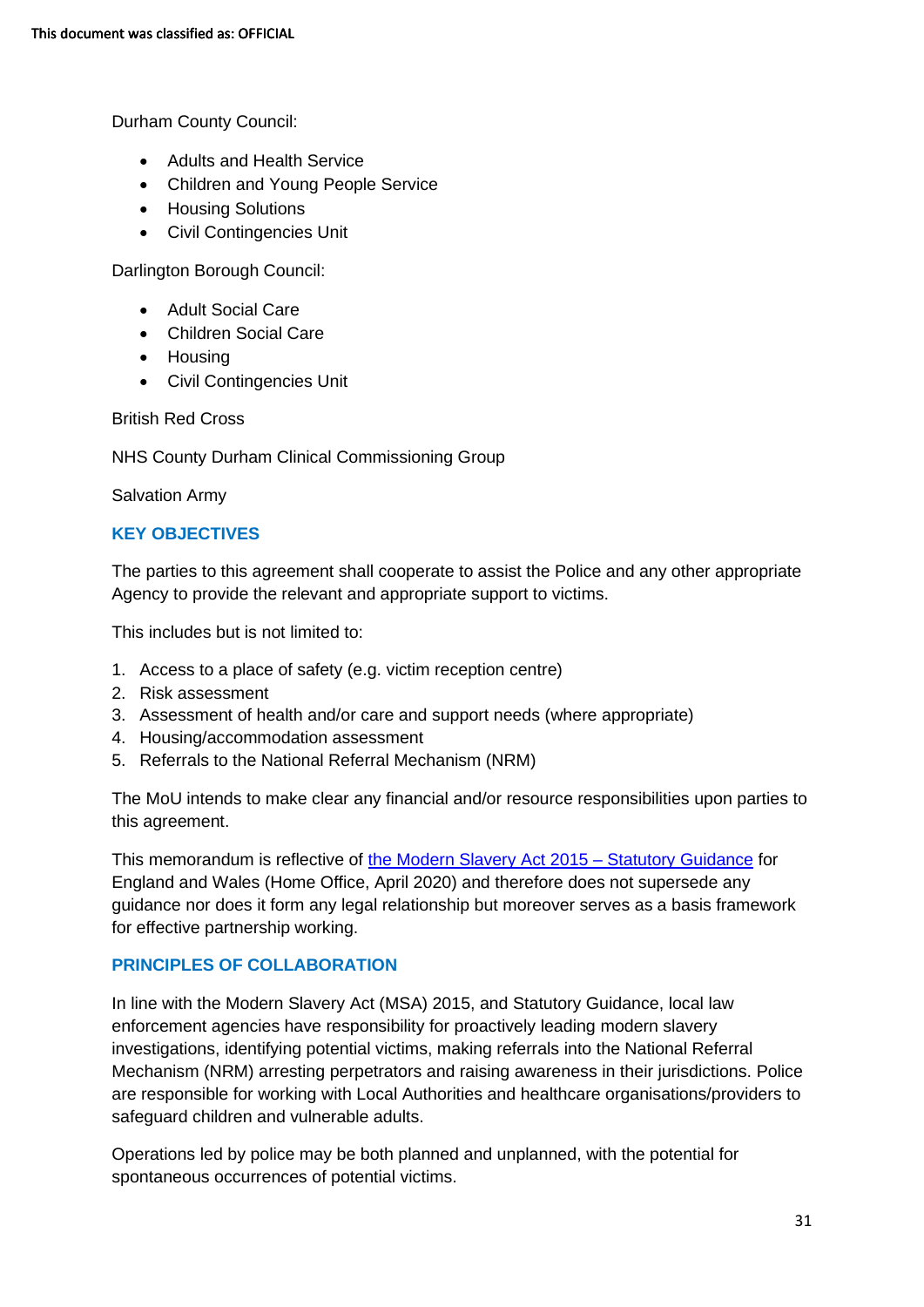Durham County Council:

- Adults and Health Service
- Children and Young People Service
- Housing Solutions
- Civil Contingencies Unit

Darlington Borough Council:

- Adult Social Care
- Children Social Care
- Housing
- Civil Contingencies Unit

British Red Cross

NHS County Durham Clinical Commissioning Group

Salvation Army

## KEY OBJECTIVES

The parties to this agreement shall cooperate to assist the Police and any other appropriate Agency to provide the relevant and appropriate support to victims.

This includes but is not limited to:

1. Access to a place of safety (e.g. victim reception centre)
2. Risk assessment
3. Assessment of health and/or care and support needs (where appropriate)
4. Housing/accommodation assessment
5. Referrals to the National Referral Mechanism (NRM)

The MoU intends to make clear any financial and/or resource responsibilities upon parties to this agreement.

This memorandum is reflective of the Modern Slavery Act 2015 – Statutory Guidance for England and Wales (Home Office, April 2020) and therefore does not supersede any guidance nor does it form any legal relationship but moreover serves as a basis framework for effective partnership working.

## PRINCIPLES OF COLLABORATION

In line with the Modern Slavery Act (MSA) 2015, and Statutory Guidance, local law enforcement agencies have responsibility for proactively leading modern slavery investigations, identifying potential victims, making referrals into the National Referral Mechanism (NRM) arresting perpetrators and raising awareness in their jurisdictions. Police are responsible for working with Local Authorities and healthcare organisations/providers to safeguard children and vulnerable adults.

Operations led by police may be both planned and unplanned, with the potential for spontaneous occurrences of potential victims.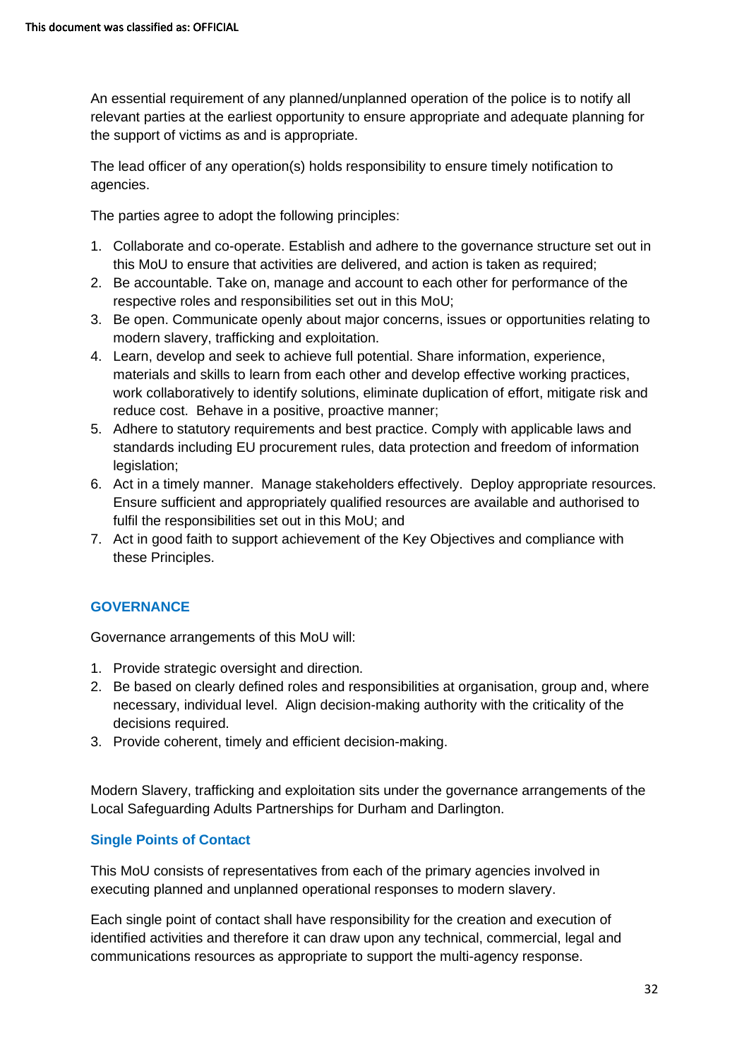An essential requirement of any planned/unplanned operation of the police is to notify all relevant parties at the earliest opportunity to ensure appropriate and adequate planning for the support of victims as and is appropriate.

The lead officer of any operation(s) holds responsibility to ensure timely notification to agencies.

The parties agree to adopt the following principles:

1. Collaborate and co-operate. Establish and adhere to the governance structure set out in this MoU to ensure that activities are delivered, and action is taken as required;
2. Be accountable. Take on, manage and account to each other for performance of the respective roles and responsibilities set out in this MoU;
3. Be open. Communicate openly about major concerns, issues or opportunities relating to modern slavery, trafficking and exploitation.
4. Learn, develop and seek to achieve full potential. Share information, experience, materials and skills to learn from each other and develop effective working practices, work collaboratively to identify solutions, eliminate duplication of effort, mitigate risk and reduce cost. Behave in a positive, proactive manner;
5. Adhere to statutory requirements and best practice. Comply with applicable laws and standards including EU procurement rules, data protection and freedom of information legislation;
6. Act in a timely manner. Manage stakeholders effectively. Deploy appropriate resources. Ensure sufficient and appropriately qualified resources are available and authorised to fulfil the responsibilities set out in this MoU; and
7. Act in good faith to support achievement of the Key Objectives and compliance with these Principles.

## GOVERNANCE

Governance arrangements of this MoU will:

1. Provide strategic oversight and direction.
2. Be based on clearly defined roles and responsibilities at organisation, group and, where necessary, individual level. Align decision-making authority with the criticality of the decisions required.
3. Provide coherent, timely and efficient decision-making.

Modern Slavery, trafficking and exploitation sits under the governance arrangements of the Local Safeguarding Adults Partnerships for Durham and Darlington.

### Single Points of Contact

This MoU consists of representatives from each of the primary agencies involved in executing planned and unplanned operational responses to modern slavery.

Each single point of contact shall have responsibility for the creation and execution of identified activities and therefore it can draw upon any technical, commercial, legal and communications resources as appropriate to support the multi-agency response.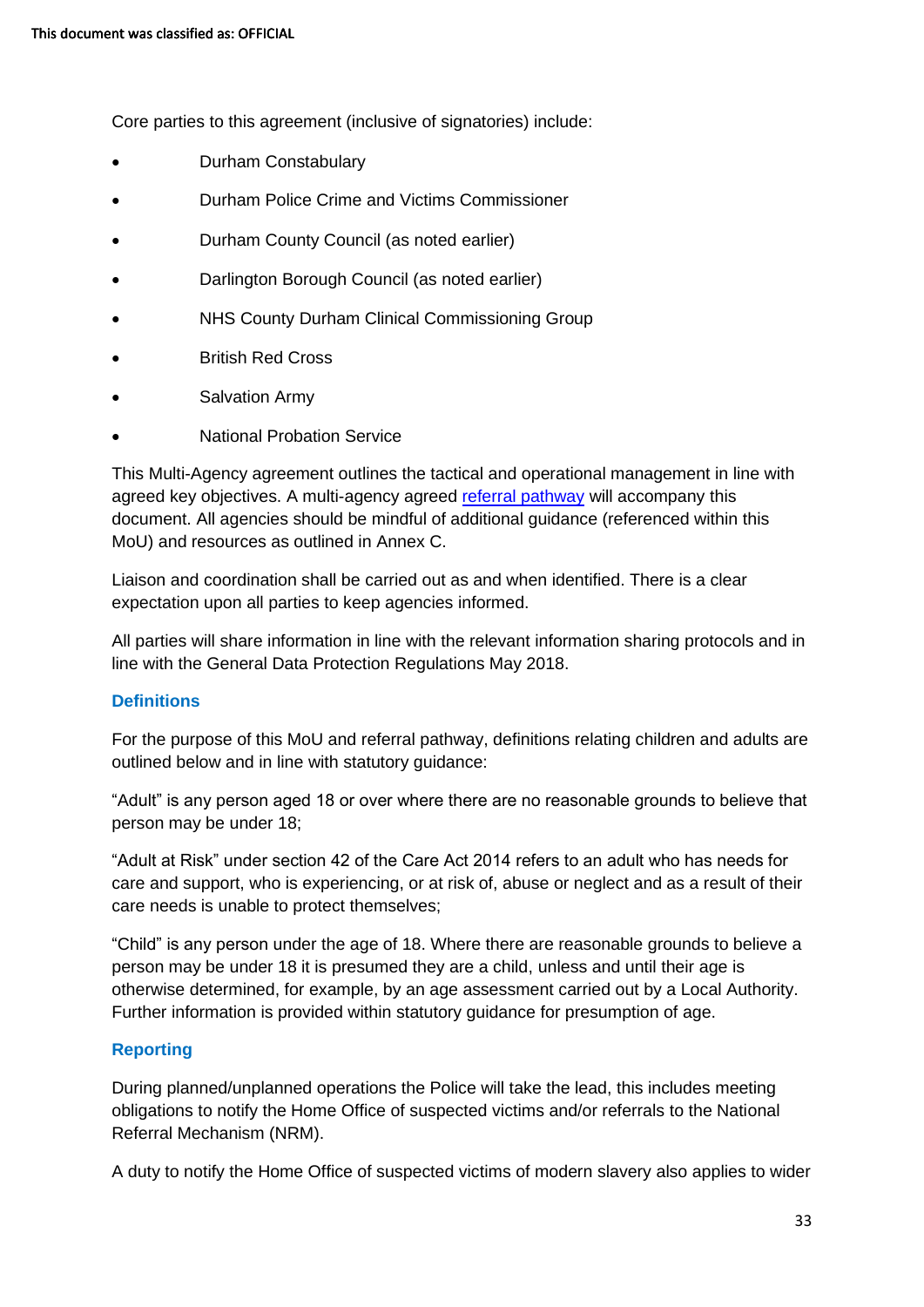Core parties to this agreement (inclusive of signatories) include:

- Durham Constabulary
- Durham Police Crime and Victims Commissioner
- Durham County Council (as noted earlier)
- Darlington Borough Council (as noted earlier)
- NHS County Durham Clinical Commissioning Group
- British Red Cross
- Salvation Army
- National Probation Service

This Multi-Agency agreement outlines the tactical and operational management in line with agreed key objectives. A multi-agency agreed referral pathway will accompany this document. All agencies should be mindful of additional guidance (referenced within this MoU) and resources as outlined in Annex C.

Liaison and coordination shall be carried out as and when identified. There is a clear expectation upon all parties to keep agencies informed.

All parties will share information in line with the relevant information sharing protocols and in line with the General Data Protection Regulations May 2018.

### Definitions

For the purpose of this MoU and referral pathway, definitions relating children and adults are outlined below and in line with statutory guidance:

“Adult” is any person aged 18 or over where there are no reasonable grounds to believe that person may be under 18;

“Adult at Risk” under section 42 of the Care Act 2014 refers to an adult who has needs for care and support, who is experiencing, or at risk of, abuse or neglect and as a result of their care needs is unable to protect themselves;

“Child” is any person under the age of 18. Where there are reasonable grounds to believe a person may be under 18 it is presumed they are a child, unless and until their age is otherwise determined, for example, by an age assessment carried out by a Local Authority. Further information is provided within statutory guidance for presumption of age.

### Reporting

During planned/unplanned operations the Police will take the lead, this includes meeting obligations to notify the Home Office of suspected victims and/or referrals to the National Referral Mechanism (NRM).

A duty to notify the Home Office of suspected victims of modern slavery also applies to wider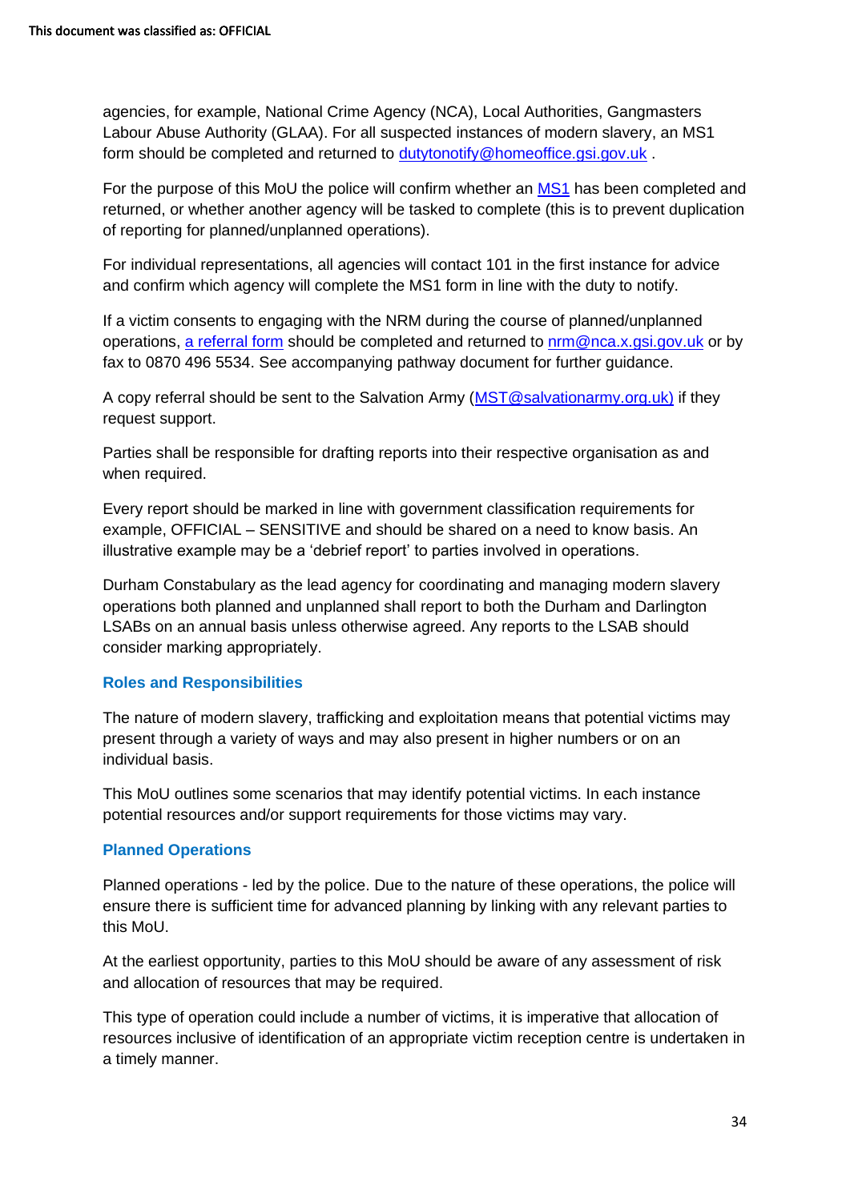agencies, for example, National Crime Agency (NCA), Local Authorities, Gangmasters Labour Abuse Authority (GLAA). For all suspected instances of modern slavery, an MS1 form should be completed and returned to dutytonotify@homeoffice.gsi.gov.uk .

For the purpose of this MoU the police will confirm whether an MS1 has been completed and returned, or whether another agency will be tasked to complete (this is to prevent duplication of reporting for planned/unplanned operations).

For individual representations, all agencies will contact 101 in the first instance for advice and confirm which agency will complete the MS1 form in line with the duty to notify.

If a victim consents to engaging with the NRM during the course of planned/unplanned operations, a referral form should be completed and returned to nrm@nca.x.gsi.gov.uk or by fax to 0870 496 5534. See accompanying pathway document for further guidance.

A copy referral should be sent to the Salvation Army (MST@salvationarmy.org.uk) if they request support.

Parties shall be responsible for drafting reports into their respective organisation as and when required.

Every report should be marked in line with government classification requirements for example, OFFICIAL – SENSITIVE and should be shared on a need to know basis. An illustrative example may be a 'debrief report' to parties involved in operations.

Durham Constabulary as the lead agency for coordinating and managing modern slavery operations both planned and unplanned shall report to both the Durham and Darlington LSABs on an annual basis unless otherwise agreed. Any reports to the LSAB should consider marking appropriately.

### Roles and Responsibilities

The nature of modern slavery, trafficking and exploitation means that potential victims may present through a variety of ways and may also present in higher numbers or on an individual basis.

This MoU outlines some scenarios that may identify potential victims. In each instance potential resources and/or support requirements for those victims may vary.

### Planned Operations

Planned operations - led by the police. Due to the nature of these operations, the police will ensure there is sufficient time for advanced planning by linking with any relevant parties to this MoU.

At the earliest opportunity, parties to this MoU should be aware of any assessment of risk and allocation of resources that may be required.

This type of operation could include a number of victims, it is imperative that allocation of resources inclusive of identification of an appropriate victim reception centre is undertaken in a timely manner.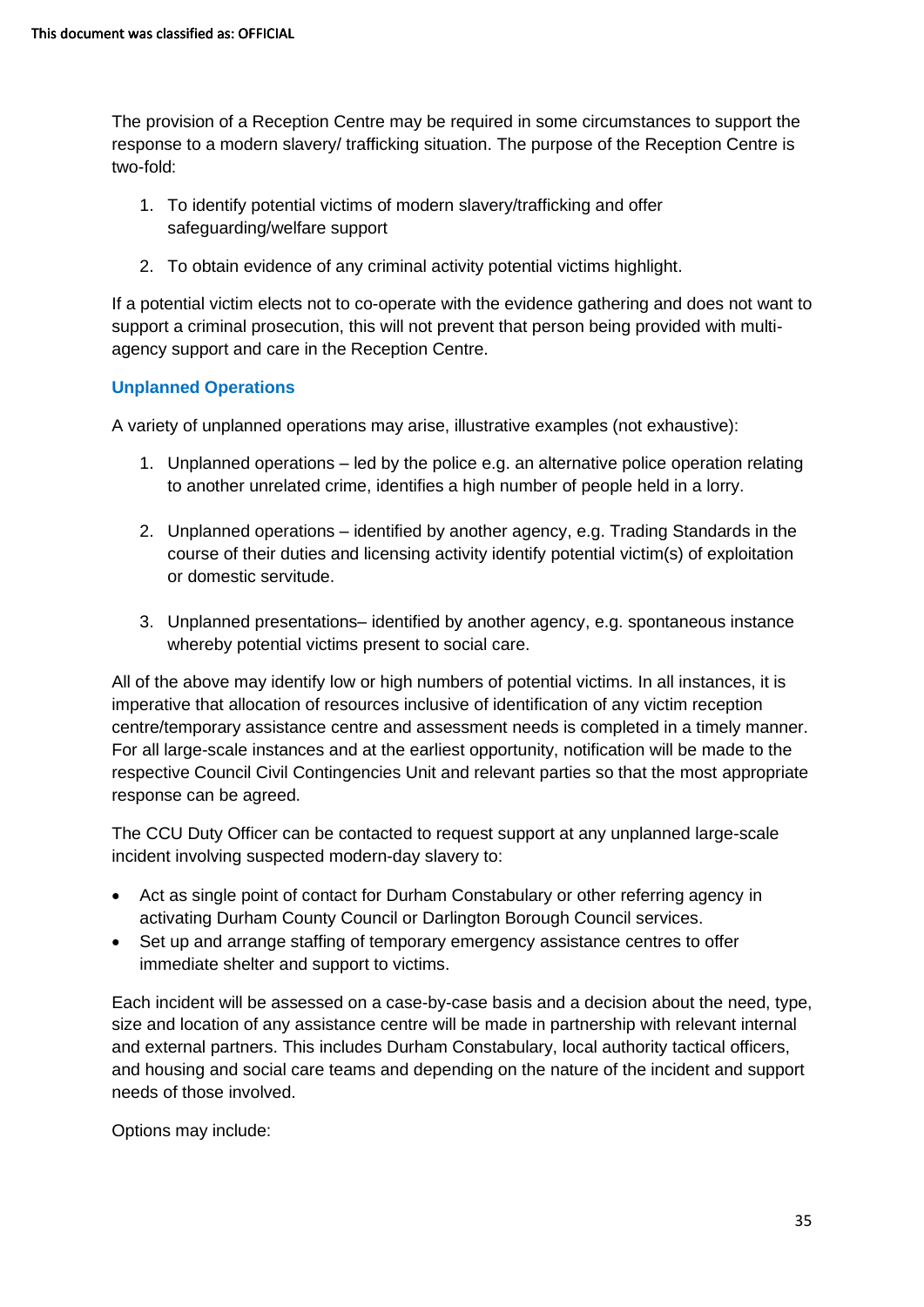The provision of a Reception Centre may be required in some circumstances to support the response to a modern slavery/ trafficking situation. The purpose of the Reception Centre is two-fold:

1. To identify potential victims of modern slavery/trafficking and offer safeguarding/welfare support
2. To obtain evidence of any criminal activity potential victims highlight.

If a potential victim elects not to co-operate with the evidence gathering and does not want to support a criminal prosecution, this will not prevent that person being provided with multi-agency support and care in the Reception Centre.

### Unplanned Operations

A variety of unplanned operations may arise, illustrative examples (not exhaustive):

1. Unplanned operations – led by the police e.g. an alternative police operation relating to another unrelated crime, identifies a high number of people held in a lorry.
2. Unplanned operations – identified by another agency, e.g. Trading Standards in the course of their duties and licensing activity identify potential victim(s) of exploitation or domestic servitude.
3. Unplanned presentations– identified by another agency, e.g. spontaneous instance whereby potential victims present to social care.

All of the above may identify low or high numbers of potential victims. In all instances, it is imperative that allocation of resources inclusive of identification of any victim reception centre/temporary assistance centre and assessment needs is completed in a timely manner. For all large-scale instances and at the earliest opportunity, notification will be made to the respective Council Civil Contingencies Unit and relevant parties so that the most appropriate response can be agreed.

The CCU Duty Officer can be contacted to request support at any unplanned large-scale incident involving suspected modern-day slavery to:

- Act as single point of contact for Durham Constabulary or other referring agency in activating Durham County Council or Darlington Borough Council services.
- Set up and arrange staffing of temporary emergency assistance centres to offer immediate shelter and support to victims.

Each incident will be assessed on a case-by-case basis and a decision about the need, type, size and location of any assistance centre will be made in partnership with relevant internal and external partners. This includes Durham Constabulary, local authority tactical officers, and housing and social care teams and depending on the nature of the incident and support needs of those involved.

Options may include: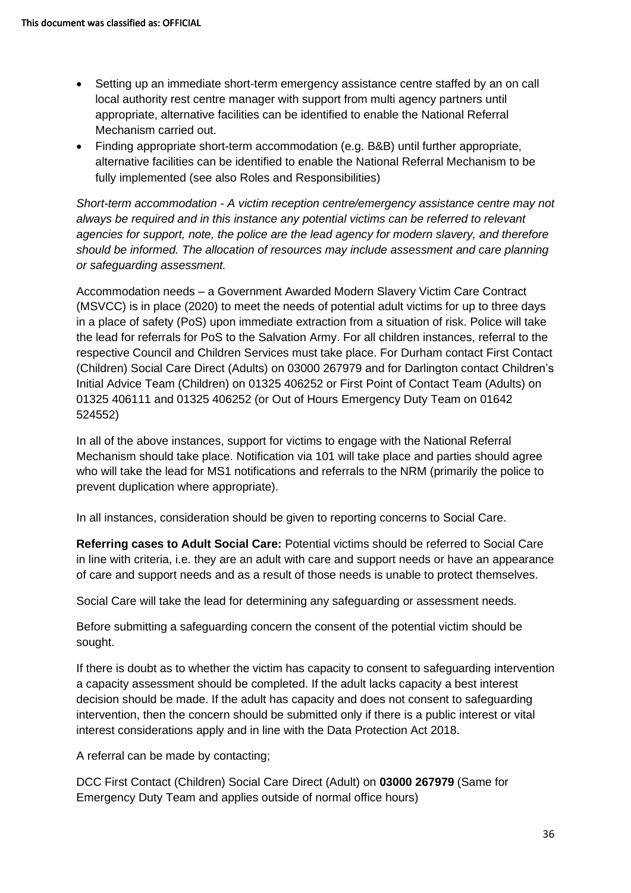- Setting up an immediate short-term emergency assistance centre staffed by an on call local authority rest centre manager with support from multi agency partners until appropriate, alternative facilities can be identified to enable the National Referral Mechanism carried out.
- Finding appropriate short-term accommodation (e.g. B&B) until further appropriate, alternative facilities can be identified to enable the National Referral Mechanism to be fully implemented (see also Roles and Responsibilities)

*Short-term accommodation - A victim reception centre/emergency assistance centre may not always be required and in this instance any potential victims can be referred to relevant agencies for support, note, the police are the lead agency for modern slavery, and therefore should be informed. The allocation of resources may include assessment and care planning or safeguarding assessment.*

Accommodation needs – a Government Awarded Modern Slavery Victim Care Contract (MSVCC) is in place (2020) to meet the needs of potential adult victims for up to three days in a place of safety (PoS) upon immediate extraction from a situation of risk. Police will take the lead for referrals for PoS to the Salvation Army. For all children instances, referral to the respective Council and Children Services must take place. For Durham contact First Contact (Children) Social Care Direct (Adults) on 03000 267979 and for Darlington contact Children's Initial Advice Team (Children) on 01325 406252 or First Point of Contact Team (Adults) on 01325 406111 and 01325 406252 (or Out of Hours Emergency Duty Team on 01642 524552)

In all of the above instances, support for victims to engage with the National Referral Mechanism should take place. Notification via 101 will take place and parties should agree who will take the lead for MS1 notifications and referrals to the NRM (primarily the police to prevent duplication where appropriate).

In all instances, consideration should be given to reporting concerns to Social Care.

**Referring cases to Adult Social Care:** Potential victims should be referred to Social Care in line with criteria, i.e. they are an adult with care and support needs or have an appearance of care and support needs and as a result of those needs is unable to protect themselves.

Social Care will take the lead for determining any safeguarding or assessment needs.

Before submitting a safeguarding concern the consent of the potential victim should be sought.

If there is doubt as to whether the victim has capacity to consent to safeguarding intervention a capacity assessment should be completed. If the adult lacks capacity a best interest decision should be made. If the adult has capacity and does not consent to safeguarding intervention, then the concern should be submitted only if there is a public interest or vital interest considerations apply and in line with the Data Protection Act 2018.

A referral can be made by contacting;

DCC First Contact (Children) Social Care Direct (Adult) on **03000 267979** (Same for Emergency Duty Team and applies outside of normal office hours)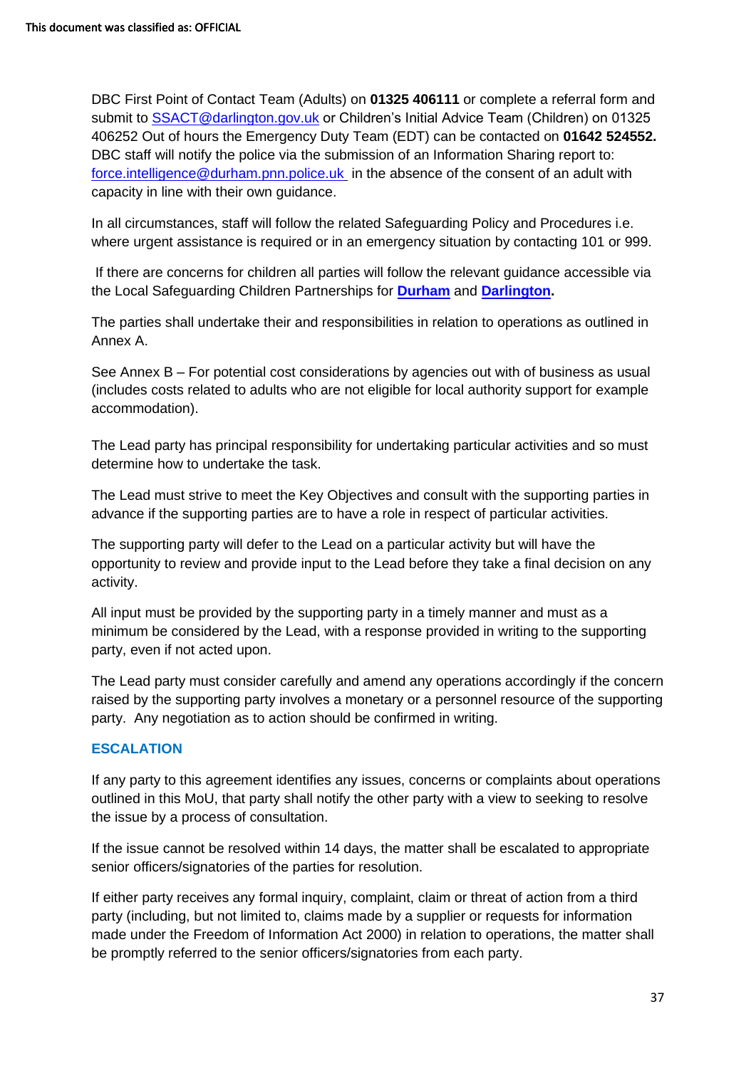DBC First Point of Contact Team (Adults) on **01325 406111** or complete a referral form and submit to SSACT@darlington.gov.uk or Children's Initial Advice Team (Children) on 01325 406252 Out of hours the Emergency Duty Team (EDT) can be contacted on **01642 524552.** DBC staff will notify the police via the submission of an Information Sharing report to: force.intelligence@durham.pnn.police.uk in the absence of the consent of an adult with capacity in line with their own guidance.

In all circumstances, staff will follow the related Safeguarding Policy and Procedures i.e. where urgent assistance is required or in an emergency situation by contacting 101 or 999.

If there are concerns for children all parties will follow the relevant guidance accessible via the Local Safeguarding Children Partnerships for **Durham** and **Darlington.**

The parties shall undertake their and responsibilities in relation to operations as outlined in Annex A.

See Annex B – For potential cost considerations by agencies out with of business as usual (includes costs related to adults who are not eligible for local authority support for example accommodation).

The Lead party has principal responsibility for undertaking particular activities and so must determine how to undertake the task.

The Lead must strive to meet the Key Objectives and consult with the supporting parties in advance if the supporting parties are to have a role in respect of particular activities.

The supporting party will defer to the Lead on a particular activity but will have the opportunity to review and provide input to the Lead before they take a final decision on any activity.

All input must be provided by the supporting party in a timely manner and must as a minimum be considered by the Lead, with a response provided in writing to the supporting party, even if not acted upon.

The Lead party must consider carefully and amend any operations accordingly if the concern raised by the supporting party involves a monetary or a personnel resource of the supporting party. Any negotiation as to action should be confirmed in writing.

## ESCALATION

If any party to this agreement identifies any issues, concerns or complaints about operations outlined in this MoU, that party shall notify the other party with a view to seeking to resolve the issue by a process of consultation.

If the issue cannot be resolved within 14 days, the matter shall be escalated to appropriate senior officers/signatories of the parties for resolution.

If either party receives any formal inquiry, complaint, claim or threat of action from a third party (including, but not limited to, claims made by a supplier or requests for information made under the Freedom of Information Act 2000) in relation to operations, the matter shall be promptly referred to the senior officers/signatories from each party.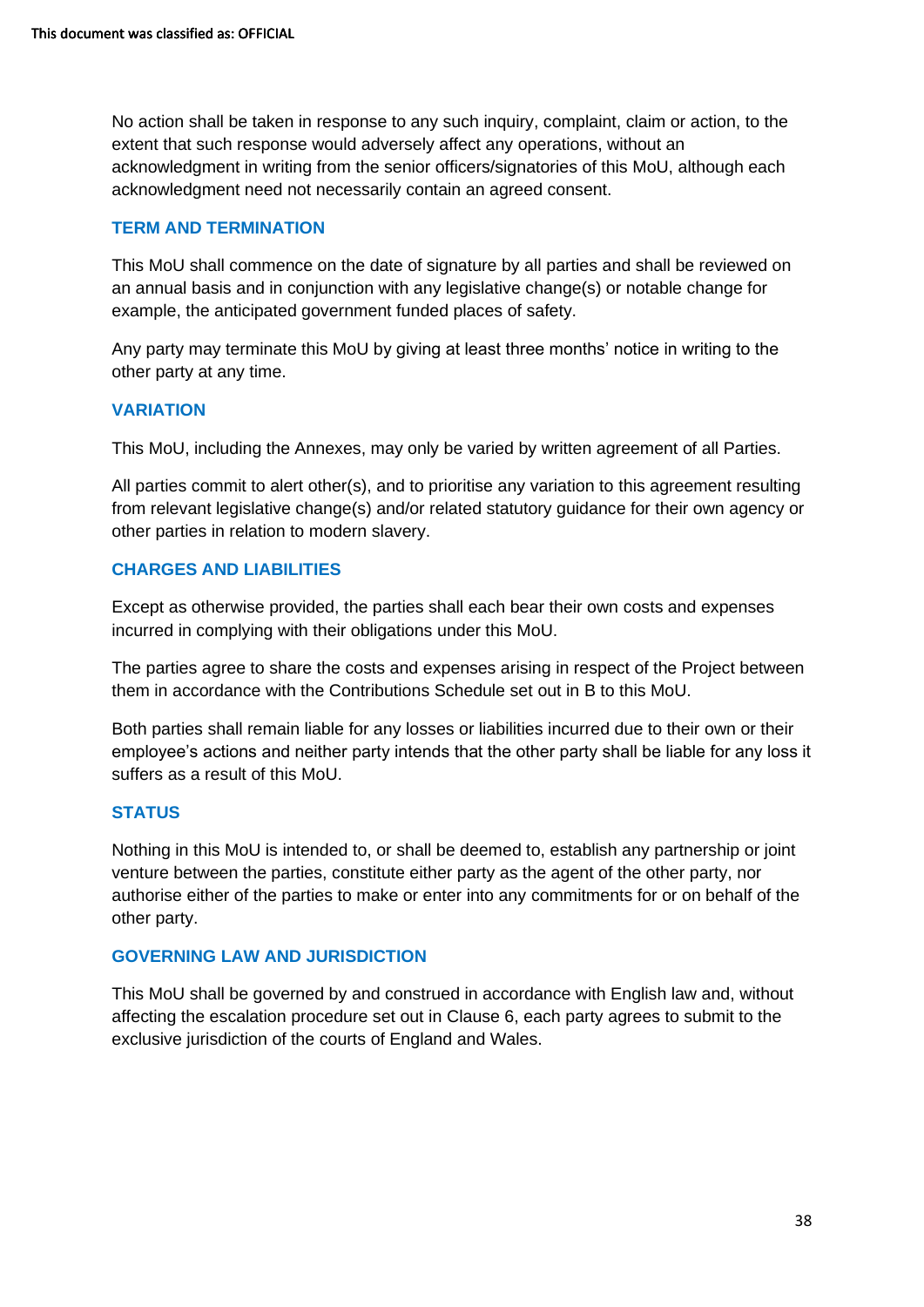No action shall be taken in response to any such inquiry, complaint, claim or action, to the extent that such response would adversely affect any operations, without an acknowledgment in writing from the senior officers/signatories of this MoU, although each acknowledgment need not necessarily contain an agreed consent.

### TERM AND TERMINATION

This MoU shall commence on the date of signature by all parties and shall be reviewed on an annual basis and in conjunction with any legislative change(s) or notable change for example, the anticipated government funded places of safety.

Any party may terminate this MoU by giving at least three months' notice in writing to the other party at any time.

### VARIATION

This MoU, including the Annexes, may only be varied by written agreement of all Parties.

All parties commit to alert other(s), and to prioritise any variation to this agreement resulting from relevant legislative change(s) and/or related statutory guidance for their own agency or other parties in relation to modern slavery.

### CHARGES AND LIABILITIES

Except as otherwise provided, the parties shall each bear their own costs and expenses incurred in complying with their obligations under this MoU.

The parties agree to share the costs and expenses arising in respect of the Project between them in accordance with the Contributions Schedule set out in B to this MoU.

Both parties shall remain liable for any losses or liabilities incurred due to their own or their employee's actions and neither party intends that the other party shall be liable for any loss it suffers as a result of this MoU.

### STATUS

Nothing in this MoU is intended to, or shall be deemed to, establish any partnership or joint venture between the parties, constitute either party as the agent of the other party, nor authorise either of the parties to make or enter into any commitments for or on behalf of the other party.

### GOVERNING LAW AND JURISDICTION

This MoU shall be governed by and construed in accordance with English law and, without affecting the escalation procedure set out in Clause 6, each party agrees to submit to the exclusive jurisdiction of the courts of England and Wales.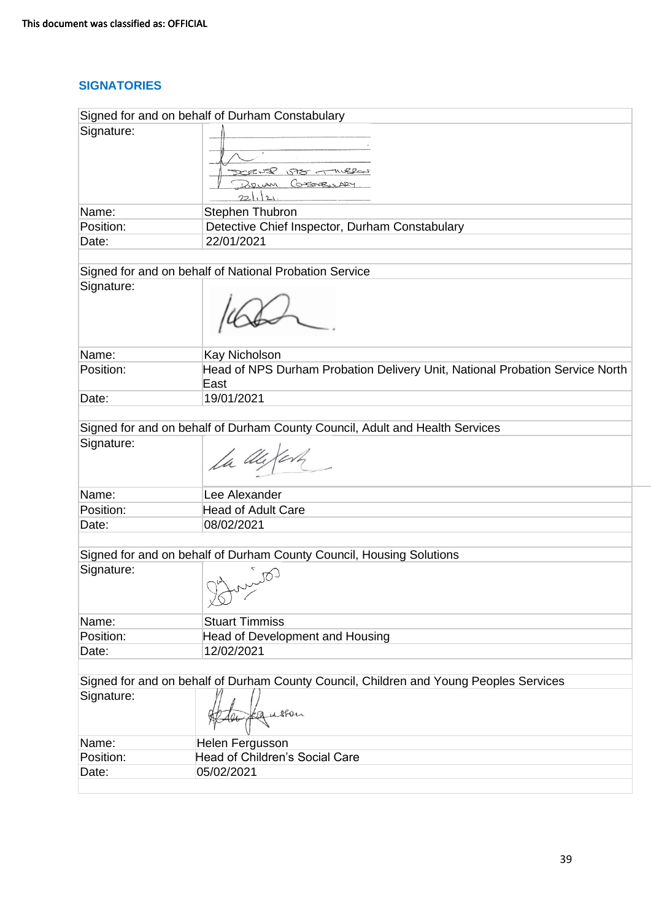This document was classified as: OFFICIAL

## SIGNATORIES

| Signed for and on behalf of Durham Constabulary | |
|---|---|
| Signature: | |
| Name: | Stephen Thubron |
| Position: | Detective Chief Inspector, Durham Constabulary |
| Date: | 22/01/2021 |

| Signed for and on behalf of National Probation Service | |
|---|---|
| Signature: | |
| Name: | Kay Nicholson |
| Position: | Head of NPS Durham Probation Delivery Unit, National Probation Service North East |
| Date: | 19/01/2021 |

| Signed for and on behalf of Durham County Council, Adult and Health Services | |
|---|---|
| Signature: | |
| Name: | Lee Alexander |
| Position: | Head of Adult Care |
| Date: | 08/02/2021 |

| Signed for and on behalf of Durham County Council, Housing Solutions | |
|---|---|
| Signature: | |
| Name: | Stuart Timmiss |
| Position: | Head of Development and Housing |
| Date: | 12/02/2021 |

| Signed for and on behalf of Durham County Council, Children and Young Peoples Services | |
|---|---|
| Signature: | |
| Name: | Helen Fergusson |
| Position: | Head of Children's Social Care |
| Date: | 05/02/2021 |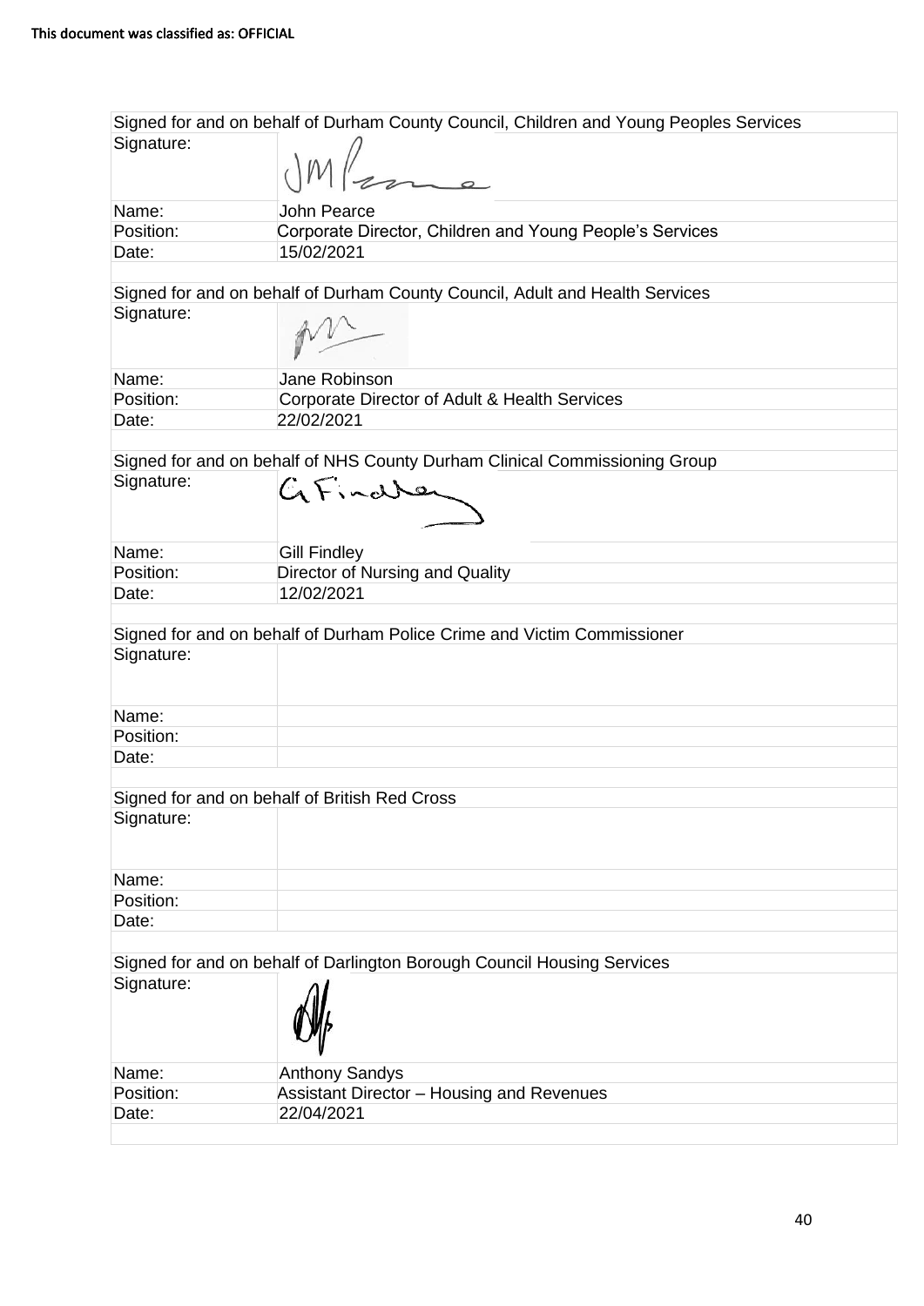This document was classified as: OFFICIAL

| Signed for and on behalf of Durham County Council, Children and Young Peoples Services | |
|---|---|
| Signature: | |
| Name: | John Pearce |
| Position: | Corporate Director, Children and Young People's Services |
| Date: | 15/02/2021 |

| Signed for and on behalf of Durham County Council, Adult and Health Services | |
|---|---|
| Signature: | |
| Name: | Jane Robinson |
| Position: | Corporate Director of Adult & Health Services |
| Date: | 22/02/2021 |

| Signed for and on behalf of NHS County Durham Clinical Commissioning Group | |
|---|---|
| Signature: | |
| Name: | Gill Findley |
| Position: | Director of Nursing and Quality |
| Date: | 12/02/2021 |

| Signed for and on behalf of Durham Police Crime and Victim Commissioner | |
|---|---|
| Signature: | |
| Name: | |
| Position: | |
| Date: | |

| Signed for and on behalf of British Red Cross | |
|---|---|
| Signature: | |
| Name: | |
| Position: | |
| Date: | |

| Signed for and on behalf of Darlington Borough Council Housing Services | |
|---|---|
| Signature: | |
| Name: | Anthony Sandys |
| Position: | Assistant Director – Housing and Revenues |
| Date: | 22/04/2021 |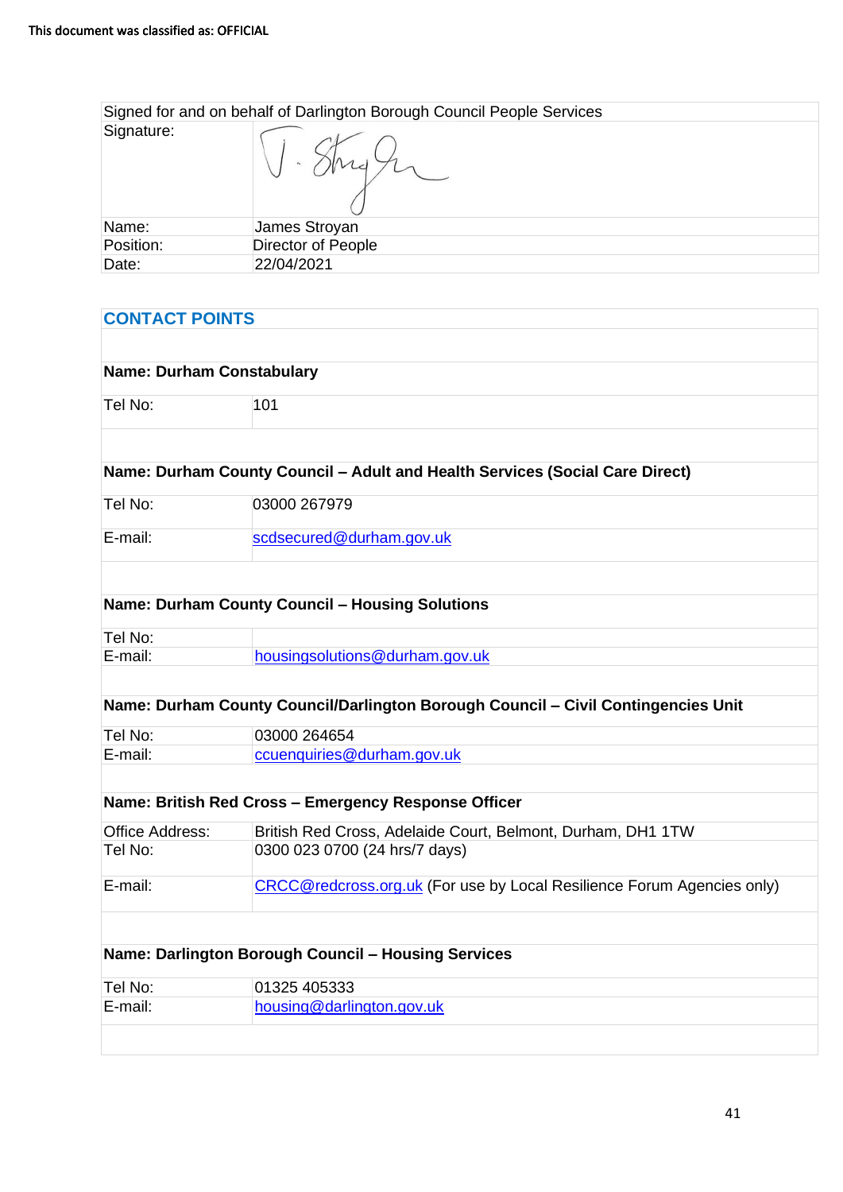This document was classified as: OFFICIAL

| Signed for and on behalf of Darlington Borough Council People Services | |
|---|---|
| Signature: | |
| Name: | James Stroyan |
| Position: | Director of People |
| Date: | 22/04/2021 |

## CONTACT POINTS

| **Name: Durham Constabulary** | |
|---|---|
| Tel No: | 101 |

| **Name: Durham County Council – Adult and Health Services (Social Care Direct)** | |
|---|---|
| Tel No: | 03000 267979 |
| E-mail: | scdsecured@durham.gov.uk |

| **Name: Durham County Council – Housing Solutions** | |
|---|---|
| Tel No: | |
| E-mail: | housingsolutions@durham.gov.uk |

| **Name: Durham County Council/Darlington Borough Council – Civil Contingencies Unit** | |
|---|---|
| Tel No: | 03000 264654 |
| E-mail: | ccuenquiries@durham.gov.uk |

| **Name: British Red Cross – Emergency Response Officer** | |
|---|---|
| Office Address: | British Red Cross, Adelaide Court, Belmont, Durham, DH1 1TW |
| Tel No: | 0300 023 0700 (24 hrs/7 days) |
| E-mail: | CRCC@redcross.org.uk (For use by Local Resilience Forum Agencies only) |

| **Name: Darlington Borough Council – Housing Services** | |
|---|---|
| Tel No: | 01325 405333 |
| E-mail: | housing@darlington.gov.uk |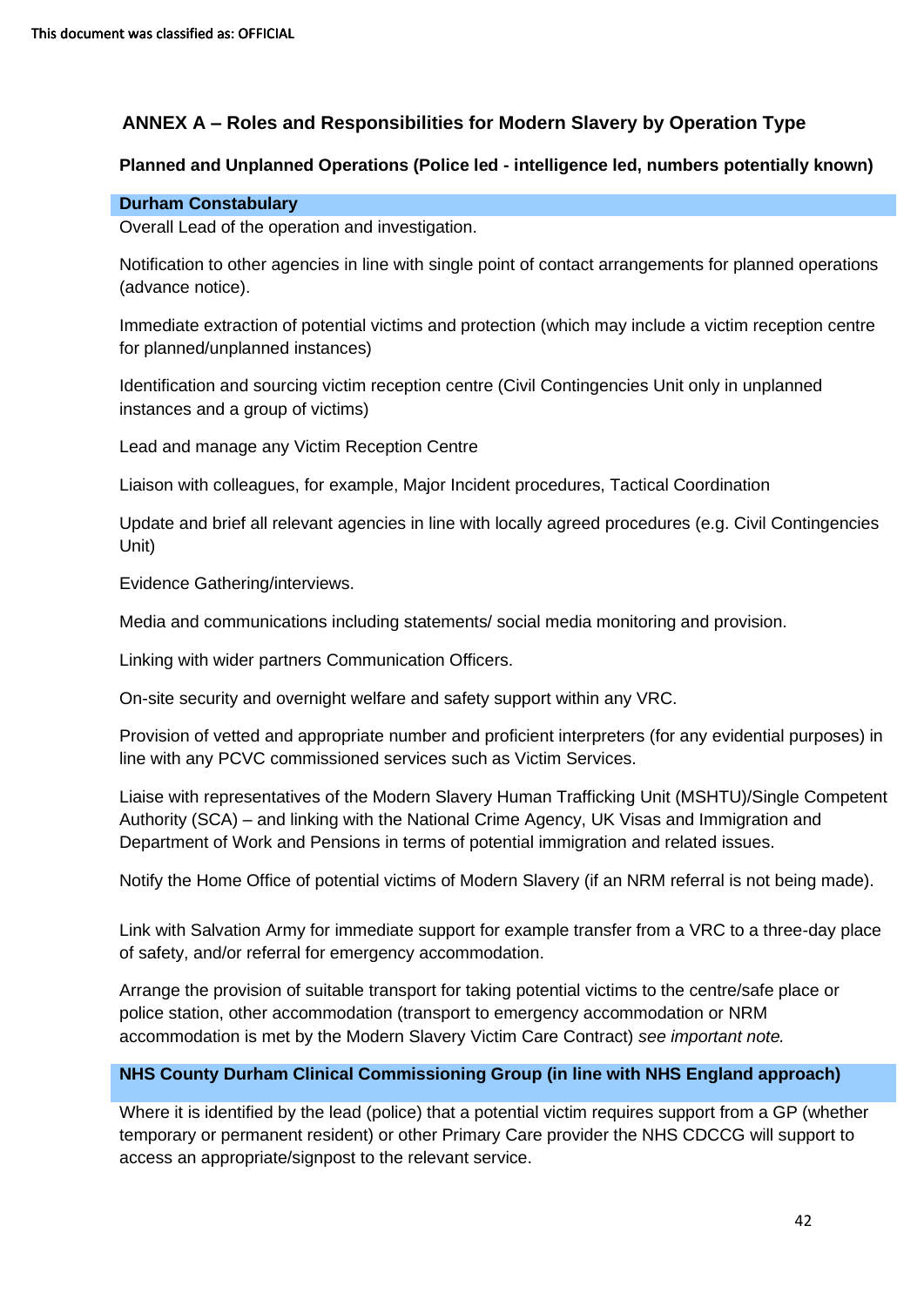## ANNEX A – Roles and Responsibilities for Modern Slavery by Operation Type

### Planned and Unplanned Operations (Police led - intelligence led, numbers potentially known)

**Durham Constabulary**

Overall Lead of the operation and investigation.

Notification to other agencies in line with single point of contact arrangements for planned operations (advance notice).

Immediate extraction of potential victims and protection (which may include a victim reception centre for planned/unplanned instances)

Identification and sourcing victim reception centre (Civil Contingencies Unit only in unplanned instances and a group of victims)

Lead and manage any Victim Reception Centre

Liaison with colleagues, for example, Major Incident procedures, Tactical Coordination

Update and brief all relevant agencies in line with locally agreed procedures (e.g. Civil Contingencies Unit)

Evidence Gathering/interviews.

Media and communications including statements/ social media monitoring and provision.

Linking with wider partners Communication Officers.

On-site security and overnight welfare and safety support within any VRC.

Provision of vetted and appropriate number and proficient interpreters (for any evidential purposes) in line with any PCVC commissioned services such as Victim Services.

Liaise with representatives of the Modern Slavery Human Trafficking Unit (MSHTU)/Single Competent Authority (SCA) – and linking with the National Crime Agency, UK Visas and Immigration and Department of Work and Pensions in terms of potential immigration and related issues.

Notify the Home Office of potential victims of Modern Slavery (if an NRM referral is not being made).

Link with Salvation Army for immediate support for example transfer from a VRC to a three-day place of safety, and/or referral for emergency accommodation.

Arrange the provision of suitable transport for taking potential victims to the centre/safe place or police station, other accommodation (transport to emergency accommodation or NRM accommodation is met by the Modern Slavery Victim Care Contract) *see important note.*

**NHS County Durham Clinical Commissioning Group (in line with NHS England approach)**

Where it is identified by the lead (police) that a potential victim requires support from a GP (whether temporary or permanent resident) or other Primary Care provider the NHS CDCCG will support to access an appropriate/signpost to the relevant service.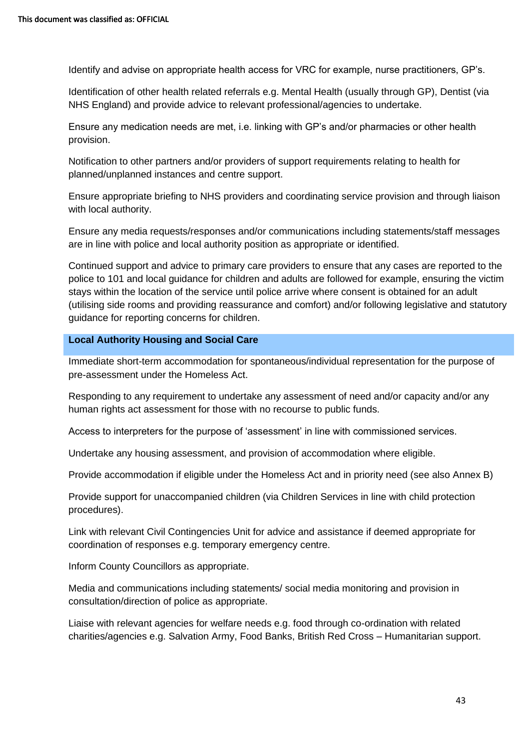Identify and advise on appropriate health access for VRC for example, nurse practitioners, GP's.

Identification of other health related referrals e.g. Mental Health (usually through GP), Dentist (via NHS England) and provide advice to relevant professional/agencies to undertake.

Ensure any medication needs are met, i.e. linking with GP's and/or pharmacies or other health provision.

Notification to other partners and/or providers of support requirements relating to health for planned/unplanned instances and centre support.

Ensure appropriate briefing to NHS providers and coordinating service provision and through liaison with local authority.

Ensure any media requests/responses and/or communications including statements/staff messages are in line with police and local authority position as appropriate or identified.

Continued support and advice to primary care providers to ensure that any cases are reported to the police to 101 and local guidance for children and adults are followed for example, ensuring the victim stays within the location of the service until police arrive where consent is obtained for an adult (utilising side rooms and providing reassurance and comfort) and/or following legislative and statutory guidance for reporting concerns for children.

**Local Authority Housing and Social Care**

Immediate short-term accommodation for spontaneous/individual representation for the purpose of pre-assessment under the Homeless Act.

Responding to any requirement to undertake any assessment of need and/or capacity and/or any human rights act assessment for those with no recourse to public funds.

Access to interpreters for the purpose of 'assessment' in line with commissioned services.

Undertake any housing assessment, and provision of accommodation where eligible.

Provide accommodation if eligible under the Homeless Act and in priority need (see also Annex B)

Provide support for unaccompanied children (via Children Services in line with child protection procedures).

Link with relevant Civil Contingencies Unit for advice and assistance if deemed appropriate for coordination of responses e.g. temporary emergency centre.

Inform County Councillors as appropriate.

Media and communications including statements/ social media monitoring and provision in consultation/direction of police as appropriate.

Liaise with relevant agencies for welfare needs e.g. food through co-ordination with related charities/agencies e.g. Salvation Army, Food Banks, British Red Cross – Humanitarian support.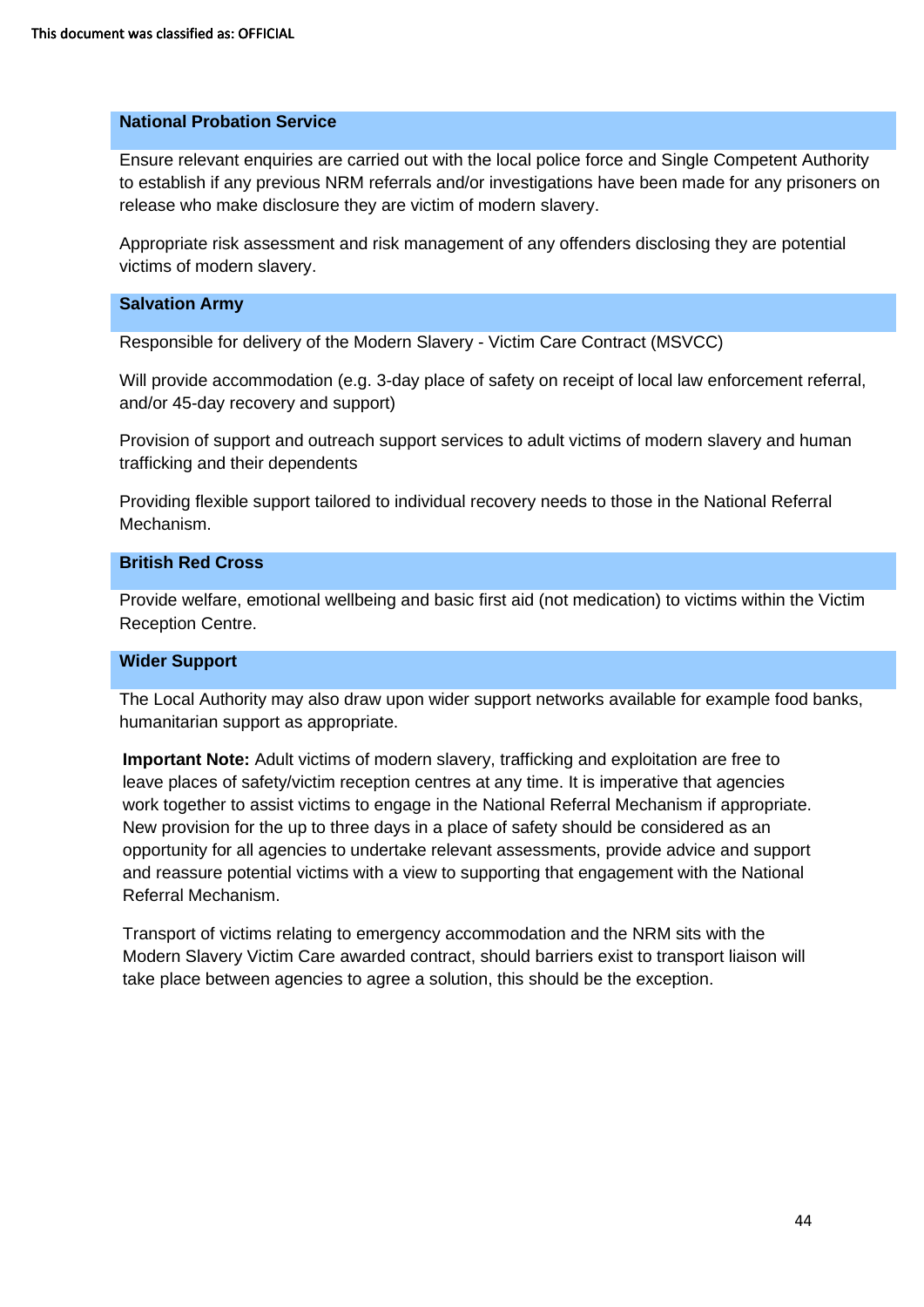### National Probation Service

Ensure relevant enquiries are carried out with the local police force and Single Competent Authority to establish if any previous NRM referrals and/or investigations have been made for any prisoners on release who make disclosure they are victim of modern slavery.

Appropriate risk assessment and risk management of any offenders disclosing they are potential victims of modern slavery.

### Salvation Army

Responsible for delivery of the Modern Slavery - Victim Care Contract (MSVCC)

Will provide accommodation (e.g. 3-day place of safety on receipt of local law enforcement referral, and/or 45-day recovery and support)

Provision of support and outreach support services to adult victims of modern slavery and human trafficking and their dependents

Providing flexible support tailored to individual recovery needs to those in the National Referral Mechanism.

### British Red Cross

Provide welfare, emotional wellbeing and basic first aid (not medication) to victims within the Victim Reception Centre.

### Wider Support

The Local Authority may also draw upon wider support networks available for example food banks, humanitarian support as appropriate.

**Important Note:** Adult victims of modern slavery, trafficking and exploitation are free to leave places of safety/victim reception centres at any time. It is imperative that agencies work together to assist victims to engage in the National Referral Mechanism if appropriate. New provision for the up to three days in a place of safety should be considered as an opportunity for all agencies to undertake relevant assessments, provide advice and support and reassure potential victims with a view to supporting that engagement with the National Referral Mechanism.

Transport of victims relating to emergency accommodation and the NRM sits with the Modern Slavery Victim Care awarded contract, should barriers exist to transport liaison will take place between agencies to agree a solution, this should be the exception.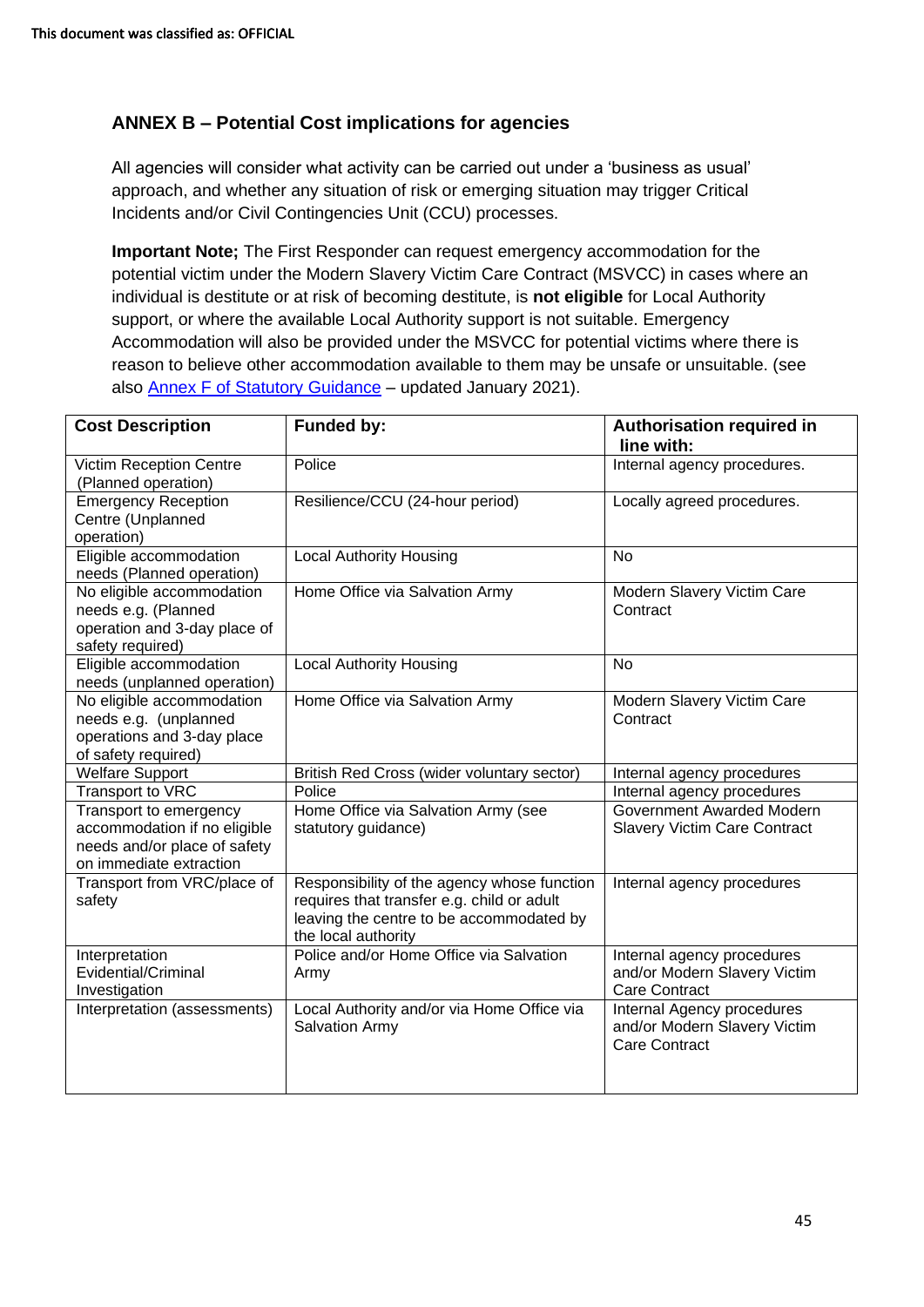## ANNEX B – Potential Cost implications for agencies

All agencies will consider what activity can be carried out under a 'business as usual' approach, and whether any situation of risk or emerging situation may trigger Critical Incidents and/or Civil Contingencies Unit (CCU) processes.

**Important Note;** The First Responder can request emergency accommodation for the potential victim under the Modern Slavery Victim Care Contract (MSVCC) in cases where an individual is destitute or at risk of becoming destitute, is **not eligible** for Local Authority support, or where the available Local Authority support is not suitable. Emergency Accommodation will also be provided under the MSVCC for potential victims where there is reason to believe other accommodation available to them may be unsafe or unsuitable. (see also Annex F of Statutory Guidance – updated January 2021).

| Cost Description | Funded by: | Authorisation required in line with: |
|---|---|---|
| Victim Reception Centre (Planned operation) | Police | Internal agency procedures. |
| Emergency Reception Centre (Unplanned operation) | Resilience/CCU (24-hour period) | Locally agreed procedures. |
| Eligible accommodation needs (Planned operation) | Local Authority Housing | No |
| No eligible accommodation needs e.g. (Planned operation and 3-day place of safety required) | Home Office via Salvation Army | Modern Slavery Victim Care Contract |
| Eligible accommodation needs (unplanned operation) | Local Authority Housing | No |
| No eligible accommodation needs e.g. (unplanned operations and 3-day place of safety required) | Home Office via Salvation Army | Modern Slavery Victim Care Contract |
| Welfare Support | British Red Cross (wider voluntary sector) | Internal agency procedures |
| Transport to VRC | Police | Internal agency procedures |
| Transport to emergency accommodation if no eligible needs and/or place of safety on immediate extraction | Home Office via Salvation Army (see statutory guidance) | Government Awarded Modern Slavery Victim Care Contract |
| Transport from VRC/place of safety | Responsibility of the agency whose function requires that transfer e.g. child or adult leaving the centre to be accommodated by the local authority | Internal agency procedures |
| Interpretation Evidential/Criminal Investigation | Police and/or Home Office via Salvation Army | Internal agency procedures and/or Modern Slavery Victim Care Contract |
| Interpretation (assessments) | Local Authority and/or via Home Office via Salvation Army | Internal Agency procedures and/or Modern Slavery Victim Care Contract |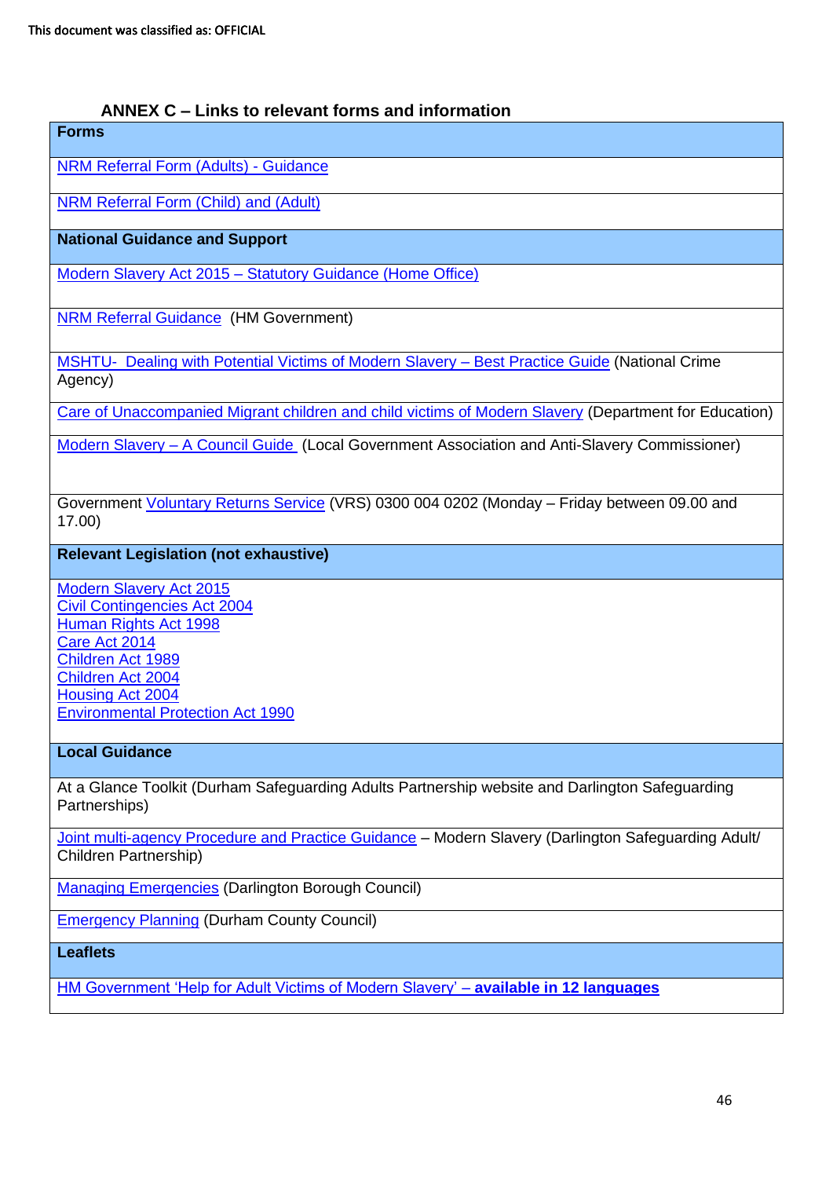## ANNEX C – Links to relevant forms and information

| **Forms** |
|---|
| NRM Referral Form (Adults) - Guidance |
| NRM Referral Form (Child) and (Adult) |
| **National Guidance and Support** |
| Modern Slavery Act 2015 – Statutory Guidance (Home Office) |
| NRM Referral Guidance (HM Government) |
| MSHTU- Dealing with Potential Victims of Modern Slavery – Best Practice Guide (National Crime Agency) |
| Care of Unaccompanied Migrant children and child victims of Modern Slavery (Department for Education) |
| Modern Slavery – A Council Guide (Local Government Association and Anti-Slavery Commissioner) |
| Government Voluntary Returns Service (VRS) 0300 004 0202 (Monday – Friday between 09.00 and 17.00) |
| **Relevant Legislation (not exhaustive)** |
| Modern Slavery Act 2015<br>Civil Contingencies Act 2004<br>Human Rights Act 1998<br>Care Act 2014<br>Children Act 1989<br>Children Act 2004<br>Housing Act 2004<br>Environmental Protection Act 1990 |
| **Local Guidance** |
| At a Glance Toolkit (Durham Safeguarding Adults Partnership website and Darlington Safeguarding Partnerships) |
| Joint multi-agency Procedure and Practice Guidance – Modern Slavery (Darlington Safeguarding Adult/ Children Partnership) |
| Managing Emergencies (Darlington Borough Council) |
| Emergency Planning (Durham County Council) |
| **Leaflets** |
| HM Government 'Help for Adult Victims of Modern Slavery' – **available in 12 languages** |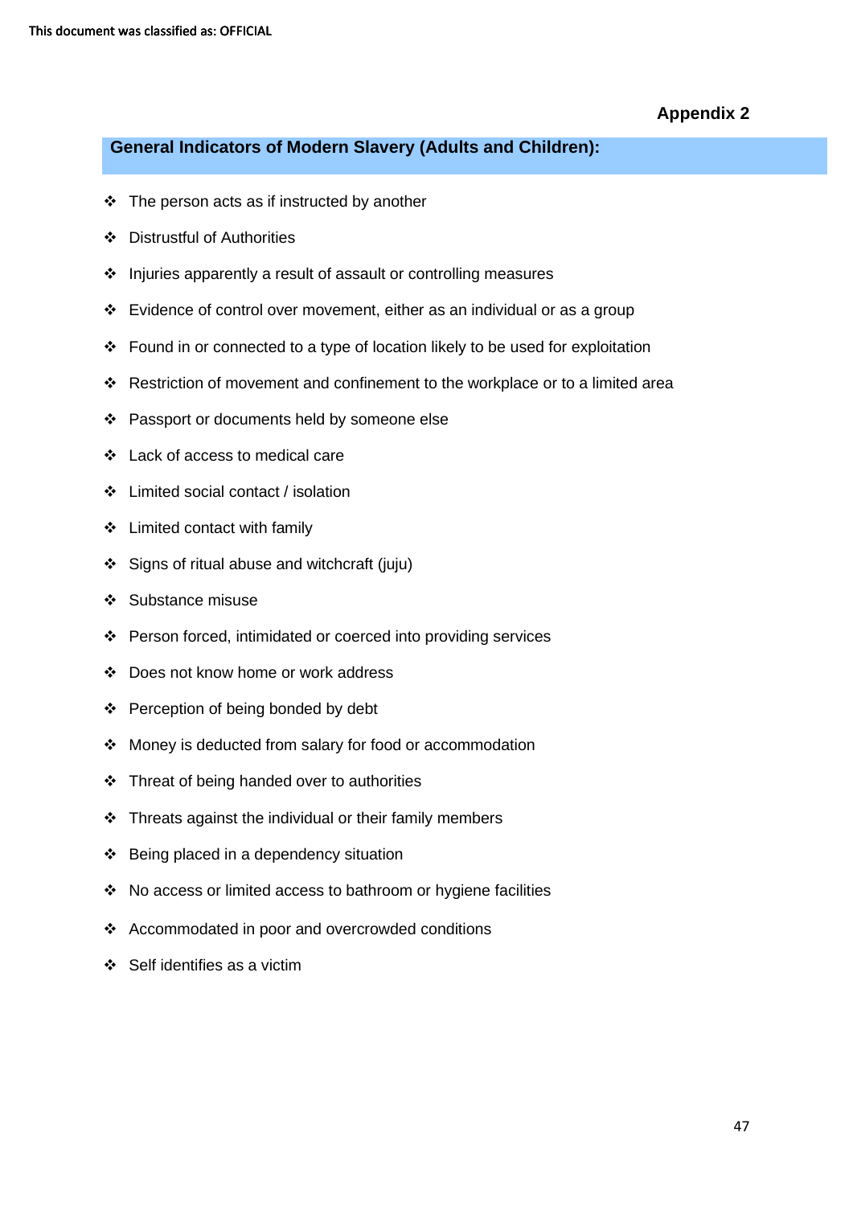**Appendix 2**

## General Indicators of Modern Slavery (Adults and Children):

- The person acts as if instructed by another
- Distrustful of Authorities
- Injuries apparently a result of assault or controlling measures
- Evidence of control over movement, either as an individual or as a group
- Found in or connected to a type of location likely to be used for exploitation
- Restriction of movement and confinement to the workplace or to a limited area
- Passport or documents held by someone else
- Lack of access to medical care
- Limited social contact / isolation
- Limited contact with family
- Signs of ritual abuse and witchcraft (juju)
- Substance misuse
- Person forced, intimidated or coerced into providing services
- Does not know home or work address
- Perception of being bonded by debt
- Money is deducted from salary for food or accommodation
- Threat of being handed over to authorities
- Threats against the individual or their family members
- Being placed in a dependency situation
- No access or limited access to bathroom or hygiene facilities
- Accommodated in poor and overcrowded conditions
- Self identifies as a victim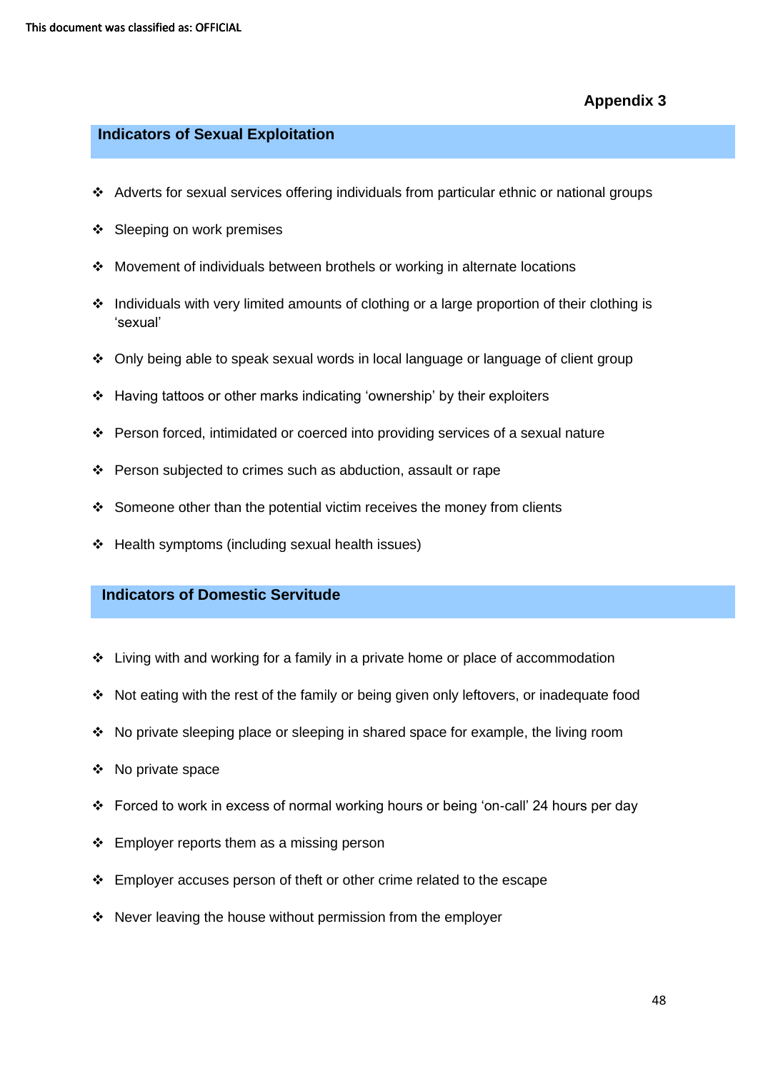This document was classified as: OFFICIAL

**Appendix 3**

## Indicators of Sexual Exploitation

- Adverts for sexual services offering individuals from particular ethnic or national groups
- Sleeping on work premises
- Movement of individuals between brothels or working in alternate locations
- Individuals with very limited amounts of clothing or a large proportion of their clothing is 'sexual'
- Only being able to speak sexual words in local language or language of client group
- Having tattoos or other marks indicating 'ownership' by their exploiters
- Person forced, intimidated or coerced into providing services of a sexual nature
- Person subjected to crimes such as abduction, assault or rape
- Someone other than the potential victim receives the money from clients
- Health symptoms (including sexual health issues)

## Indicators of Domestic Servitude

- Living with and working for a family in a private home or place of accommodation
- Not eating with the rest of the family or being given only leftovers, or inadequate food
- No private sleeping place or sleeping in shared space for example, the living room
- No private space
- Forced to work in excess of normal working hours or being 'on-call' 24 hours per day
- Employer reports them as a missing person
- Employer accuses person of theft or other crime related to the escape
- Never leaving the house without permission from the employer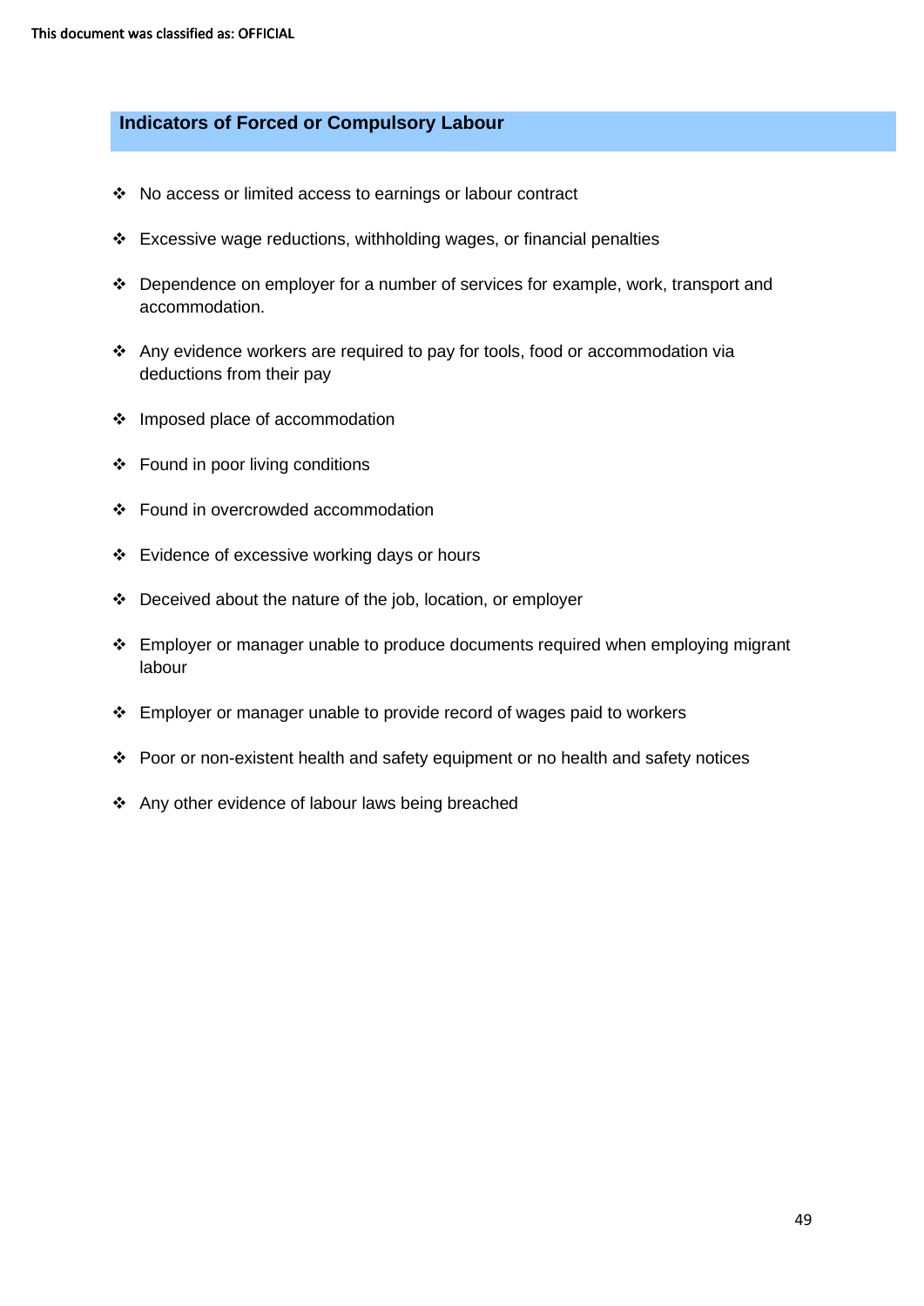## Indicators of Forced or Compulsory Labour

- No access or limited access to earnings or labour contract
- Excessive wage reductions, withholding wages, or financial penalties
- Dependence on employer for a number of services for example, work, transport and accommodation.
- Any evidence workers are required to pay for tools, food or accommodation via deductions from their pay
- Imposed place of accommodation
- Found in poor living conditions
- Found in overcrowded accommodation
- Evidence of excessive working days or hours
- Deceived about the nature of the job, location, or employer
- Employer or manager unable to produce documents required when employing migrant labour
- Employer or manager unable to provide record of wages paid to workers
- Poor or non-existent health and safety equipment or no health and safety notices
- Any other evidence of labour laws being breached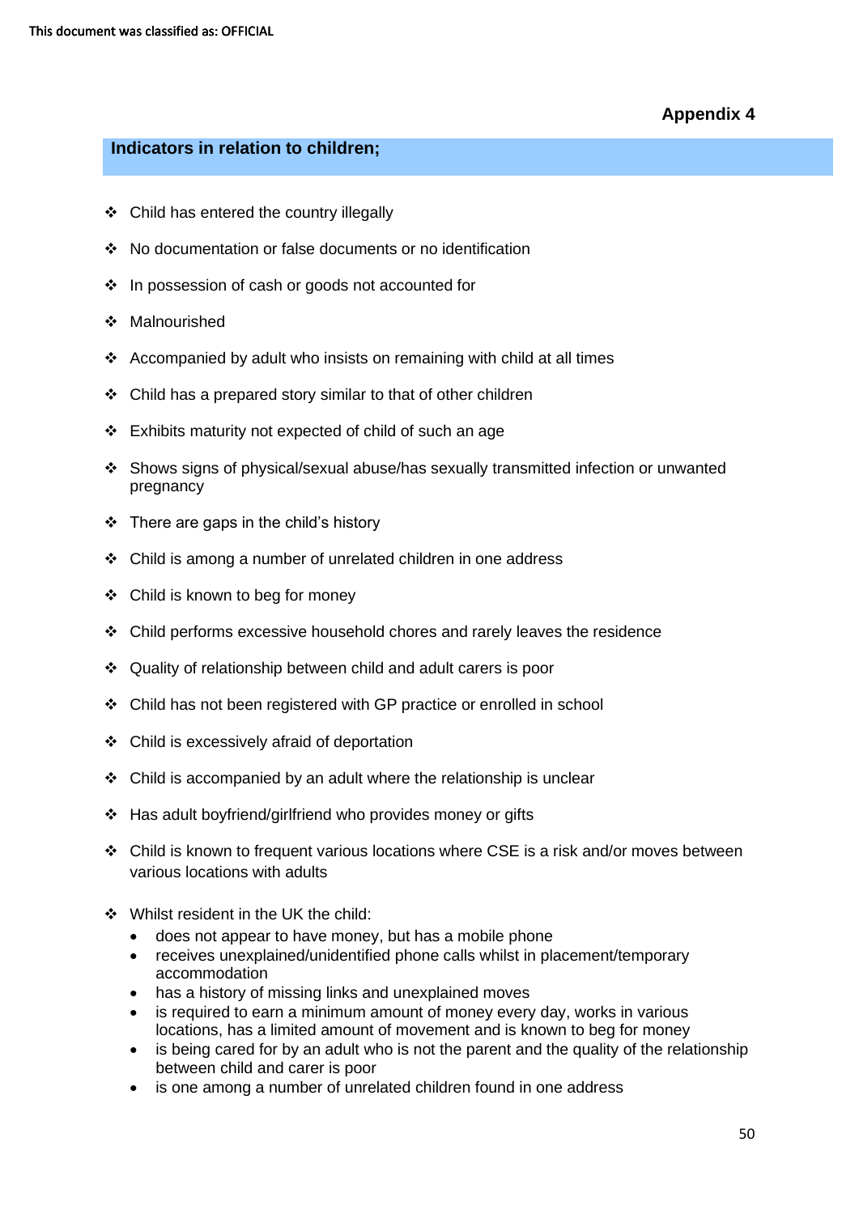**Appendix 4**

### Indicators in relation to children;

- Child has entered the country illegally
- No documentation or false documents or no identification
- In possession of cash or goods not accounted for
- Malnourished
- Accompanied by adult who insists on remaining with child at all times
- Child has a prepared story similar to that of other children
- Exhibits maturity not expected of child of such an age
- Shows signs of physical/sexual abuse/has sexually transmitted infection or unwanted pregnancy
- There are gaps in the child's history
- Child is among a number of unrelated children in one address
- Child is known to beg for money
- Child performs excessive household chores and rarely leaves the residence
- Quality of relationship between child and adult carers is poor
- Child has not been registered with GP practice or enrolled in school
- Child is excessively afraid of deportation
- Child is accompanied by an adult where the relationship is unclear
- Has adult boyfriend/girlfriend who provides money or gifts
- Child is known to frequent various locations where CSE is a risk and/or moves between various locations with adults
- Whilst resident in the UK the child:
  - does not appear to have money, but has a mobile phone
  - receives unexplained/unidentified phone calls whilst in placement/temporary accommodation
  - has a history of missing links and unexplained moves
  - is required to earn a minimum amount of money every day, works in various locations, has a limited amount of movement and is known to beg for money
  - is being cared for by an adult who is not the parent and the quality of the relationship between child and carer is poor
  - is one among a number of unrelated children found in one address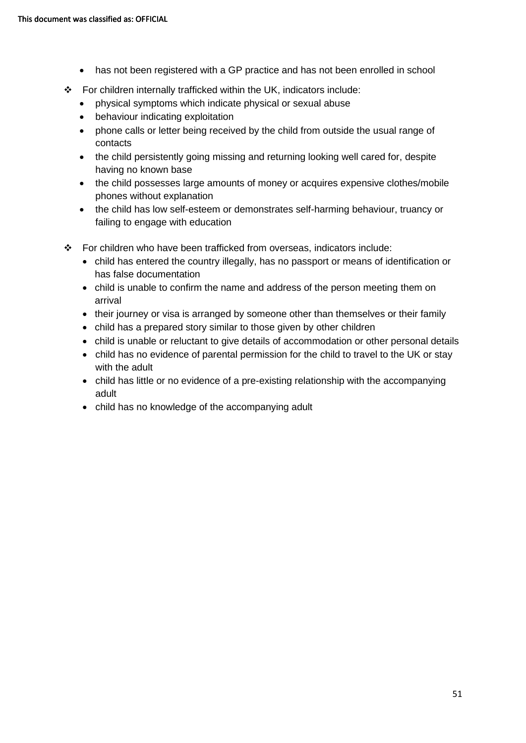- has not been registered with a GP practice and has not been enrolled in school

- For children internally trafficked within the UK, indicators include:
  - physical symptoms which indicate physical or sexual abuse
  - behaviour indicating exploitation
  - phone calls or letter being received by the child from outside the usual range of contacts
  - the child persistently going missing and returning looking well cared for, despite having no known base
  - the child possesses large amounts of money or acquires expensive clothes/mobile phones without explanation
  - the child has low self-esteem or demonstrates self-harming behaviour, truancy or failing to engage with education

- For children who have been trafficked from overseas, indicators include:
  - child has entered the country illegally, has no passport or means of identification or has false documentation
  - child is unable to confirm the name and address of the person meeting them on arrival
  - their journey or visa is arranged by someone other than themselves or their family
  - child has a prepared story similar to those given by other children
  - child is unable or reluctant to give details of accommodation or other personal details
  - child has no evidence of parental permission for the child to travel to the UK or stay with the adult
  - child has little or no evidence of a pre-existing relationship with the accompanying adult
  - child has no knowledge of the accompanying adult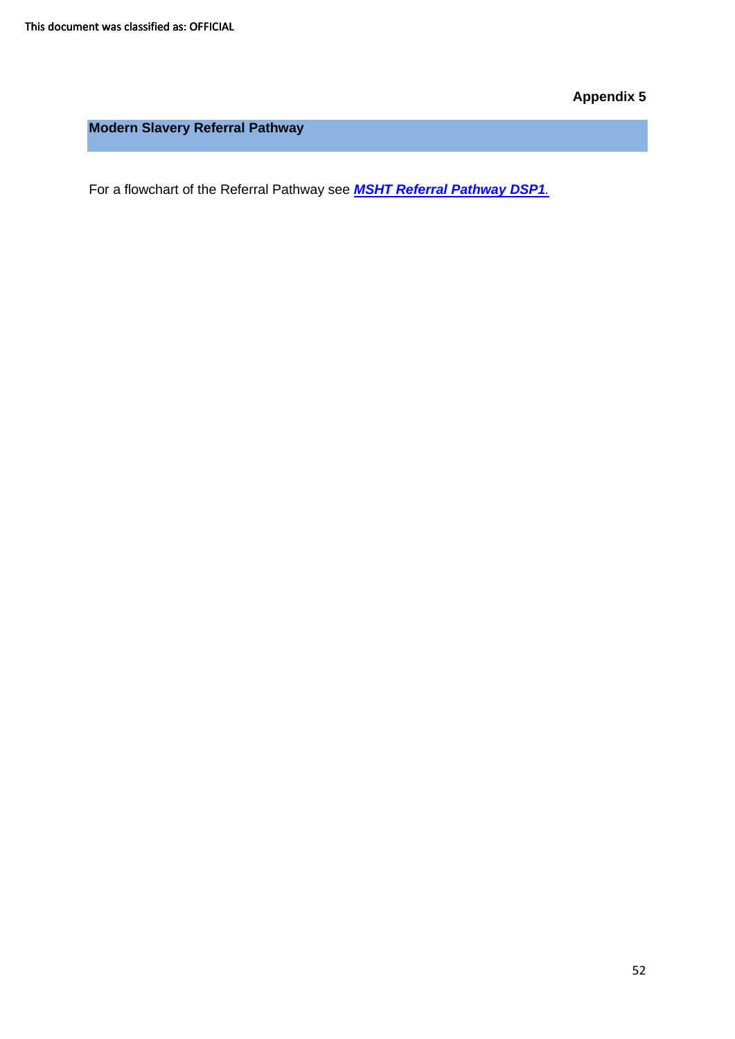**Appendix 5**

## Modern Slavery Referral Pathway

For a flowchart of the Referral Pathway see ***MSHT Referral Pathway DSP1***.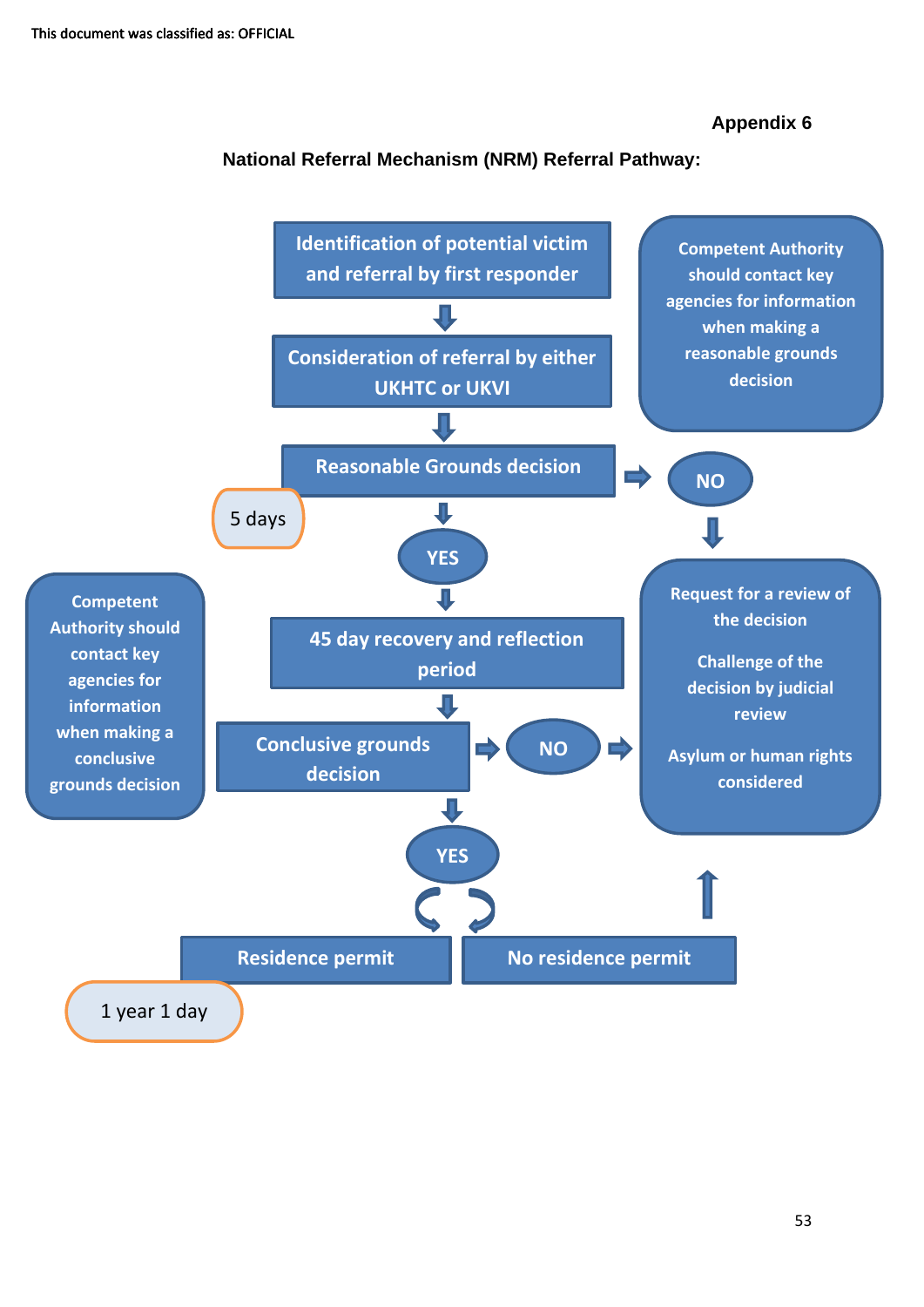This document was classified as: OFFICIAL

Appendix 6

## National Referral Mechanism (NRM) Referral Pathway:

Identification of potential victim and referral by first responder

↓

Consideration of referral by either UKHTC or UKVI

Competent Authority should contact key agencies for information when making a reasonable grounds decision

↓

Reasonable Grounds decision → NO

5 days

↓

YES

↓

45 day recovery and reflection period

Competent Authority should contact key agencies for information when making a conclusive grounds decision

↓

Conclusive grounds decision → NO →

Request for a review of the decision

Challenge of the decision by judicial review

Asylum or human rights considered

↓

YES

Residence permit

No residence permit ↑

1 year 1 day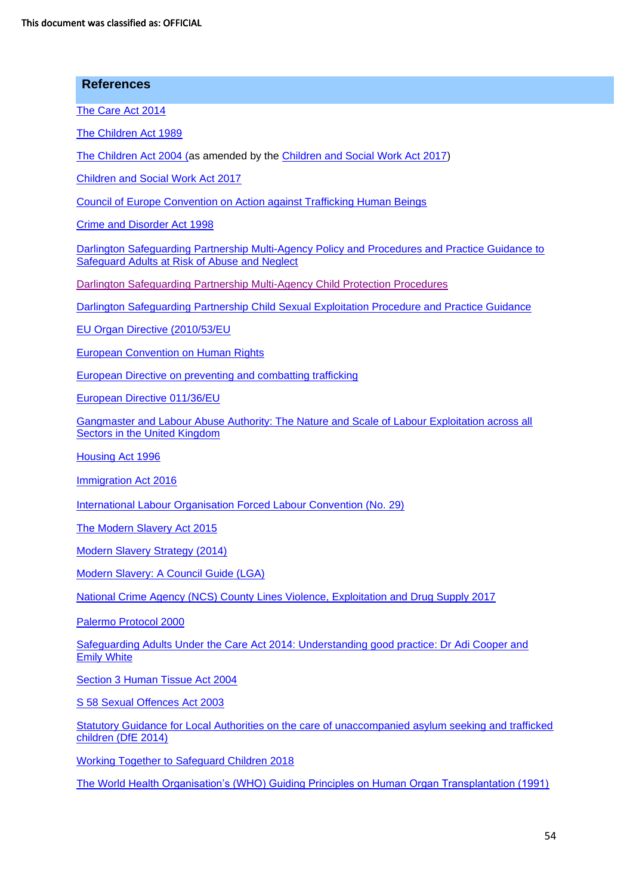## References

The Care Act 2014

The Children Act 1989

The Children Act 2004 (as amended by the Children and Social Work Act 2017)

Children and Social Work Act 2017

Council of Europe Convention on Action against Trafficking Human Beings

Crime and Disorder Act 1998

Darlington Safeguarding Partnership Multi-Agency Policy and Procedures and Practice Guidance to Safeguard Adults at Risk of Abuse and Neglect

Darlington Safeguarding Partnership Multi-Agency Child Protection Procedures

Darlington Safeguarding Partnership Child Sexual Exploitation Procedure and Practice Guidance

EU Organ Directive (2010/53/EU

European Convention on Human Rights

European Directive on preventing and combatting trafficking

European Directive 011/36/EU

Gangmaster and Labour Abuse Authority: The Nature and Scale of Labour Exploitation across all Sectors in the United Kingdom

Housing Act 1996

Immigration Act 2016

International Labour Organisation Forced Labour Convention (No. 29)

The Modern Slavery Act 2015

Modern Slavery Strategy (2014)

Modern Slavery: A Council Guide (LGA)

National Crime Agency (NCS) County Lines Violence, Exploitation and Drug Supply 2017

Palermo Protocol 2000

Safeguarding Adults Under the Care Act 2014: Understanding good practice: Dr Adi Cooper and Emily White

Section 3 Human Tissue Act 2004

S 58 Sexual Offences Act 2003

Statutory Guidance for Local Authorities on the care of unaccompanied asylum seeking and trafficked children (DfE 2014)

Working Together to Safeguard Children 2018

The World Health Organisation's (WHO) Guiding Principles on Human Organ Transplantation (1991)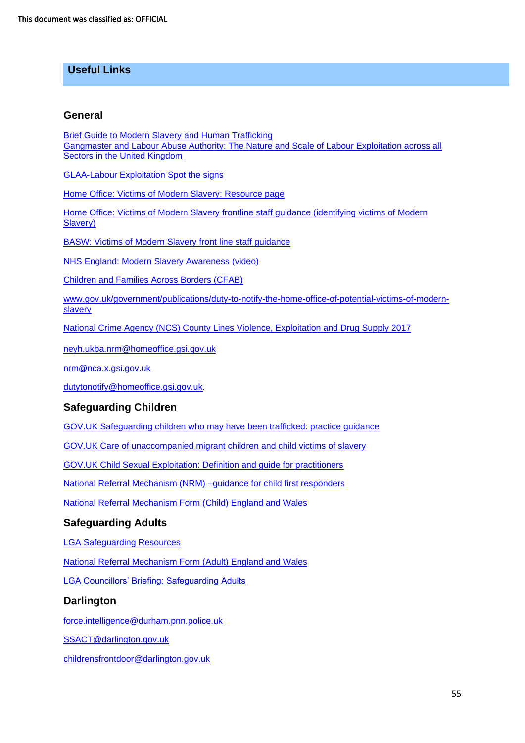## Useful Links

### General

Brief Guide to Modern Slavery and Human Trafficking
Gangmaster and Labour Abuse Authority: The Nature and Scale of Labour Exploitation across all Sectors in the United Kingdom

GLAA-Labour Exploitation Spot the signs

Home Office: Victims of Modern Slavery: Resource page

Home Office: Victims of Modern Slavery frontline staff guidance (identifying victims of Modern Slavery)

BASW: Victims of Modern Slavery front line staff guidance

NHS England: Modern Slavery Awareness (video)

Children and Families Across Borders (CFAB)

www.gov.uk/government/publications/duty-to-notify-the-home-office-of-potential-victims-of-modern-slavery

National Crime Agency (NCS) County Lines Violence, Exploitation and Drug Supply 2017

neyh.ukba.nrm@homeoffice.gsi.gov.uk

nrm@nca.x.gsi.gov.uk

dutytonotify@homeoffice.gsi.gov.uk.

### Safeguarding Children

GOV.UK Safeguarding children who may have been trafficked: practice guidance

GOV.UK Care of unaccompanied migrant children and child victims of slavery

GOV.UK Child Sexual Exploitation: Definition and guide for practitioners

National Referral Mechanism (NRM) –guidance for child first responders

National Referral Mechanism Form (Child) England and Wales

### Safeguarding Adults

LGA Safeguarding Resources

National Referral Mechanism Form (Adult) England and Wales

LGA Councillors' Briefing: Safeguarding Adults

### Darlington

force.intelligence@durham.pnn.police.uk

SSACT@darlington.gov.uk

childrensfrontdoor@darlington.gov.uk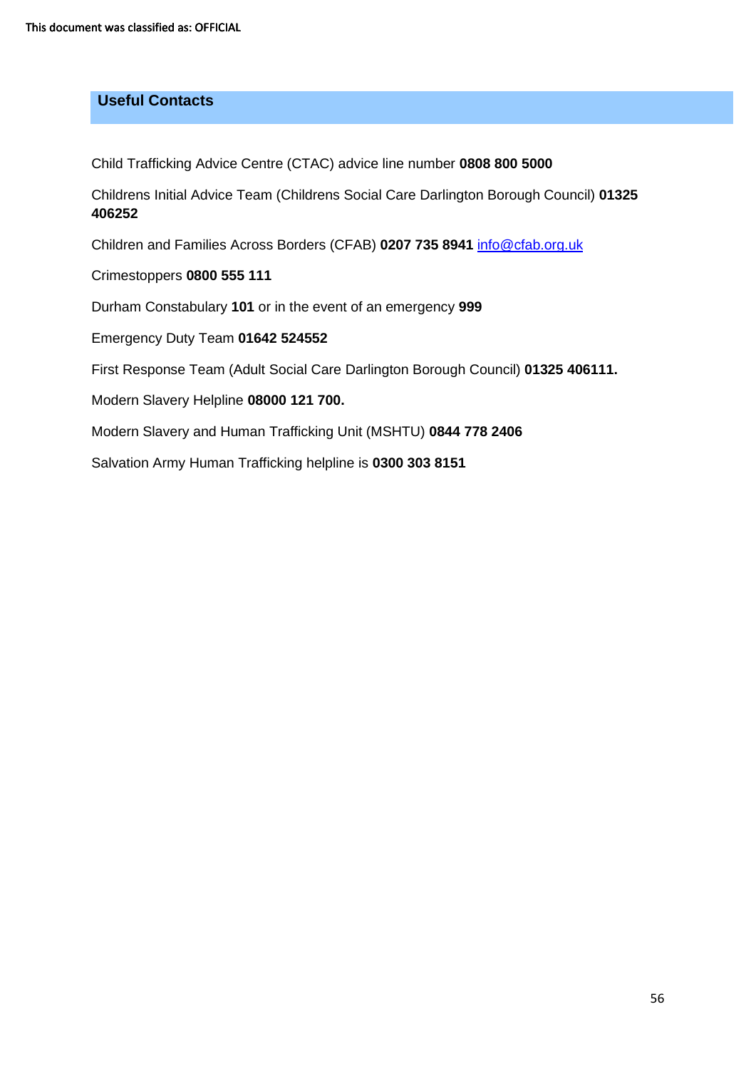## Useful Contacts

Child Trafficking Advice Centre (CTAC) advice line number **0808 800 5000**

Childrens Initial Advice Team (Childrens Social Care Darlington Borough Council) **01325 406252**

Children and Families Across Borders (CFAB) **0207 735 8941** info@cfab.org.uk

Crimestoppers **0800 555 111**

Durham Constabulary **101** or in the event of an emergency **999**

Emergency Duty Team **01642 524552**

First Response Team (Adult Social Care Darlington Borough Council) **01325 406111.**

Modern Slavery Helpline **08000 121 700.**

Modern Slavery and Human Trafficking Unit (MSHTU) **0844 778 2406**

Salvation Army Human Trafficking helpline is **0300 303 8151**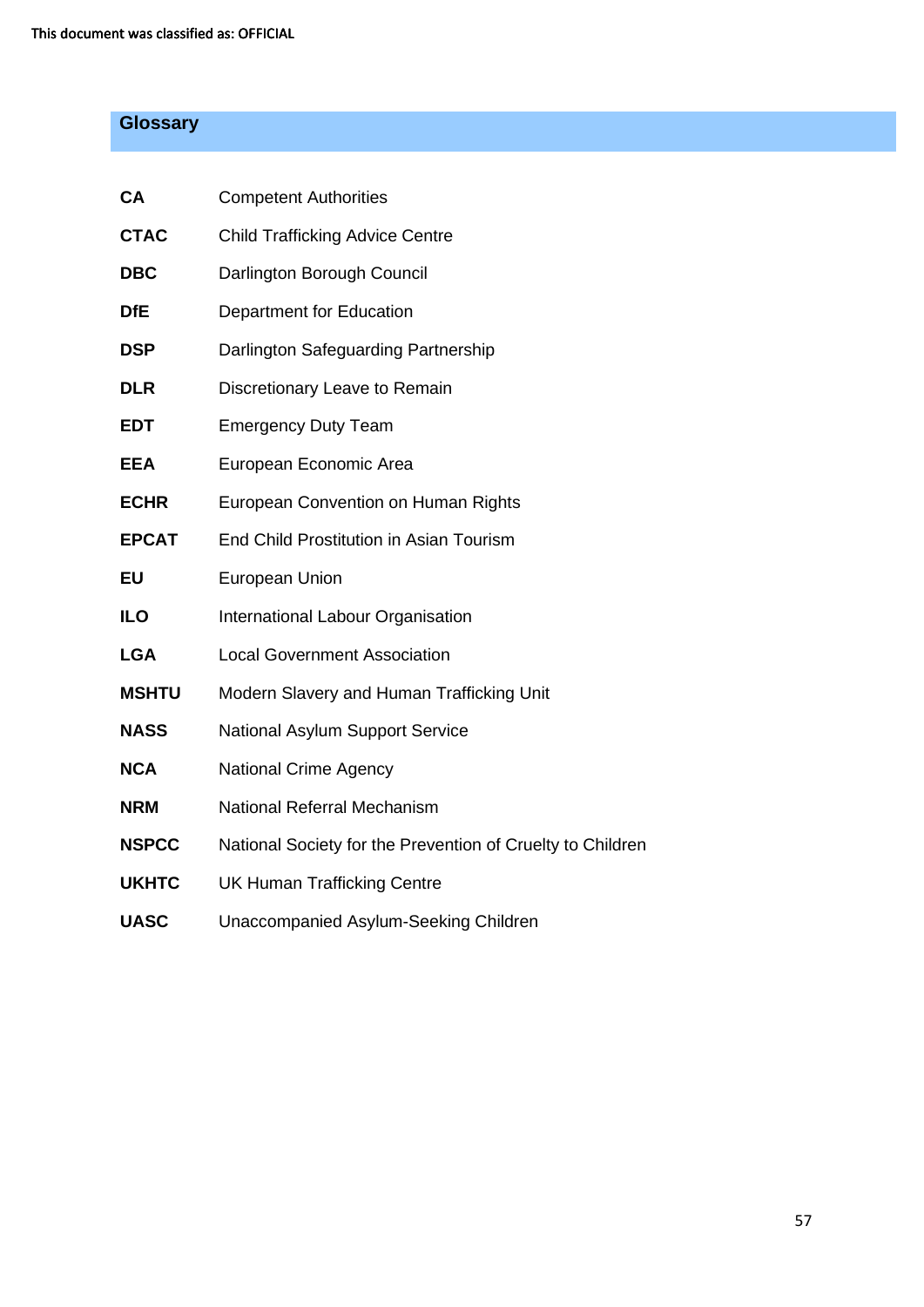## Glossary

| | |
|---|---|
| **CA** | Competent Authorities |
| **CTAC** | Child Trafficking Advice Centre |
| **DBC** | Darlington Borough Council |
| **DfE** | Department for Education |
| **DSP** | Darlington Safeguarding Partnership |
| **DLR** | Discretionary Leave to Remain |
| **EDT** | Emergency Duty Team |
| **EEA** | European Economic Area |
| **ECHR** | European Convention on Human Rights |
| **EPCAT** | End Child Prostitution in Asian Tourism |
| **EU** | European Union |
| **ILO** | International Labour Organisation |
| **LGA** | Local Government Association |
| **MSHTU** | Modern Slavery and Human Trafficking Unit |
| **NASS** | National Asylum Support Service |
| **NCA** | National Crime Agency |
| **NRM** | National Referral Mechanism |
| **NSPCC** | National Society for the Prevention of Cruelty to Children |
| **UKHTC** | UK Human Trafficking Centre |
| **UASC** | Unaccompanied Asylum-Seeking Children |